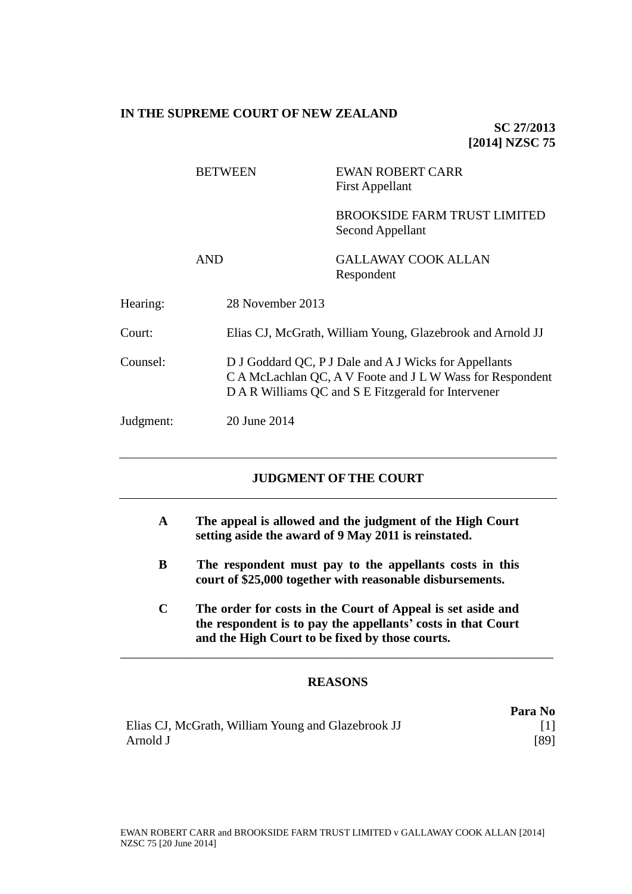**IN THE SUPREME COURT OF NEW ZEALAND**

**SC 27/2013**
**[2014] NZSC 75**

| | | |
|---|---|---|
| BETWEEN | EWAN ROBERT CARR<br>First Appellant | |
| | BROOKSIDE FARM TRUST LIMITED<br>Second Appellant | |
| AND | GALLAWAY COOK ALLAN<br>Respondent | |

Hearing: 28 November 2013

Court: Elias CJ, McGrath, William Young, Glazebrook and Arnold JJ

Counsel: D J Goddard QC, P J Dale and A J Wicks for Appellants
C A McLachlan QC, A V Foote and J L W Wass for Respondent
D A R Williams QC and S E Fitzgerald for Intervener

Judgment: 20 June 2014

---

## JUDGMENT OF THE COURT

---

**A The appeal is allowed and the judgment of the High Court setting aside the award of 9 May 2011 is reinstated.**

**B The respondent must pay to the appellants costs in this court of $25,000 together with reasonable disbursements.**

**C The order for costs in the Court of Appeal is set aside and the respondent is to pay the appellants' costs in that Court and the High Court to be fixed by those courts.**

---

## REASONS

| | Para No |
|---|---|
| Elias CJ, McGrath, William Young and Glazebrook JJ | [1] |
| Arnold J | [89] |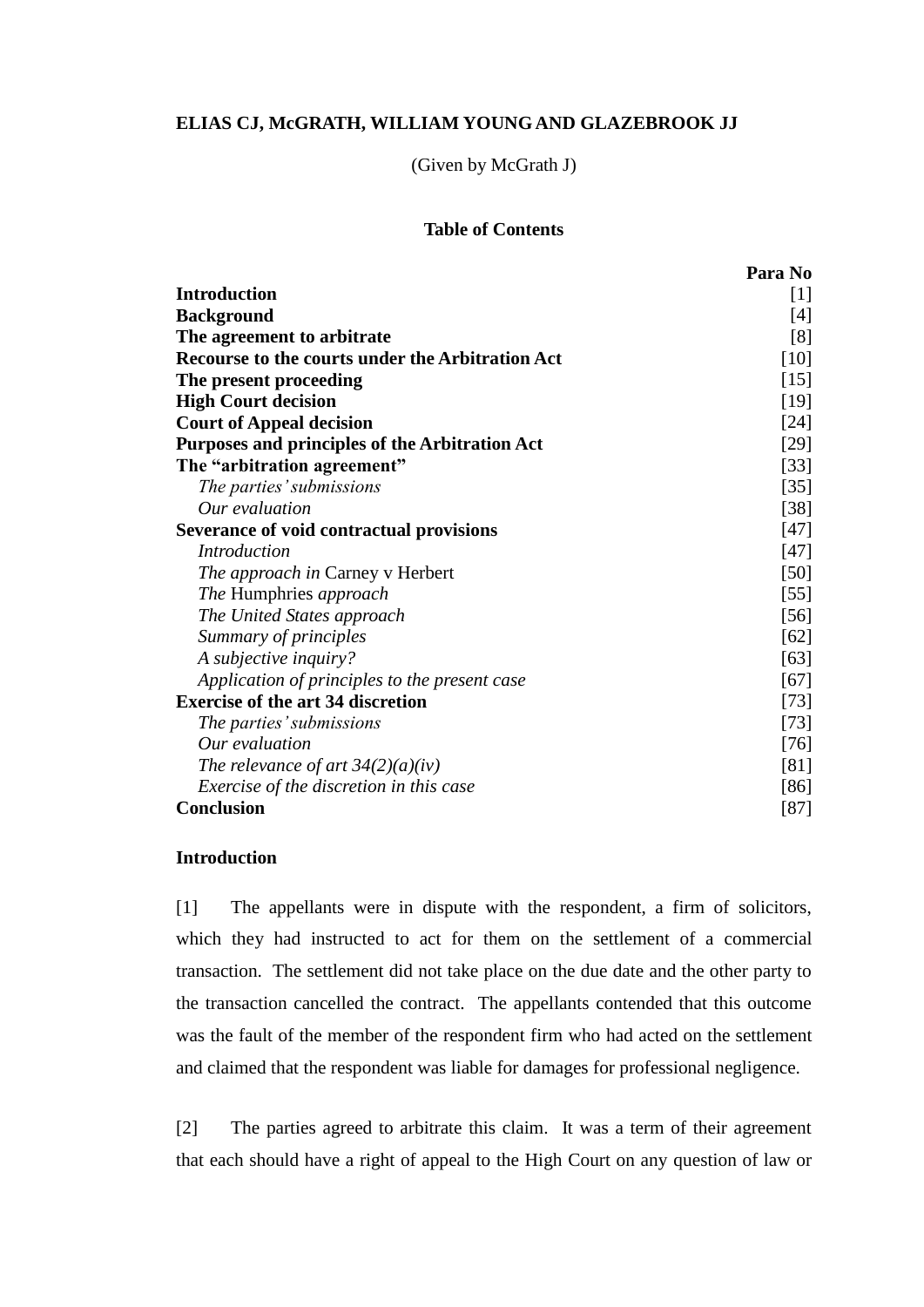**ELIAS CJ, McGRATH, WILLIAM YOUNG AND GLAZEBROOK JJ**

(Given by McGrath J)

**Table of Contents**

| | Para No |
|---|---|
| **Introduction** | [1] |
| **Background** | [4] |
| **The agreement to arbitrate** | [8] |
| **Recourse to the courts under the Arbitration Act** | [10] |
| **The present proceeding** | [15] |
| **High Court decision** | [19] |
| **Court of Appeal decision** | [24] |
| **Purposes and principles of the Arbitration Act** | [29] |
| **The "arbitration agreement"** | [33] |
| *The parties' submissions* | [35] |
| *Our evaluation* | [38] |
| **Severance of void contractual provisions** | [47] |
| *Introduction* | [47] |
| *The approach in* Carney v Herbert | [50] |
| *The* Humphries *approach* | [55] |
| *The United States approach* | [56] |
| *Summary of principles* | [62] |
| *A subjective inquiry?* | [63] |
| *Application of principles to the present case* | [67] |
| **Exercise of the art 34 discretion** | [73] |
| *The parties' submissions* | [73] |
| *Our evaluation* | [76] |
| *The relevance of art 34(2)(a)(iv)* | [81] |
| *Exercise of the discretion in this case* | [86] |
| **Conclusion** | [87] |

## Introduction

[1] The appellants were in dispute with the respondent, a firm of solicitors, which they had instructed to act for them on the settlement of a commercial transaction. The settlement did not take place on the due date and the other party to the transaction cancelled the contract. The appellants contended that this outcome was the fault of the member of the respondent firm who had acted on the settlement and claimed that the respondent was liable for damages for professional negligence.

[2] The parties agreed to arbitrate this claim. It was a term of their agreement that each should have a right of appeal to the High Court on any question of law or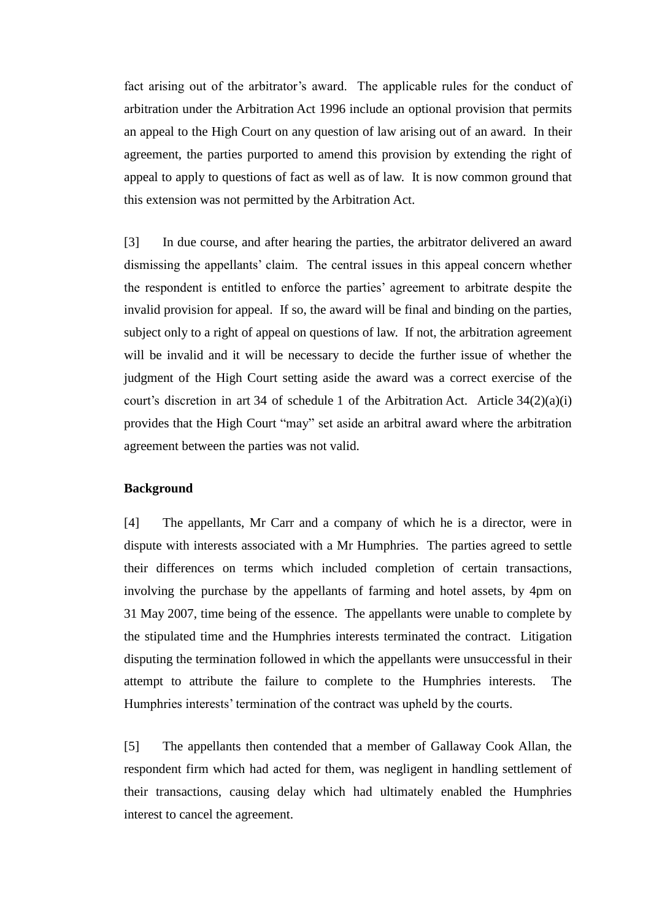fact arising out of the arbitrator's award. The applicable rules for the conduct of arbitration under the Arbitration Act 1996 include an optional provision that permits an appeal to the High Court on any question of law arising out of an award. In their agreement, the parties purported to amend this provision by extending the right of appeal to apply to questions of fact as well as of law. It is now common ground that this extension was not permitted by the Arbitration Act.

[3] In due course, and after hearing the parties, the arbitrator delivered an award dismissing the appellants' claim. The central issues in this appeal concern whether the respondent is entitled to enforce the parties' agreement to arbitrate despite the invalid provision for appeal. If so, the award will be final and binding on the parties, subject only to a right of appeal on questions of law. If not, the arbitration agreement will be invalid and it will be necessary to decide the further issue of whether the judgment of the High Court setting aside the award was a correct exercise of the court's discretion in art 34 of schedule 1 of the Arbitration Act. Article 34(2)(a)(i) provides that the High Court "may" set aside an arbitral award where the arbitration agreement between the parties was not valid.

**Background**

[4] The appellants, Mr Carr and a company of which he is a director, were in dispute with interests associated with a Mr Humphries. The parties agreed to settle their differences on terms which included completion of certain transactions, involving the purchase by the appellants of farming and hotel assets, by 4pm on 31 May 2007, time being of the essence. The appellants were unable to complete by the stipulated time and the Humphries interests terminated the contract. Litigation disputing the termination followed in which the appellants were unsuccessful in their attempt to attribute the failure to complete to the Humphries interests. The Humphries interests' termination of the contract was upheld by the courts.

[5] The appellants then contended that a member of Gallaway Cook Allan, the respondent firm which had acted for them, was negligent in handling settlement of their transactions, causing delay which had ultimately enabled the Humphries interest to cancel the agreement.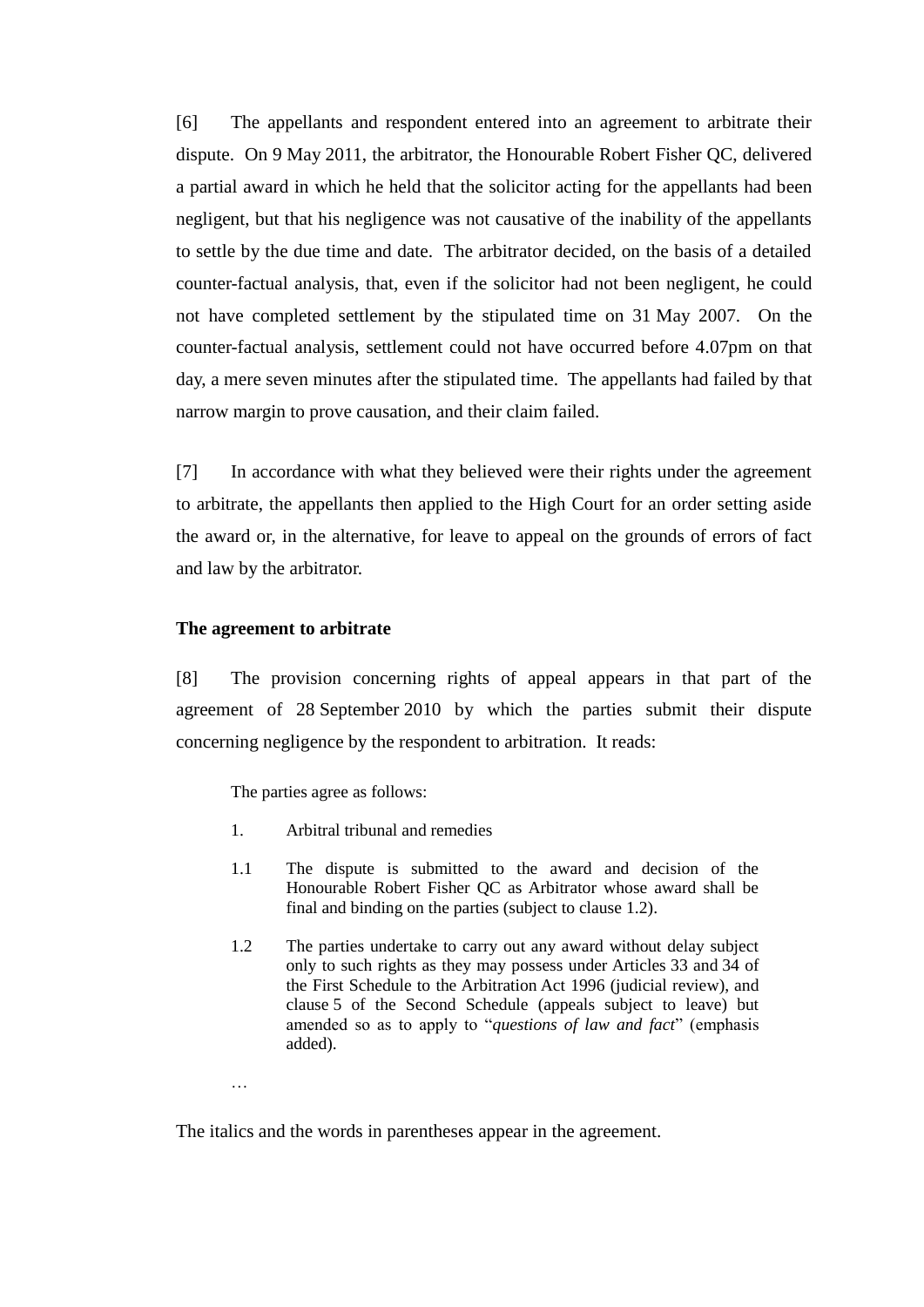[6] The appellants and respondent entered into an agreement to arbitrate their dispute. On 9 May 2011, the arbitrator, the Honourable Robert Fisher QC, delivered a partial award in which he held that the solicitor acting for the appellants had been negligent, but that his negligence was not causative of the inability of the appellants to settle by the due time and date. The arbitrator decided, on the basis of a detailed counter-factual analysis, that, even if the solicitor had not been negligent, he could not have completed settlement by the stipulated time on 31 May 2007. On the counter-factual analysis, settlement could not have occurred before 4.07pm on that day, a mere seven minutes after the stipulated time. The appellants had failed by that narrow margin to prove causation, and their claim failed.

[7] In accordance with what they believed were their rights under the agreement to arbitrate, the appellants then applied to the High Court for an order setting aside the award or, in the alternative, for leave to appeal on the grounds of errors of fact and law by the arbitrator.

**The agreement to arbitrate**

[8] The provision concerning rights of appeal appears in that part of the agreement of 28 September 2010 by which the parties submit their dispute concerning negligence by the respondent to arbitration. It reads:

> The parties agree as follows:
>
> 1. Arbitral tribunal and remedies
>
> 1.1 The dispute is submitted to the award and decision of the Honourable Robert Fisher QC as Arbitrator whose award shall be final and binding on the parties (subject to clause 1.2).
>
> 1.2 The parties undertake to carry out any award without delay subject only to such rights as they may possess under Articles 33 and 34 of the First Schedule to the Arbitration Act 1996 (judicial review), and clause 5 of the Second Schedule (appeals subject to leave) but amended so as to apply to "*questions of law and fact*" (emphasis added).
>
> …

The italics and the words in parentheses appear in the agreement.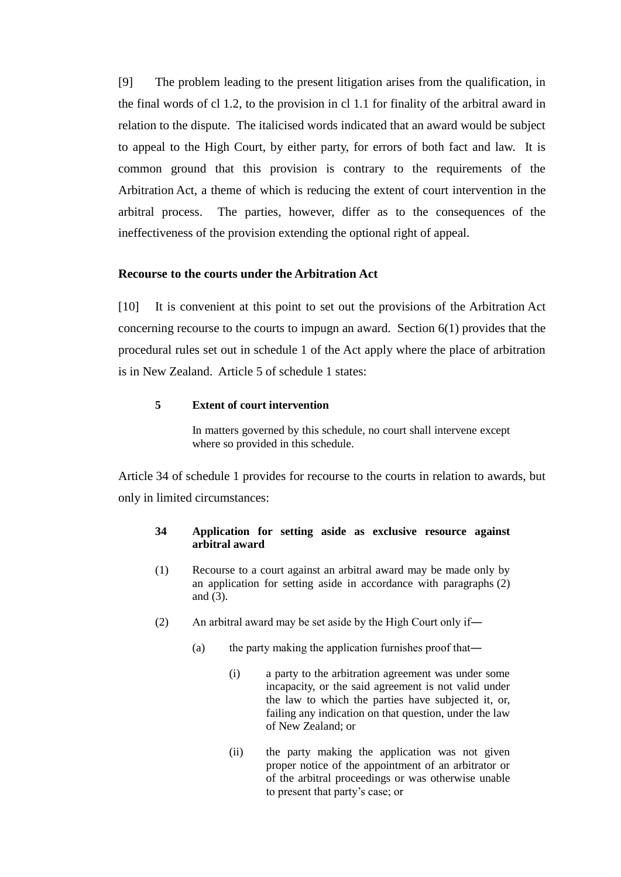[9] The problem leading to the present litigation arises from the qualification, in the final words of cl 1.2, to the provision in cl 1.1 for finality of the arbitral award in relation to the dispute. The italicised words indicated that an award would be subject to appeal to the High Court, by either party, for errors of both fact and law. It is common ground that this provision is contrary to the requirements of the Arbitration Act, a theme of which is reducing the extent of court intervention in the arbitral process. The parties, however, differ as to the consequences of the ineffectiveness of the provision extending the optional right of appeal.

**Recourse to the courts under the Arbitration Act**

[10] It is convenient at this point to set out the provisions of the Arbitration Act concerning recourse to the courts to impugn an award. Section 6(1) provides that the procedural rules set out in schedule 1 of the Act apply where the place of arbitration is in New Zealand. Article 5 of schedule 1 states:

> **5 Extent of court intervention**
>
> In matters governed by this schedule, no court shall intervene except where so provided in this schedule.

Article 34 of schedule 1 provides for recourse to the courts in relation to awards, but only in limited circumstances:

> **34 Application for setting aside as exclusive resource against arbitral award**
>
> (1) Recourse to a court against an arbitral award may be made only by an application for setting aside in accordance with paragraphs (2) and (3).
>
> (2) An arbitral award may be set aside by the High Court only if—
>
> (a) the party making the application furnishes proof that—
>
> (i) a party to the arbitration agreement was under some incapacity, or the said agreement is not valid under the law to which the parties have subjected it, or, failing any indication on that question, under the law of New Zealand; or
>
> (ii) the party making the application was not given proper notice of the appointment of an arbitrator or of the arbitral proceedings or was otherwise unable to present that party's case; or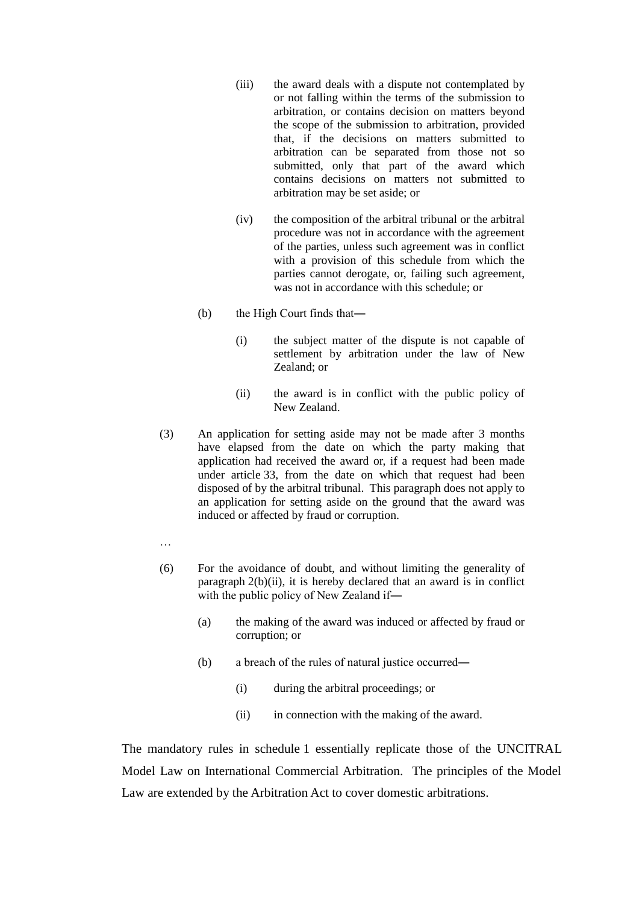(iii) the award deals with a dispute not contemplated by or not falling within the terms of the submission to arbitration, or contains decision on matters beyond the scope of the submission to arbitration, provided that, if the decisions on matters submitted to arbitration can be separated from those not so submitted, only that part of the award which contains decisions on matters not submitted to arbitration may be set aside; or

(iv) the composition of the arbitral tribunal or the arbitral procedure was not in accordance with the agreement of the parties, unless such agreement was in conflict with a provision of this schedule from which the parties cannot derogate, or, failing such agreement, was not in accordance with this schedule; or

(b) the High Court finds that—

(i) the subject matter of the dispute is not capable of settlement by arbitration under the law of New Zealand; or

(ii) the award is in conflict with the public policy of New Zealand.

(3) An application for setting aside may not be made after 3 months have elapsed from the date on which the party making that application had received the award or, if a request had been made under article 33, from the date on which that request had been disposed of by the arbitral tribunal. This paragraph does not apply to an application for setting aside on the ground that the award was induced or affected by fraud or corruption.

…

(6) For the avoidance of doubt, and without limiting the generality of paragraph 2(b)(ii), it is hereby declared that an award is in conflict with the public policy of New Zealand if—

(a) the making of the award was induced or affected by fraud or corruption; or

(b) a breach of the rules of natural justice occurred—

(i) during the arbitral proceedings; or

(ii) in connection with the making of the award.

The mandatory rules in schedule 1 essentially replicate those of the UNCITRAL Model Law on International Commercial Arbitration. The principles of the Model Law are extended by the Arbitration Act to cover domestic arbitrations.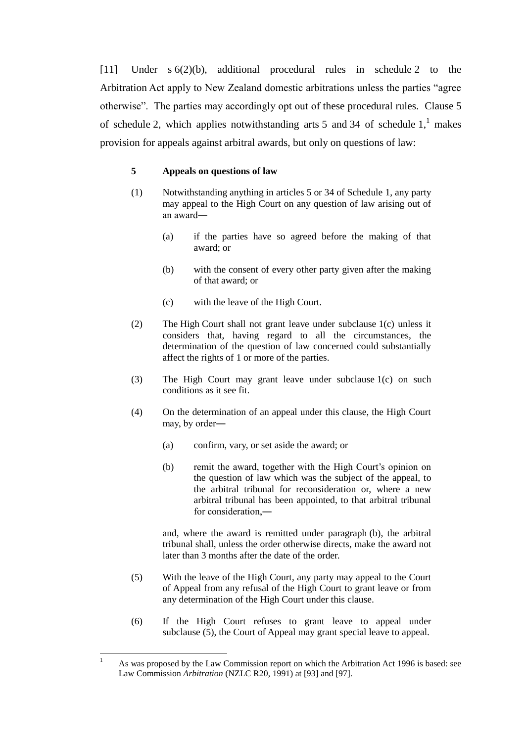[11] Under s 6(2)(b), additional procedural rules in schedule 2 to the Arbitration Act apply to New Zealand domestic arbitrations unless the parties "agree otherwise". The parties may accordingly opt out of these procedural rules. Clause 5 of schedule 2, which applies notwithstanding arts 5 and 34 of schedule 1,[1] makes provision for appeals against arbitral awards, but only on questions of law:

> **5 Appeals on questions of law**
>
> (1) Notwithstanding anything in articles 5 or 34 of Schedule 1, any party may appeal to the High Court on any question of law arising out of an award—
>
> (a) if the parties have so agreed before the making of that award; or
>
> (b) with the consent of every other party given after the making of that award; or
>
> (c) with the leave of the High Court.
>
> (2) The High Court shall not grant leave under subclause 1(c) unless it considers that, having regard to all the circumstances, the determination of the question of law concerned could substantially affect the rights of 1 or more of the parties.
>
> (3) The High Court may grant leave under subclause 1(c) on such conditions as it see fit.
>
> (4) On the determination of an appeal under this clause, the High Court may, by order—
>
> (a) confirm, vary, or set aside the award; or
>
> (b) remit the award, together with the High Court's opinion on the question of law which was the subject of the appeal, to the arbitral tribunal for reconsideration or, where a new arbitral tribunal has been appointed, to that arbitral tribunal for consideration,—
>
> and, where the award is remitted under paragraph (b), the arbitral tribunal shall, unless the order otherwise directs, make the award not later than 3 months after the date of the order.
>
> (5) With the leave of the High Court, any party may appeal to the Court of Appeal from any refusal of the High Court to grant leave or from any determination of the High Court under this clause.
>
> (6) If the High Court refuses to grant leave to appeal under subclause (5), the Court of Appeal may grant special leave to appeal.

---

[1] As was proposed by the Law Commission report on which the Arbitration Act 1996 is based: see Law Commission *Arbitration* (NZLC R20, 1991) at [93] and [97].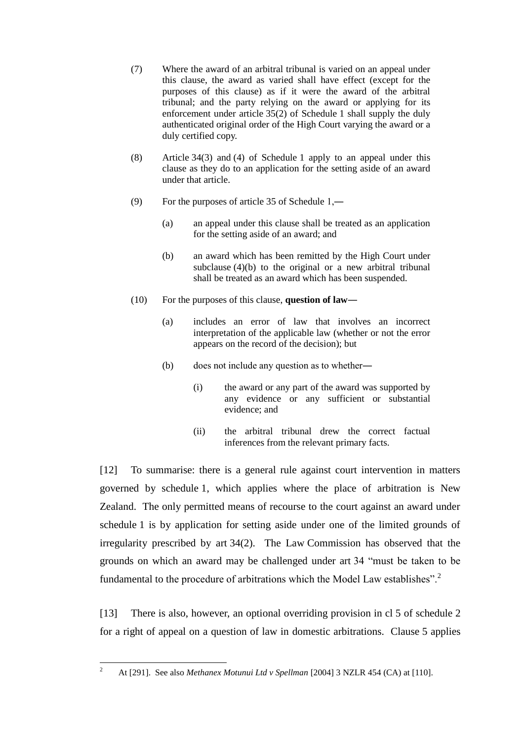(7) Where the award of an arbitral tribunal is varied on an appeal under this clause, the award as varied shall have effect (except for the purposes of this clause) as if it were the award of the arbitral tribunal; and the party relying on the award or applying for its enforcement under article 35(2) of Schedule 1 shall supply the duly authenticated original order of the High Court varying the award or a duly certified copy.

(8) Article 34(3) and (4) of Schedule 1 apply to an appeal under this clause as they do to an application for the setting aside of an award under that article.

(9) For the purposes of article 35 of Schedule 1,—

> (a) an appeal under this clause shall be treated as an application for the setting aside of an award; and
>
> (b) an award which has been remitted by the High Court under subclause (4)(b) to the original or a new arbitral tribunal shall be treated as an award which has been suspended.

(10) For the purposes of this clause, **question of law**—

> (a) includes an error of law that involves an incorrect interpretation of the applicable law (whether or not the error appears on the record of the decision); but
>
> (b) does not include any question as to whether—
>
> > (i) the award or any part of the award was supported by any evidence or any sufficient or substantial evidence; and
> >
> > (ii) the arbitral tribunal drew the correct factual inferences from the relevant primary facts.

[12] To summarise: there is a general rule against court intervention in matters governed by schedule 1, which applies where the place of arbitration is New Zealand. The only permitted means of recourse to the court against an award under schedule 1 is by application for setting aside under one of the limited grounds of irregularity prescribed by art 34(2). The Law Commission has observed that the grounds on which an award may be challenged under art 34 "must be taken to be fundamental to the procedure of arbitrations which the Model Law establishes".[2]

[13] There is also, however, an optional overriding provision in cl 5 of schedule 2 for a right of appeal on a question of law in domestic arbitrations. Clause 5 applies

---

[2] At [291]. See also *Methanex Motunui Ltd v Spellman* [2004] 3 NZLR 454 (CA) at [110].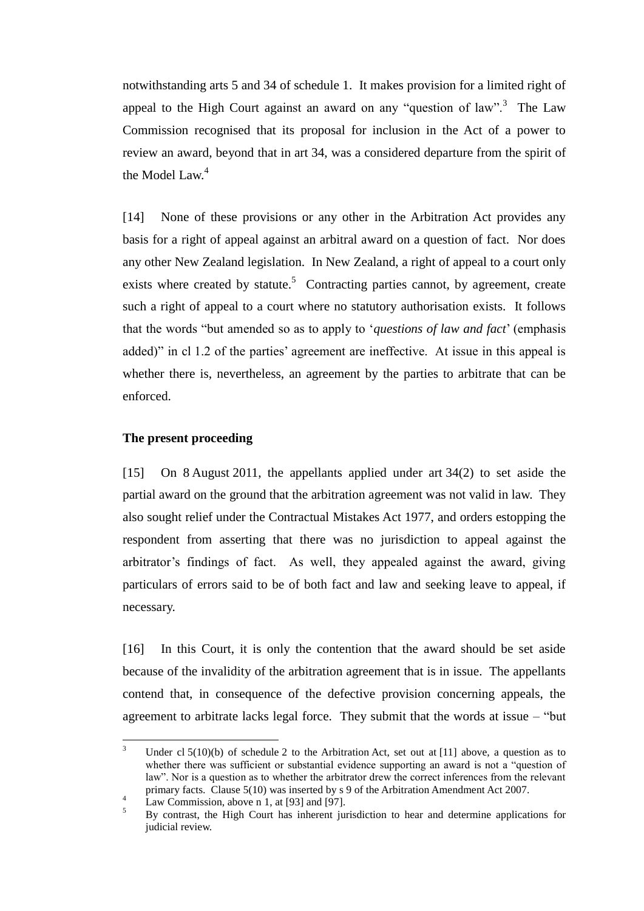notwithstanding arts 5 and 34 of schedule 1. It makes provision for a limited right of appeal to the High Court against an award on any "question of law".[3] The Law Commission recognised that its proposal for inclusion in the Act of a power to review an award, beyond that in art 34, was a considered departure from the spirit of the Model Law.[4]

[14] None of these provisions or any other in the Arbitration Act provides any basis for a right of appeal against an arbitral award on a question of fact. Nor does any other New Zealand legislation. In New Zealand, a right of appeal to a court only exists where created by statute.[5] Contracting parties cannot, by agreement, create such a right of appeal to a court where no statutory authorisation exists. It follows that the words "but amended so as to apply to '*questions of law and fact*' (emphasis added)" in cl 1.2 of the parties' agreement are ineffective. At issue in this appeal is whether there is, nevertheless, an agreement by the parties to arbitrate that can be enforced.

**The present proceeding**

[15] On 8 August 2011, the appellants applied under art 34(2) to set aside the partial award on the ground that the arbitration agreement was not valid in law. They also sought relief under the Contractual Mistakes Act 1977, and orders estopping the respondent from asserting that there was no jurisdiction to appeal against the arbitrator's findings of fact. As well, they appealed against the award, giving particulars of errors said to be of both fact and law and seeking leave to appeal, if necessary.

[16] In this Court, it is only the contention that the award should be set aside because of the invalidity of the arbitration agreement that is in issue. The appellants contend that, in consequence of the defective provision concerning appeals, the agreement to arbitrate lacks legal force. They submit that the words at issue – "but

---

[3] Under cl 5(10)(b) of schedule 2 to the Arbitration Act, set out at [11] above, a question as to whether there was sufficient or substantial evidence supporting an award is not a "question of law". Nor is a question as to whether the arbitrator drew the correct inferences from the relevant primary facts. Clause 5(10) was inserted by s 9 of the Arbitration Amendment Act 2007.

[4] Law Commission, above n 1, at [93] and [97].

[5] By contrast, the High Court has inherent jurisdiction to hear and determine applications for judicial review.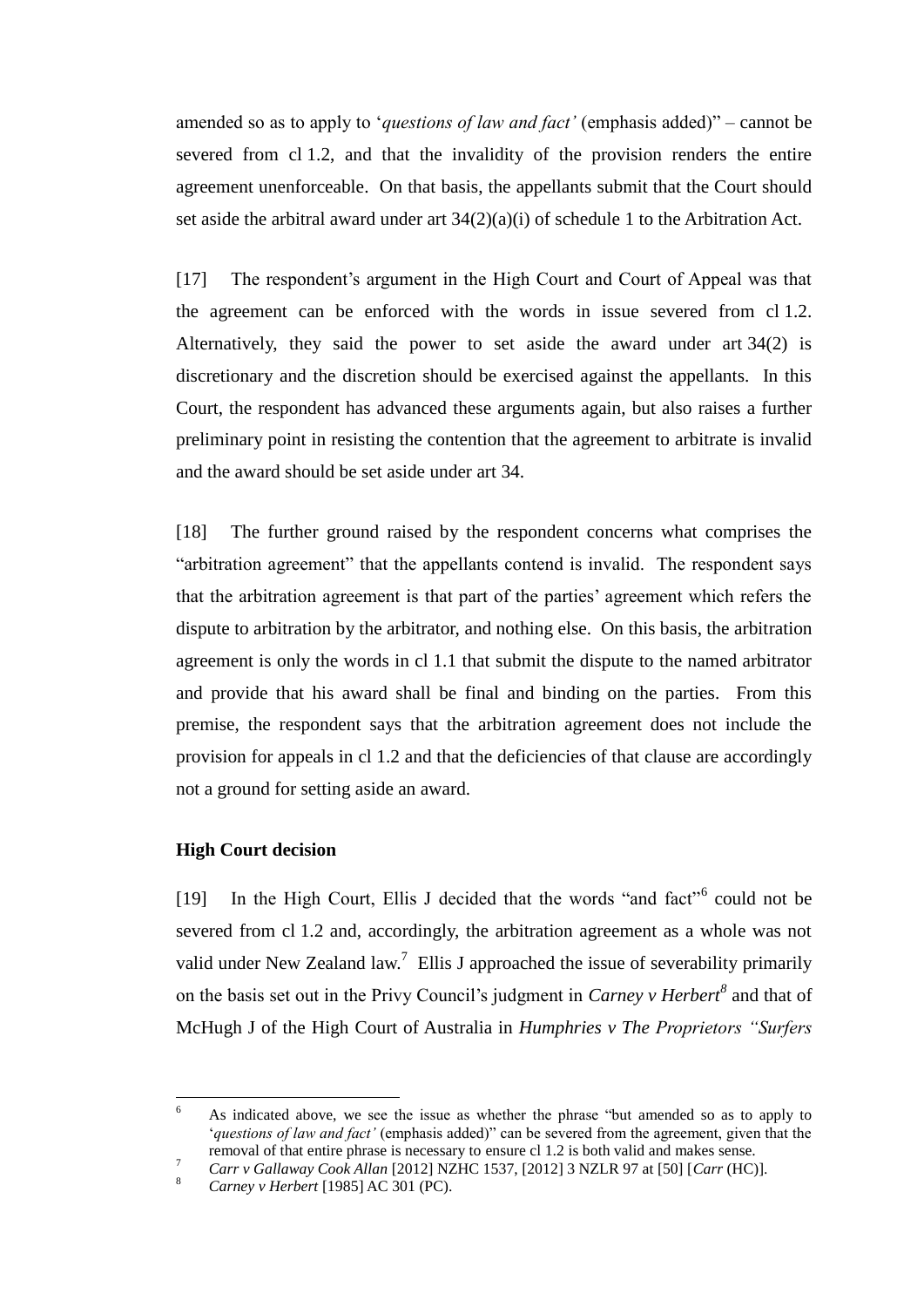amended so as to apply to '*questions of law and fact'* (emphasis added)" – cannot be severed from cl 1.2, and that the invalidity of the provision renders the entire agreement unenforceable. On that basis, the appellants submit that the Court should set aside the arbitral award under art 34(2)(a)(i) of schedule 1 to the Arbitration Act.

[17] The respondent's argument in the High Court and Court of Appeal was that the agreement can be enforced with the words in issue severed from cl 1.2. Alternatively, they said the power to set aside the award under art 34(2) is discretionary and the discretion should be exercised against the appellants. In this Court, the respondent has advanced these arguments again, but also raises a further preliminary point in resisting the contention that the agreement to arbitrate is invalid and the award should be set aside under art 34.

[18] The further ground raised by the respondent concerns what comprises the "arbitration agreement" that the appellants contend is invalid. The respondent says that the arbitration agreement is that part of the parties' agreement which refers the dispute to arbitration by the arbitrator, and nothing else. On this basis, the arbitration agreement is only the words in cl 1.1 that submit the dispute to the named arbitrator and provide that his award shall be final and binding on the parties. From this premise, the respondent says that the arbitration agreement does not include the provision for appeals in cl 1.2 and that the deficiencies of that clause are accordingly not a ground for setting aside an award.

### High Court decision

[19] In the High Court, Ellis J decided that the words "and fact"[6] could not be severed from cl 1.2 and, accordingly, the arbitration agreement as a whole was not valid under New Zealand law.[7] Ellis J approached the issue of severability primarily on the basis set out in the Privy Council's judgment in *Carney v Herbert*[8] and that of McHugh J of the High Court of Australia in *Humphries v The Proprietors "Surfers*

---

[6] As indicated above, we see the issue as whether the phrase "but amended so as to apply to '*questions of law and fact'* (emphasis added)" can be severed from the agreement, given that the removal of that entire phrase is necessary to ensure cl 1.2 is both valid and makes sense.

[7] *Carr v Gallaway Cook Allan* [2012] NZHC 1537, [2012] 3 NZLR 97 at [50] [*Carr* (HC)].

[8] *Carney v Herbert* [1985] AC 301 (PC).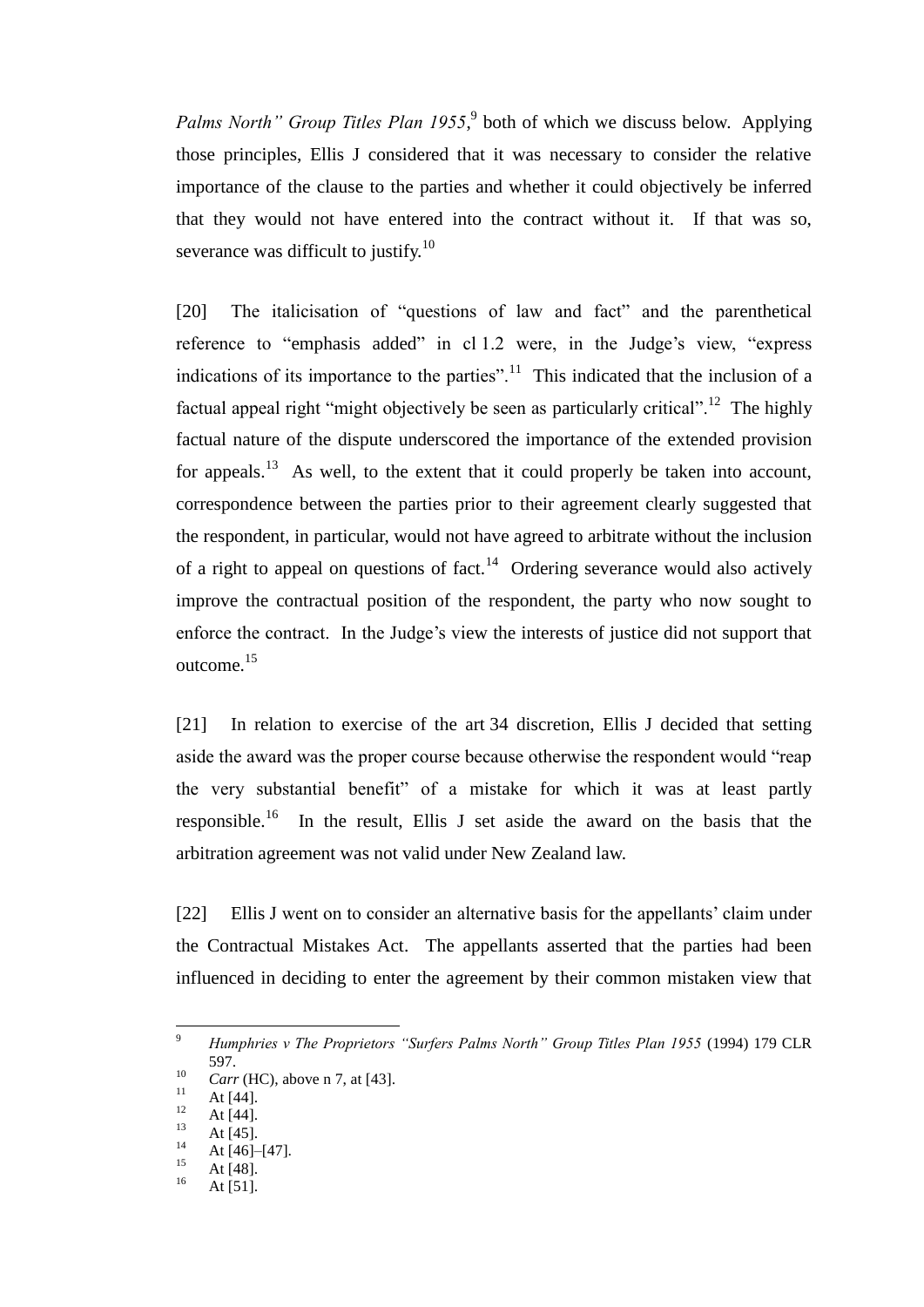*Palms North" Group Titles Plan 1955*,[9] both of which we discuss below. Applying those principles, Ellis J considered that it was necessary to consider the relative importance of the clause to the parties and whether it could objectively be inferred that they would not have entered into the contract without it. If that was so, severance was difficult to justify.[10]

[20] The italicisation of "questions of law and fact" and the parenthetical reference to "emphasis added" in cl 1.2 were, in the Judge's view, "express indications of its importance to the parties".[11] This indicated that the inclusion of a factual appeal right "might objectively be seen as particularly critical".[12] The highly factual nature of the dispute underscored the importance of the extended provision for appeals.[13] As well, to the extent that it could properly be taken into account, correspondence between the parties prior to their agreement clearly suggested that the respondent, in particular, would not have agreed to arbitrate without the inclusion of a right to appeal on questions of fact.[14] Ordering severance would also actively improve the contractual position of the respondent, the party who now sought to enforce the contract. In the Judge's view the interests of justice did not support that outcome.[15]

[21] In relation to exercise of the art 34 discretion, Ellis J decided that setting aside the award was the proper course because otherwise the respondent would "reap the very substantial benefit" of a mistake for which it was at least partly responsible.[16] In the result, Ellis J set aside the award on the basis that the arbitration agreement was not valid under New Zealand law.

[22] Ellis J went on to consider an alternative basis for the appellants' claim under the Contractual Mistakes Act. The appellants asserted that the parties had been influenced in deciding to enter the agreement by their common mistaken view that

---

[9] *Humphries v The Proprietors "Surfers Palms North" Group Titles Plan 1955* (1994) 179 CLR 597.

[10] *Carr* (HC), above n 7, at [43].

[11] At [44].

[12] At [44].

[13] At [45].

[14] At [46]–[47].

[15] At [48].

[16] At [51].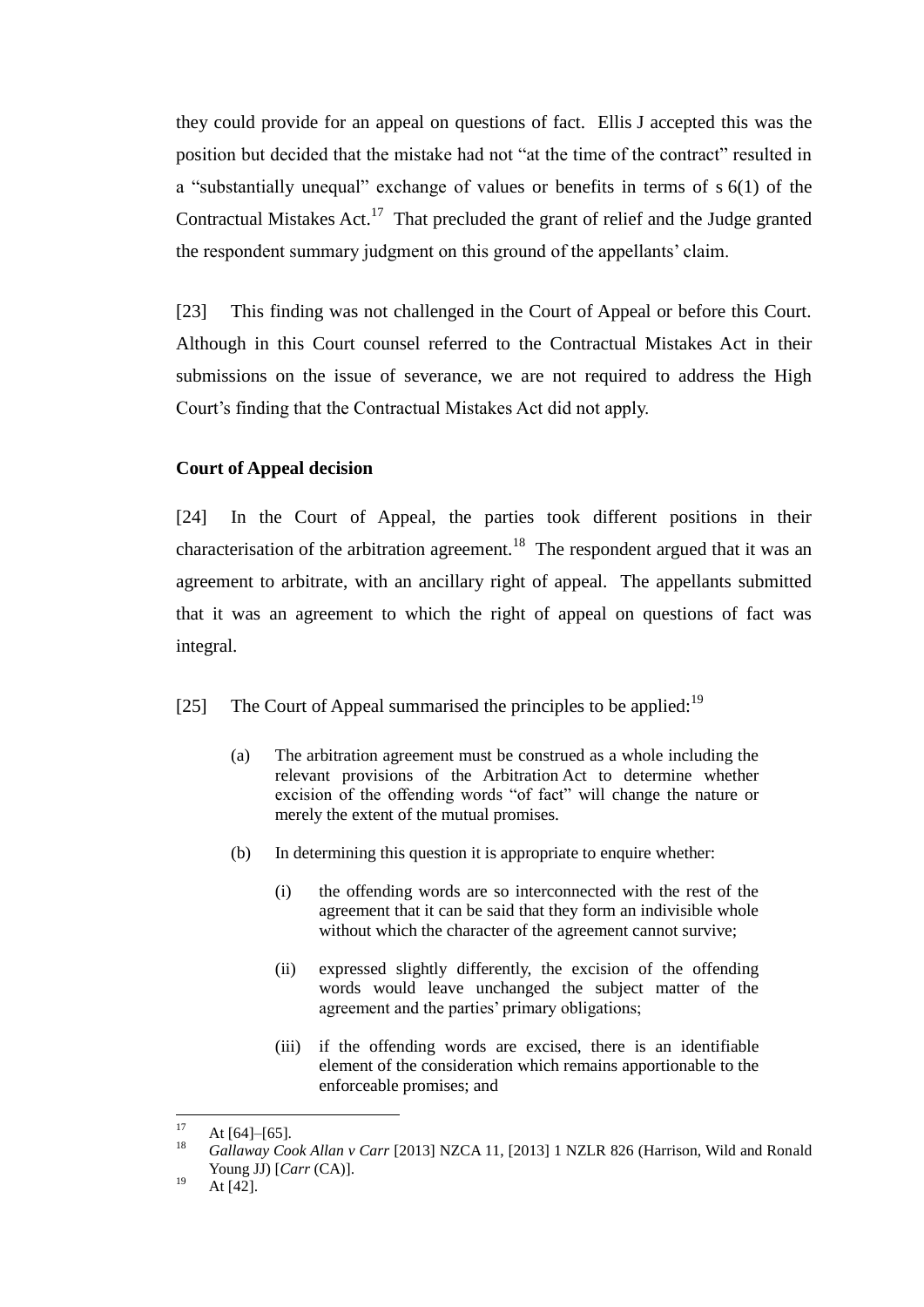they could provide for an appeal on questions of fact. Ellis J accepted this was the position but decided that the mistake had not "at the time of the contract" resulted in a "substantially unequal" exchange of values or benefits in terms of s 6(1) of the Contractual Mistakes Act.[17] That precluded the grant of relief and the Judge granted the respondent summary judgment on this ground of the appellants' claim.

[23] This finding was not challenged in the Court of Appeal or before this Court. Although in this Court counsel referred to the Contractual Mistakes Act in their submissions on the issue of severance, we are not required to address the High Court's finding that the Contractual Mistakes Act did not apply.

**Court of Appeal decision**

[24] In the Court of Appeal, the parties took different positions in their characterisation of the arbitration agreement.[18] The respondent argued that it was an agreement to arbitrate, with an ancillary right of appeal. The appellants submitted that it was an agreement to which the right of appeal on questions of fact was integral.

[25] The Court of Appeal summarised the principles to be applied:[19]

> (a) The arbitration agreement must be construed as a whole including the relevant provisions of the Arbitration Act to determine whether excision of the offending words "of fact" will change the nature or merely the extent of the mutual promises.
>
> (b) In determining this question it is appropriate to enquire whether:
>
> > (i) the offending words are so interconnected with the rest of the agreement that it can be said that they form an indivisible whole without which the character of the agreement cannot survive;
> >
> > (ii) expressed slightly differently, the excision of the offending words would leave unchanged the subject matter of the agreement and the parties' primary obligations;
> >
> > (iii) if the offending words are excised, there is an identifiable element of the consideration which remains apportionable to the enforceable promises; and

---

[17] At [64]–[65].

[18] *Gallaway Cook Allan v Carr* [2013] NZCA 11, [2013] 1 NZLR 826 (Harrison, Wild and Ronald Young JJ) [*Carr* (CA)].

[19] At [42].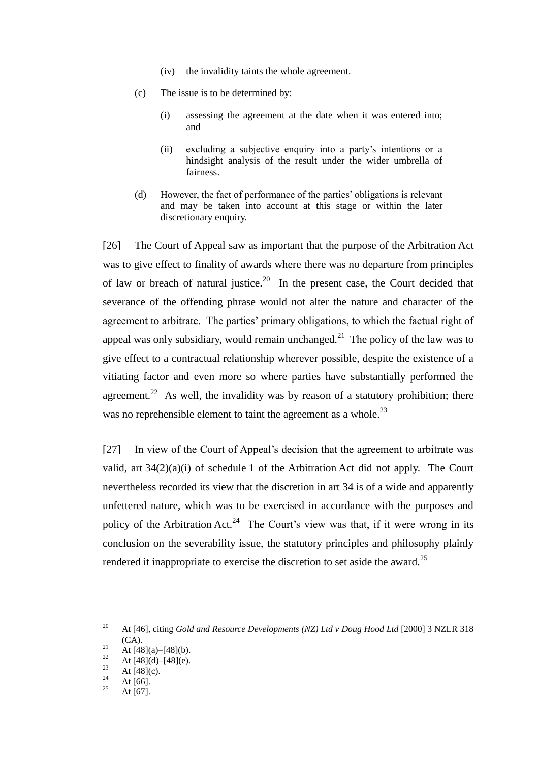(iv) the invalidity taints the whole agreement.

(c) The issue is to be determined by:

(i) assessing the agreement at the date when it was entered into; and

(ii) excluding a subjective enquiry into a party's intentions or a hindsight analysis of the result under the wider umbrella of fairness.

(d) However, the fact of performance of the parties' obligations is relevant and may be taken into account at this stage or within the later discretionary enquiry.

[26] The Court of Appeal saw as important that the purpose of the Arbitration Act was to give effect to finality of awards where there was no departure from principles of law or breach of natural justice.[20] In the present case, the Court decided that severance of the offending phrase would not alter the nature and character of the agreement to arbitrate. The parties' primary obligations, to which the factual right of appeal was only subsidiary, would remain unchanged.[21] The policy of the law was to give effect to a contractual relationship wherever possible, despite the existence of a vitiating factor and even more so where parties have substantially performed the agreement.[22] As well, the invalidity was by reason of a statutory prohibition; there was no reprehensible element to taint the agreement as a whole.[23]

[27] In view of the Court of Appeal's decision that the agreement to arbitrate was valid, art 34(2)(a)(i) of schedule 1 of the Arbitration Act did not apply. The Court nevertheless recorded its view that the discretion in art 34 is of a wide and apparently unfettered nature, which was to be exercised in accordance with the purposes and policy of the Arbitration Act.[24] The Court's view was that, if it were wrong in its conclusion on the severability issue, the statutory principles and philosophy plainly rendered it inappropriate to exercise the discretion to set aside the award.[25]

---

[20] At [46], citing *Gold and Resource Developments (NZ) Ltd v Doug Hood Ltd* [2000] 3 NZLR 318 (CA).

[21] At [48](a)–[48](b).

[22] At [48](d)–[48](e).

[23] At [48](c).

[24] At [66].

[25] At [67].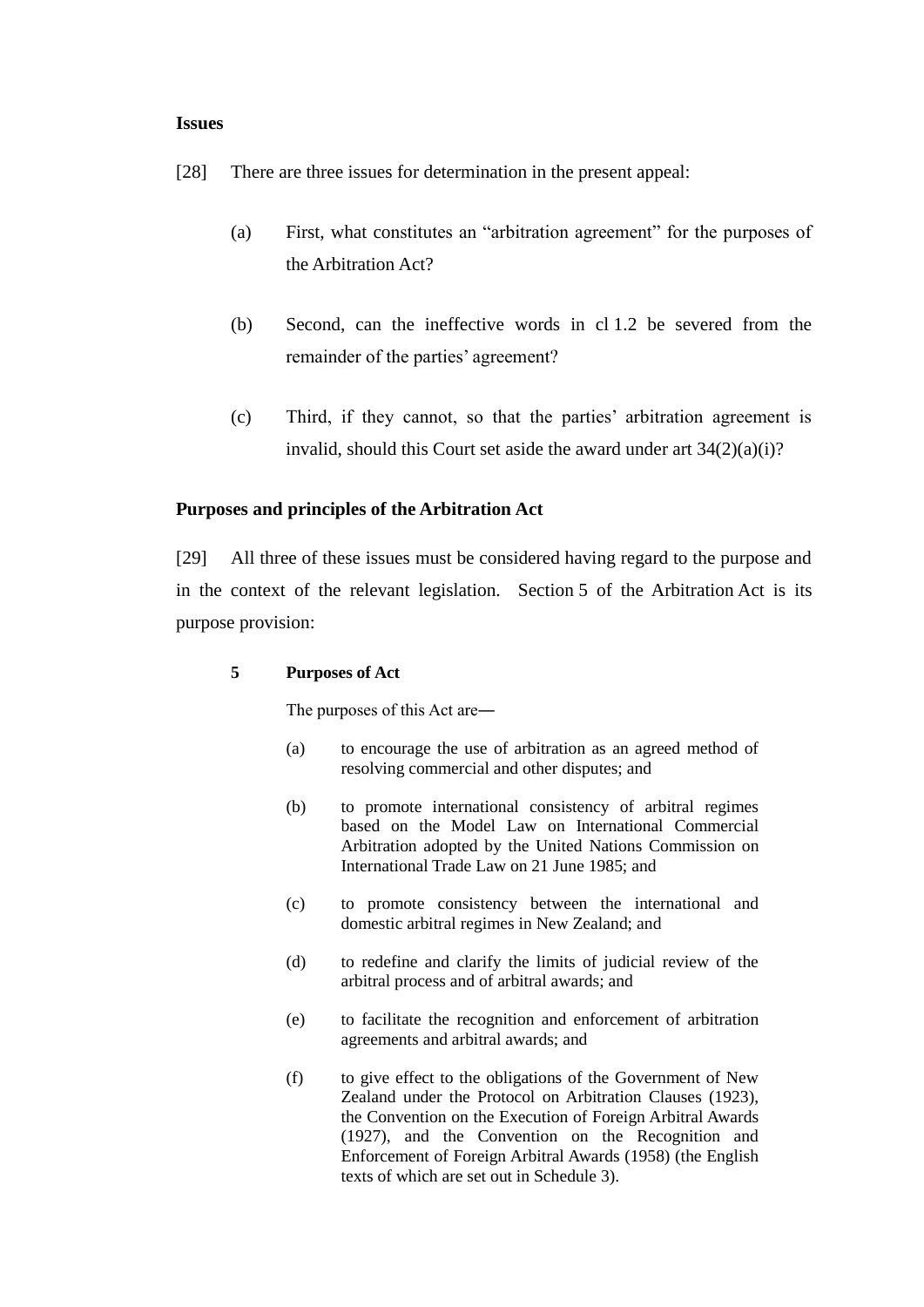**Issues**

[28] There are three issues for determination in the present appeal:

(a) First, what constitutes an "arbitration agreement" for the purposes of the Arbitration Act?

(b) Second, can the ineffective words in cl 1.2 be severed from the remainder of the parties' agreement?

(c) Third, if they cannot, so that the parties' arbitration agreement is invalid, should this Court set aside the award under art 34(2)(a)(i)?

**Purposes and principles of the Arbitration Act**

[29] All three of these issues must be considered having regard to the purpose and in the context of the relevant legislation. Section 5 of the Arbitration Act is its purpose provision:

> **5 Purposes of Act**
>
> The purposes of this Act are—
>
> (a) to encourage the use of arbitration as an agreed method of resolving commercial and other disputes; and
>
> (b) to promote international consistency of arbitral regimes based on the Model Law on International Commercial Arbitration adopted by the United Nations Commission on International Trade Law on 21 June 1985; and
>
> (c) to promote consistency between the international and domestic arbitral regimes in New Zealand; and
>
> (d) to redefine and clarify the limits of judicial review of the arbitral process and of arbitral awards; and
>
> (e) to facilitate the recognition and enforcement of arbitration agreements and arbitral awards; and
>
> (f) to give effect to the obligations of the Government of New Zealand under the Protocol on Arbitration Clauses (1923), the Convention on the Execution of Foreign Arbitral Awards (1927), and the Convention on the Recognition and Enforcement of Foreign Arbitral Awards (1958) (the English texts of which are set out in Schedule 3).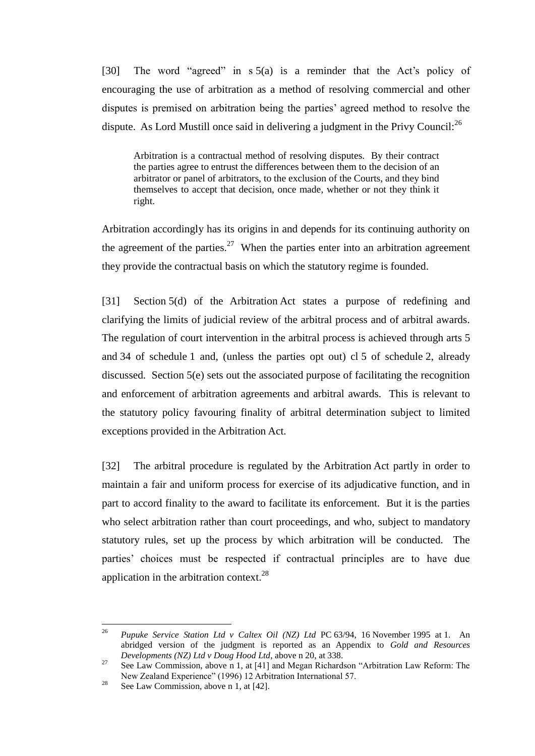[30] The word "agreed" in s 5(a) is a reminder that the Act's policy of encouraging the use of arbitration as a method of resolving commercial and other disputes is premised on arbitration being the parties' agreed method to resolve the dispute. As Lord Mustill once said in delivering a judgment in the Privy Council:[26]

> Arbitration is a contractual method of resolving disputes. By their contract the parties agree to entrust the differences between them to the decision of an arbitrator or panel of arbitrators, to the exclusion of the Courts, and they bind themselves to accept that decision, once made, whether or not they think it right.

Arbitration accordingly has its origins in and depends for its continuing authority on the agreement of the parties.[27] When the parties enter into an arbitration agreement they provide the contractual basis on which the statutory regime is founded.

[31] Section 5(d) of the Arbitration Act states a purpose of redefining and clarifying the limits of judicial review of the arbitral process and of arbitral awards. The regulation of court intervention in the arbitral process is achieved through arts 5 and 34 of schedule 1 and, (unless the parties opt out) cl 5 of schedule 2, already discussed. Section 5(e) sets out the associated purpose of facilitating the recognition and enforcement of arbitration agreements and arbitral awards. This is relevant to the statutory policy favouring finality of arbitral determination subject to limited exceptions provided in the Arbitration Act.

[32] The arbitral procedure is regulated by the Arbitration Act partly in order to maintain a fair and uniform process for exercise of its adjudicative function, and in part to accord finality to the award to facilitate its enforcement. But it is the parties who select arbitration rather than court proceedings, and who, subject to mandatory statutory rules, set up the process by which arbitration will be conducted. The parties' choices must be respected if contractual principles are to have due application in the arbitration context.[28]

---

[26] *Pupuke Service Station Ltd v Caltex Oil (NZ) Ltd* PC 63/94, 16 November 1995 at 1. An abridged version of the judgment is reported as an Appendix to *Gold and Resources Developments (NZ) Ltd v Doug Hood Ltd*, above n 20, at 338.

[27] See Law Commission, above n 1, at [41] and Megan Richardson "Arbitration Law Reform: The New Zealand Experience" (1996) 12 Arbitration International 57.

[28] See Law Commission, above n 1, at [42].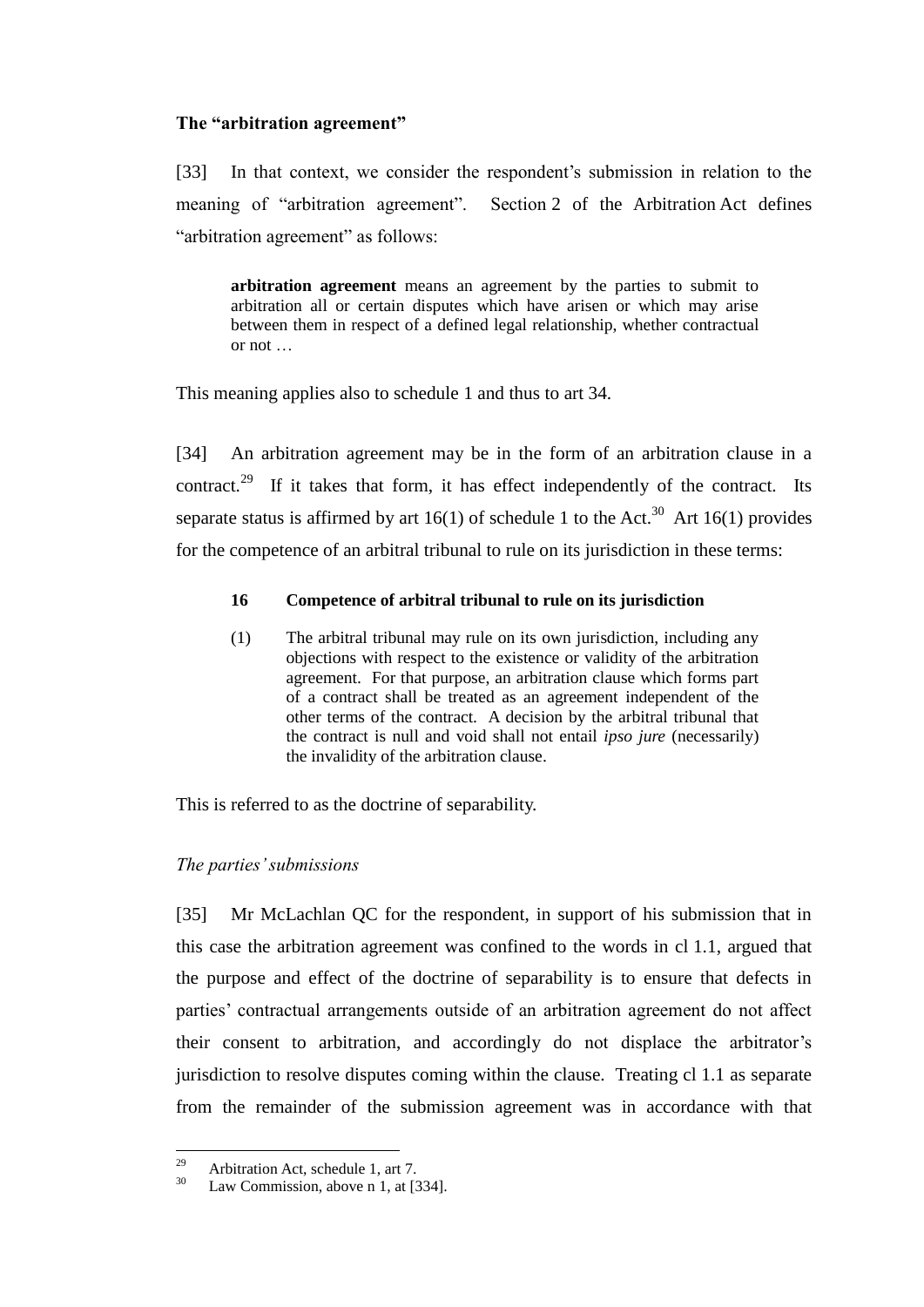**The "arbitration agreement"**

[33] In that context, we consider the respondent's submission in relation to the meaning of "arbitration agreement". Section 2 of the Arbitration Act defines "arbitration agreement" as follows:

> **arbitration agreement** means an agreement by the parties to submit to arbitration all or certain disputes which have arisen or which may arise between them in respect of a defined legal relationship, whether contractual or not …

This meaning applies also to schedule 1 and thus to art 34.

[34] An arbitration agreement may be in the form of an arbitration clause in a contract.[29] If it takes that form, it has effect independently of the contract. Its separate status is affirmed by art 16(1) of schedule 1 to the Act.[30] Art 16(1) provides for the competence of an arbitral tribunal to rule on its jurisdiction in these terms:

> **16 Competence of arbitral tribunal to rule on its jurisdiction**
>
> (1) The arbitral tribunal may rule on its own jurisdiction, including any objections with respect to the existence or validity of the arbitration agreement. For that purpose, an arbitration clause which forms part of a contract shall be treated as an agreement independent of the other terms of the contract. A decision by the arbitral tribunal that the contract is null and void shall not entail *ipso jure* (necessarily) the invalidity of the arbitration clause.

This is referred to as the doctrine of separability.

*The parties' submissions*

[35] Mr McLachlan QC for the respondent, in support of his submission that in this case the arbitration agreement was confined to the words in cl 1.1, argued that the purpose and effect of the doctrine of separability is to ensure that defects in parties' contractual arrangements outside of an arbitration agreement do not affect their consent to arbitration, and accordingly do not displace the arbitrator's jurisdiction to resolve disputes coming within the clause. Treating cl 1.1 as separate from the remainder of the submission agreement was in accordance with that

---

[29] Arbitration Act, schedule 1, art 7.

[30] Law Commission, above n 1, at [334].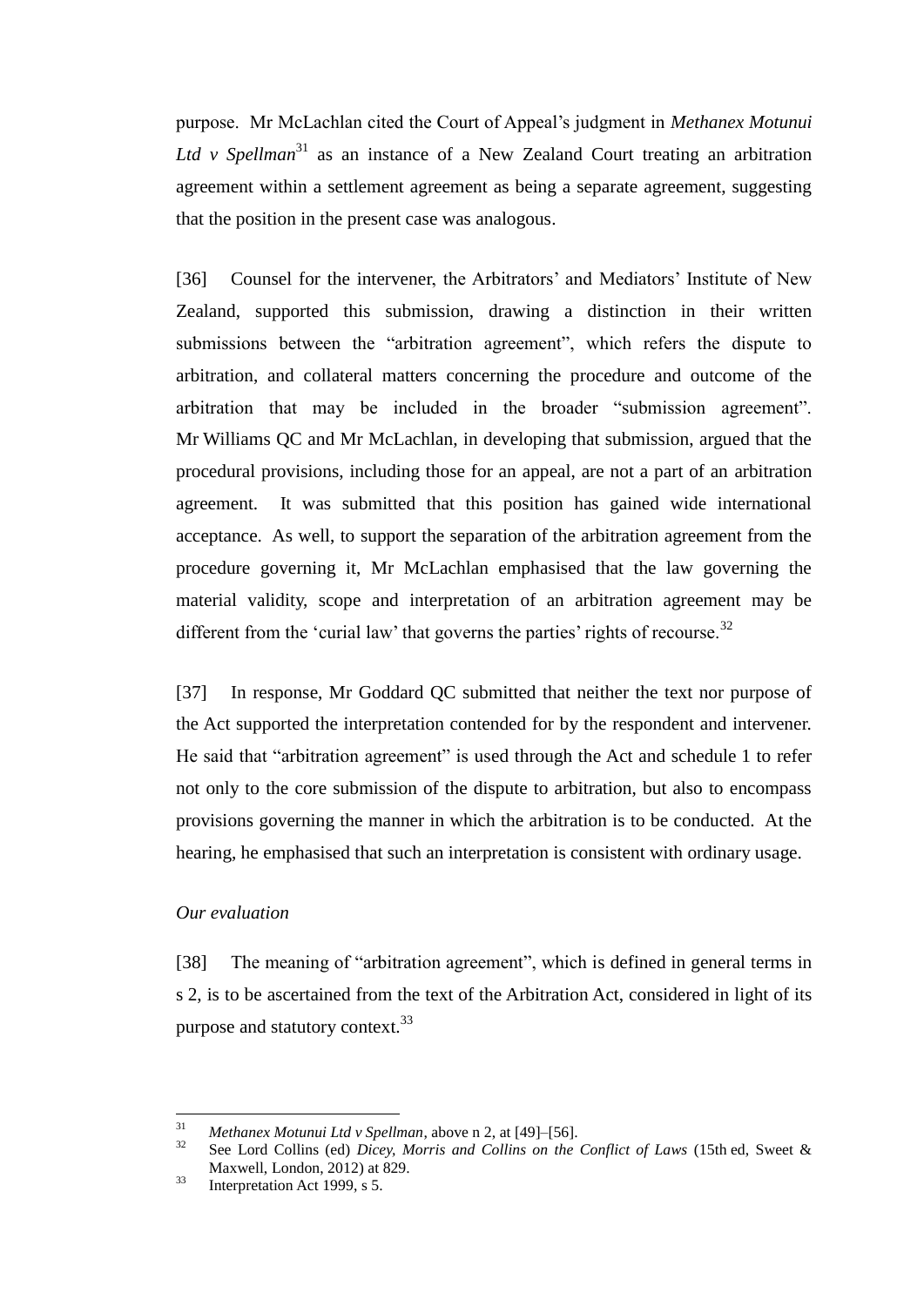purpose. Mr McLachlan cited the Court of Appeal's judgment in *Methanex Motunui Ltd v Spellman*[31] as an instance of a New Zealand Court treating an arbitration agreement within a settlement agreement as being a separate agreement, suggesting that the position in the present case was analogous.

[36] Counsel for the intervener, the Arbitrators' and Mediators' Institute of New Zealand, supported this submission, drawing a distinction in their written submissions between the "arbitration agreement", which refers the dispute to arbitration, and collateral matters concerning the procedure and outcome of the arbitration that may be included in the broader "submission agreement". Mr Williams QC and Mr McLachlan, in developing that submission, argued that the procedural provisions, including those for an appeal, are not a part of an arbitration agreement. It was submitted that this position has gained wide international acceptance. As well, to support the separation of the arbitration agreement from the procedure governing it, Mr McLachlan emphasised that the law governing the material validity, scope and interpretation of an arbitration agreement may be different from the 'curial law' that governs the parties' rights of recourse.[32]

[37] In response, Mr Goddard QC submitted that neither the text nor purpose of the Act supported the interpretation contended for by the respondent and intervener. He said that "arbitration agreement" is used through the Act and schedule 1 to refer not only to the core submission of the dispute to arbitration, but also to encompass provisions governing the manner in which the arbitration is to be conducted. At the hearing, he emphasised that such an interpretation is consistent with ordinary usage.

*Our evaluation*

[38] The meaning of "arbitration agreement", which is defined in general terms in s 2, is to be ascertained from the text of the Arbitration Act, considered in light of its purpose and statutory context.[33]

---

[31] *Methanex Motunui Ltd v Spellman*, above n 2, at [49]–[56].

[32] See Lord Collins (ed) *Dicey, Morris and Collins on the Conflict of Laws* (15th ed, Sweet & Maxwell, London, 2012) at 829.

[33] Interpretation Act 1999, s 5.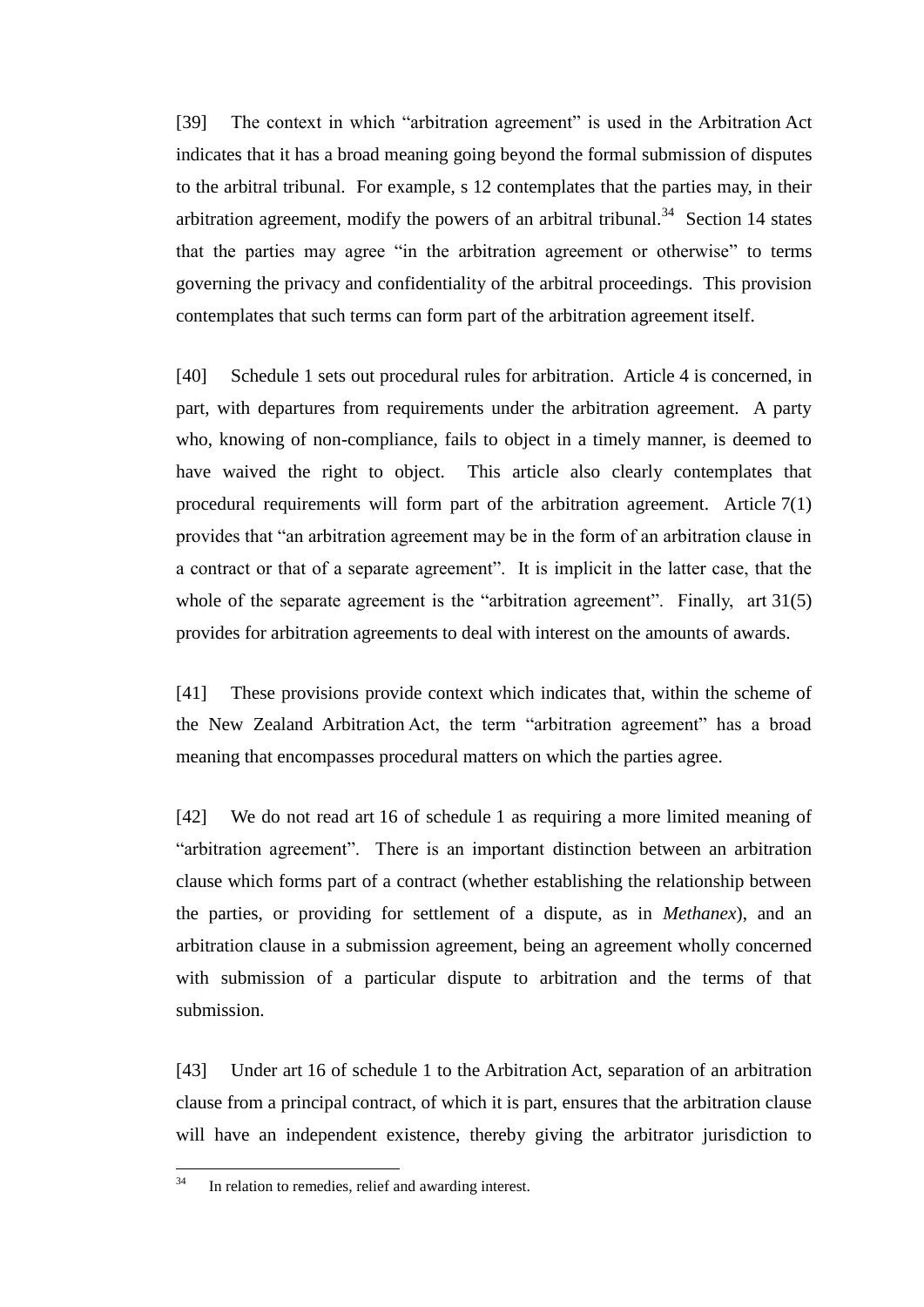[39] The context in which "arbitration agreement" is used in the Arbitration Act indicates that it has a broad meaning going beyond the formal submission of disputes to the arbitral tribunal. For example, s 12 contemplates that the parties may, in their arbitration agreement, modify the powers of an arbitral tribunal.[34] Section 14 states that the parties may agree "in the arbitration agreement or otherwise" to terms governing the privacy and confidentiality of the arbitral proceedings. This provision contemplates that such terms can form part of the arbitration agreement itself.

[40] Schedule 1 sets out procedural rules for arbitration. Article 4 is concerned, in part, with departures from requirements under the arbitration agreement. A party who, knowing of non-compliance, fails to object in a timely manner, is deemed to have waived the right to object. This article also clearly contemplates that procedural requirements will form part of the arbitration agreement. Article 7(1) provides that "an arbitration agreement may be in the form of an arbitration clause in a contract or that of a separate agreement". It is implicit in the latter case, that the whole of the separate agreement is the "arbitration agreement". Finally, art 31(5) provides for arbitration agreements to deal with interest on the amounts of awards.

[41] These provisions provide context which indicates that, within the scheme of the New Zealand Arbitration Act, the term "arbitration agreement" has a broad meaning that encompasses procedural matters on which the parties agree.

[42] We do not read art 16 of schedule 1 as requiring a more limited meaning of "arbitration agreement". There is an important distinction between an arbitration clause which forms part of a contract (whether establishing the relationship between the parties, or providing for settlement of a dispute, as in *Methanex*), and an arbitration clause in a submission agreement, being an agreement wholly concerned with submission of a particular dispute to arbitration and the terms of that submission.

[43] Under art 16 of schedule 1 to the Arbitration Act, separation of an arbitration clause from a principal contract, of which it is part, ensures that the arbitration clause will have an independent existence, thereby giving the arbitrator jurisdiction to

[34] In relation to remedies, relief and awarding interest.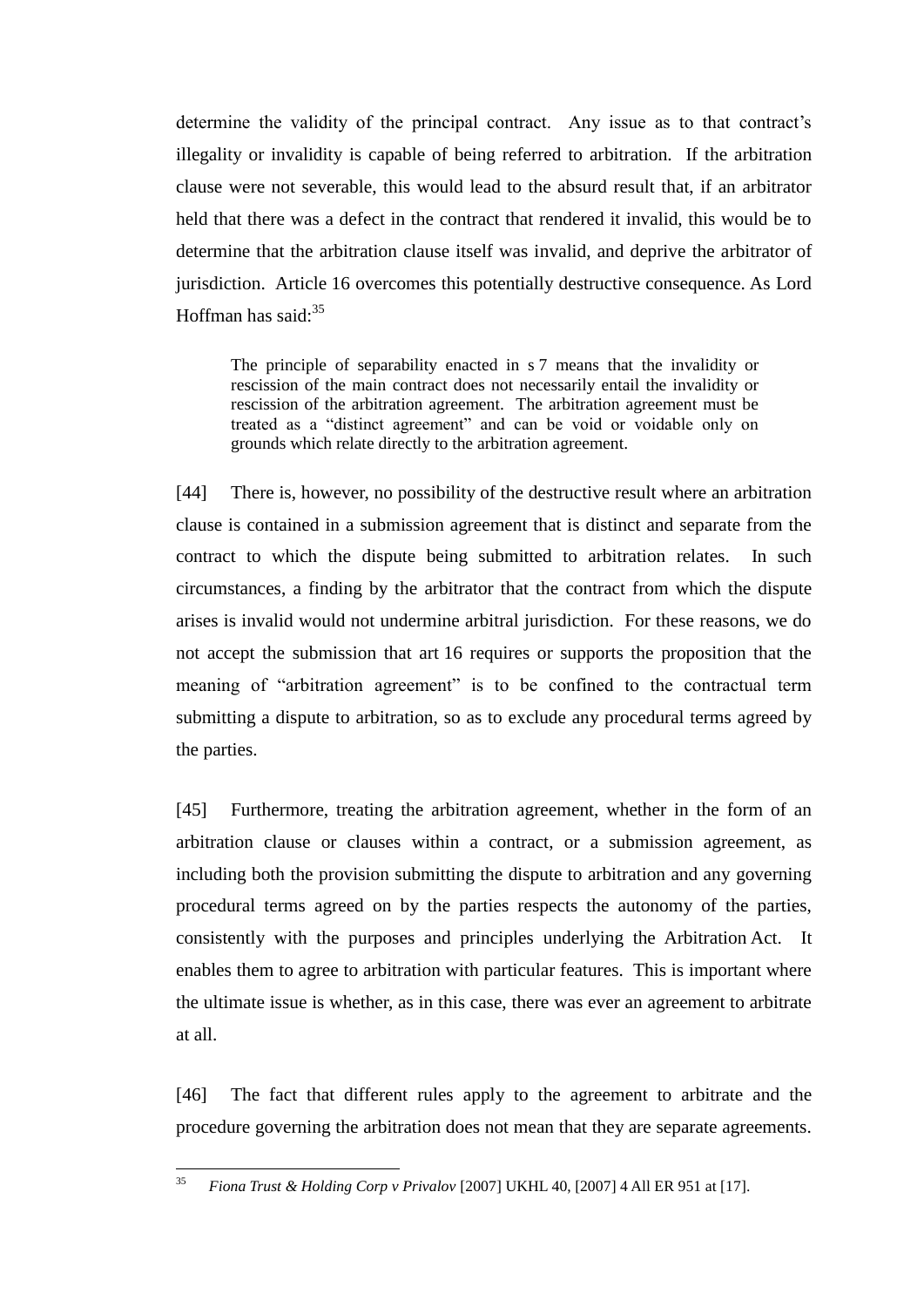determine the validity of the principal contract. Any issue as to that contract's illegality or invalidity is capable of being referred to arbitration. If the arbitration clause were not severable, this would lead to the absurd result that, if an arbitrator held that there was a defect in the contract that rendered it invalid, this would be to determine that the arbitration clause itself was invalid, and deprive the arbitrator of jurisdiction. Article 16 overcomes this potentially destructive consequence. As Lord Hoffman has said:[35]

> The principle of separability enacted in s 7 means that the invalidity or rescission of the main contract does not necessarily entail the invalidity or rescission of the arbitration agreement. The arbitration agreement must be treated as a "distinct agreement" and can be void or voidable only on grounds which relate directly to the arbitration agreement.

[44] There is, however, no possibility of the destructive result where an arbitration clause is contained in a submission agreement that is distinct and separate from the contract to which the dispute being submitted to arbitration relates. In such circumstances, a finding by the arbitrator that the contract from which the dispute arises is invalid would not undermine arbitral jurisdiction. For these reasons, we do not accept the submission that art 16 requires or supports the proposition that the meaning of "arbitration agreement" is to be confined to the contractual term submitting a dispute to arbitration, so as to exclude any procedural terms agreed by the parties.

[45] Furthermore, treating the arbitration agreement, whether in the form of an arbitration clause or clauses within a contract, or a submission agreement, as including both the provision submitting the dispute to arbitration and any governing procedural terms agreed on by the parties respects the autonomy of the parties, consistently with the purposes and principles underlying the Arbitration Act. It enables them to agree to arbitration with particular features. This is important where the ultimate issue is whether, as in this case, there was ever an agreement to arbitrate at all.

[46] The fact that different rules apply to the agreement to arbitrate and the procedure governing the arbitration does not mean that they are separate agreements.

---

[35] *Fiona Trust & Holding Corp v Privalov* [2007] UKHL 40, [2007] 4 All ER 951 at [17].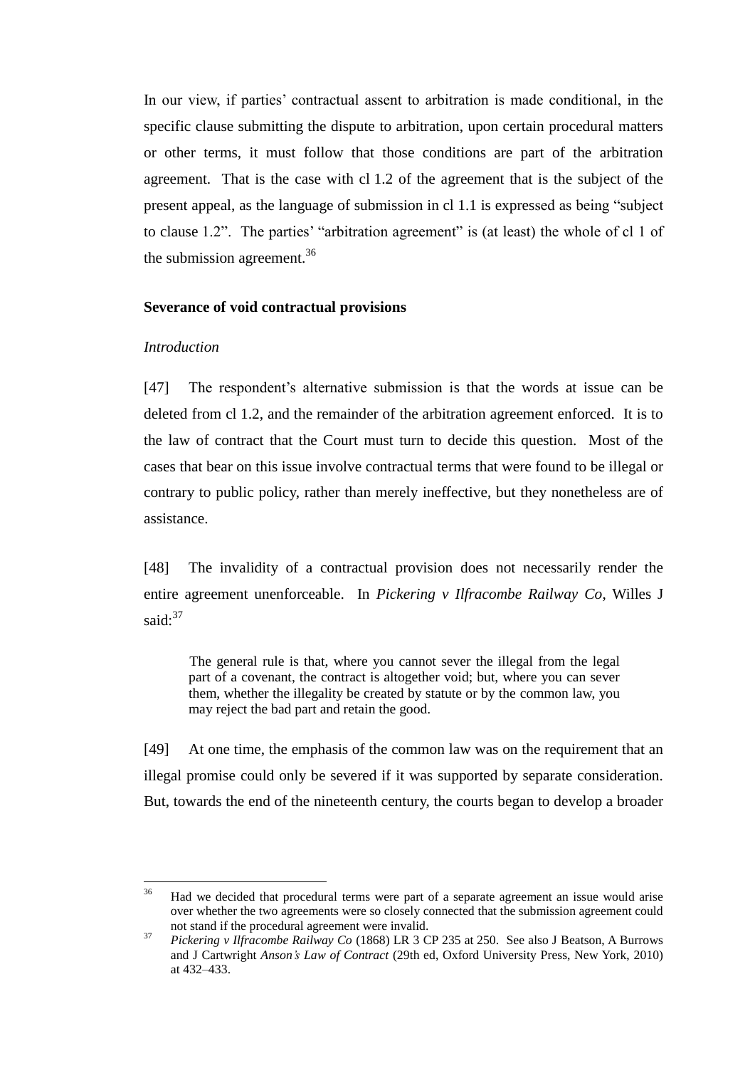In our view, if parties' contractual assent to arbitration is made conditional, in the specific clause submitting the dispute to arbitration, upon certain procedural matters or other terms, it must follow that those conditions are part of the arbitration agreement. That is the case with cl 1.2 of the agreement that is the subject of the present appeal, as the language of submission in cl 1.1 is expressed as being "subject to clause 1.2". The parties' "arbitration agreement" is (at least) the whole of cl 1 of the submission agreement.[36]

### Severance of void contractual provisions

#### *Introduction*

[47] The respondent's alternative submission is that the words at issue can be deleted from cl 1.2, and the remainder of the arbitration agreement enforced. It is to the law of contract that the Court must turn to decide this question. Most of the cases that bear on this issue involve contractual terms that were found to be illegal or contrary to public policy, rather than merely ineffective, but they nonetheless are of assistance.

[48] The invalidity of a contractual provision does not necessarily render the entire agreement unenforceable. In *Pickering v Ilfracombe Railway Co*, Willes J said:[37]

> The general rule is that, where you cannot sever the illegal from the legal part of a covenant, the contract is altogether void; but, where you can sever them, whether the illegality be created by statute or by the common law, you may reject the bad part and retain the good.

[49] At one time, the emphasis of the common law was on the requirement that an illegal promise could only be severed if it was supported by separate consideration. But, towards the end of the nineteenth century, the courts began to develop a broader

---

[36] Had we decided that procedural terms were part of a separate agreement an issue would arise over whether the two agreements were so closely connected that the submission agreement could not stand if the procedural agreement were invalid.

[37] *Pickering v Ilfracombe Railway Co* (1868) LR 3 CP 235 at 250. See also J Beatson, A Burrows and J Cartwright *Anson's Law of Contract* (29th ed, Oxford University Press, New York, 2010) at 432–433.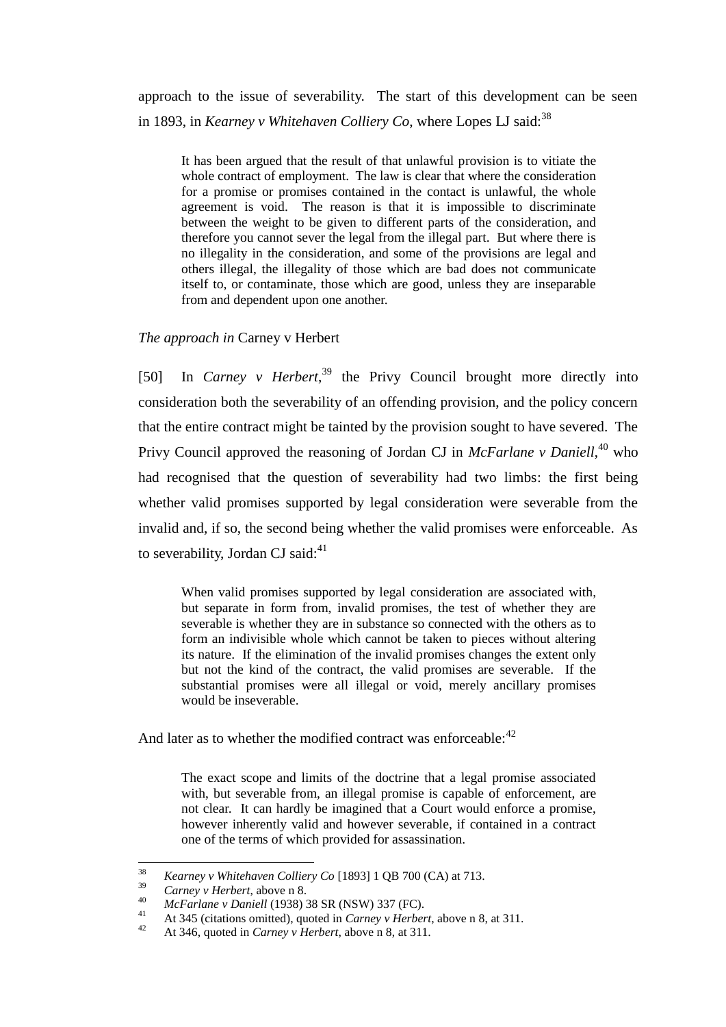approach to the issue of severability. The start of this development can be seen in 1893, in *Kearney v Whitehaven Colliery Co*, where Lopes LJ said:[38]

> It has been argued that the result of that unlawful provision is to vitiate the whole contract of employment. The law is clear that where the consideration for a promise or promises contained in the contact is unlawful, the whole agreement is void. The reason is that it is impossible to discriminate between the weight to be given to different parts of the consideration, and therefore you cannot sever the legal from the illegal part. But where there is no illegality in the consideration, and some of the provisions are legal and others illegal, the illegality of those which are bad does not communicate itself to, or contaminate, those which are good, unless they are inseparable from and dependent upon one another.

*The approach in* Carney v Herbert

[50] In *Carney v Herbert*,[39] the Privy Council brought more directly into consideration both the severability of an offending provision, and the policy concern that the entire contract might be tainted by the provision sought to have severed. The Privy Council approved the reasoning of Jordan CJ in *McFarlane v Daniell*,[40] who had recognised that the question of severability had two limbs: the first being whether valid promises supported by legal consideration were severable from the invalid and, if so, the second being whether the valid promises were enforceable. As to severability, Jordan CJ said:[41]

> When valid promises supported by legal consideration are associated with, but separate in form from, invalid promises, the test of whether they are severable is whether they are in substance so connected with the others as to form an indivisible whole which cannot be taken to pieces without altering its nature. If the elimination of the invalid promises changes the extent only but not the kind of the contract, the valid promises are severable. If the substantial promises were all illegal or void, merely ancillary promises would be inseverable.

And later as to whether the modified contract was enforceable:[42]

> The exact scope and limits of the doctrine that a legal promise associated with, but severable from, an illegal promise is capable of enforcement, are not clear. It can hardly be imagined that a Court would enforce a promise, however inherently valid and however severable, if contained in a contract one of the terms of which provided for assassination.

---

[38] *Kearney v Whitehaven Colliery Co* [1893] 1 QB 700 (CA) at 713.
[39] *Carney v Herbert*, above n 8.
[40] *McFarlane v Daniell* (1938) 38 SR (NSW) 337 (FC).
[41] At 345 (citations omitted), quoted in *Carney v Herbert*, above n 8, at 311.
[42] At 346, quoted in *Carney v Herbert*, above n 8, at 311.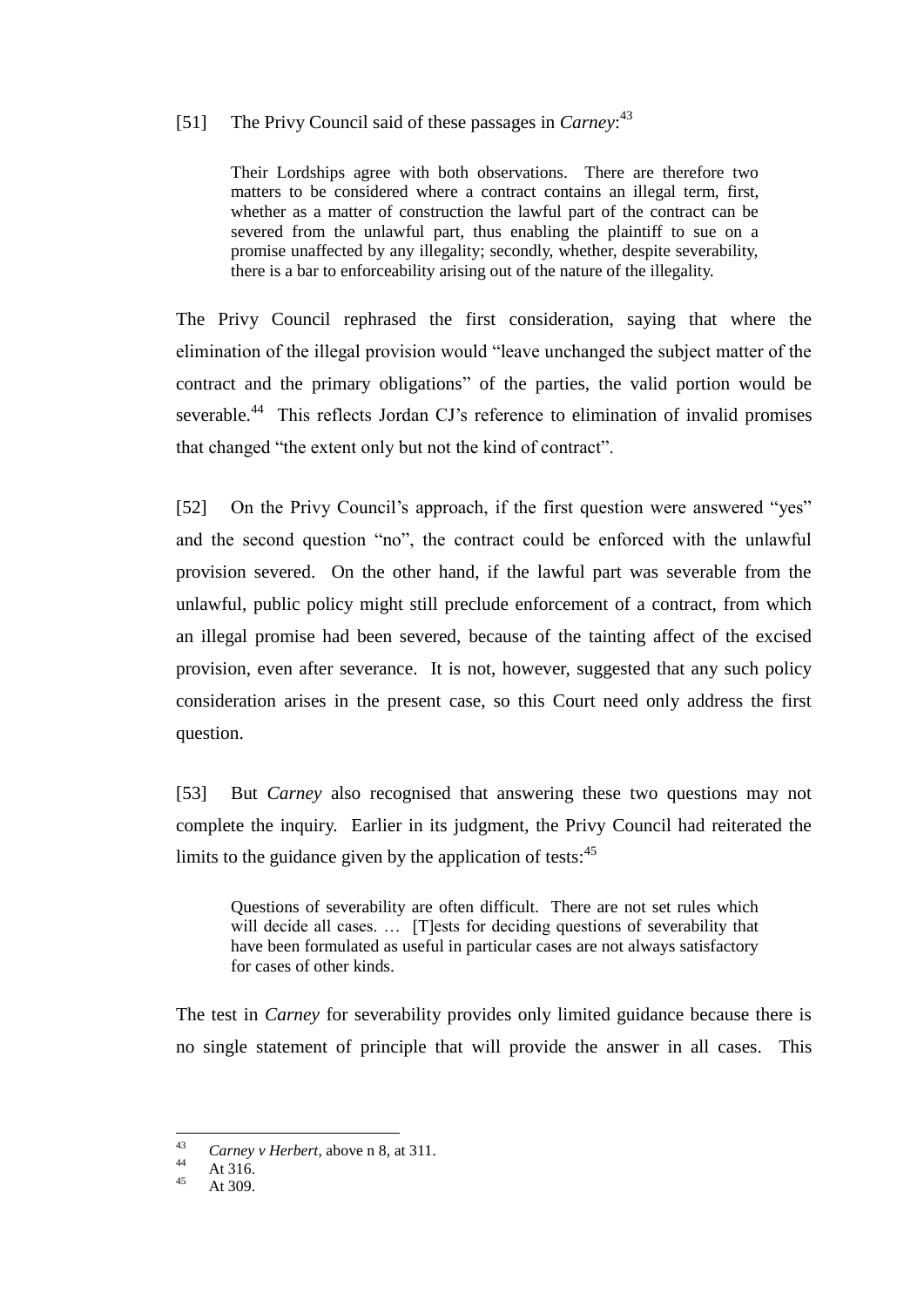[51] The Privy Council said of these passages in *Carney*:[43]

> Their Lordships agree with both observations. There are therefore two matters to be considered where a contract contains an illegal term, first, whether as a matter of construction the lawful part of the contract can be severed from the unlawful part, thus enabling the plaintiff to sue on a promise unaffected by any illegality; secondly, whether, despite severability, there is a bar to enforceability arising out of the nature of the illegality.

The Privy Council rephrased the first consideration, saying that where the elimination of the illegal provision would "leave unchanged the subject matter of the contract and the primary obligations" of the parties, the valid portion would be severable.[44] This reflects Jordan CJ's reference to elimination of invalid promises that changed "the extent only but not the kind of contract".

[52] On the Privy Council's approach, if the first question were answered "yes" and the second question "no", the contract could be enforced with the unlawful provision severed. On the other hand, if the lawful part was severable from the unlawful, public policy might still preclude enforcement of a contract, from which an illegal promise had been severed, because of the tainting affect of the excised provision, even after severance. It is not, however, suggested that any such policy consideration arises in the present case, so this Court need only address the first question.

[53] But *Carney* also recognised that answering these two questions may not complete the inquiry. Earlier in its judgment, the Privy Council had reiterated the limits to the guidance given by the application of tests:[45]

> Questions of severability are often difficult. There are not set rules which will decide all cases. … [T]ests for deciding questions of severability that have been formulated as useful in particular cases are not always satisfactory for cases of other kinds.

The test in *Carney* for severability provides only limited guidance because there is no single statement of principle that will provide the answer in all cases. This

---

[43] *Carney v Herbert*, above n 8, at 311.

[44] At 316.

[45] At 309.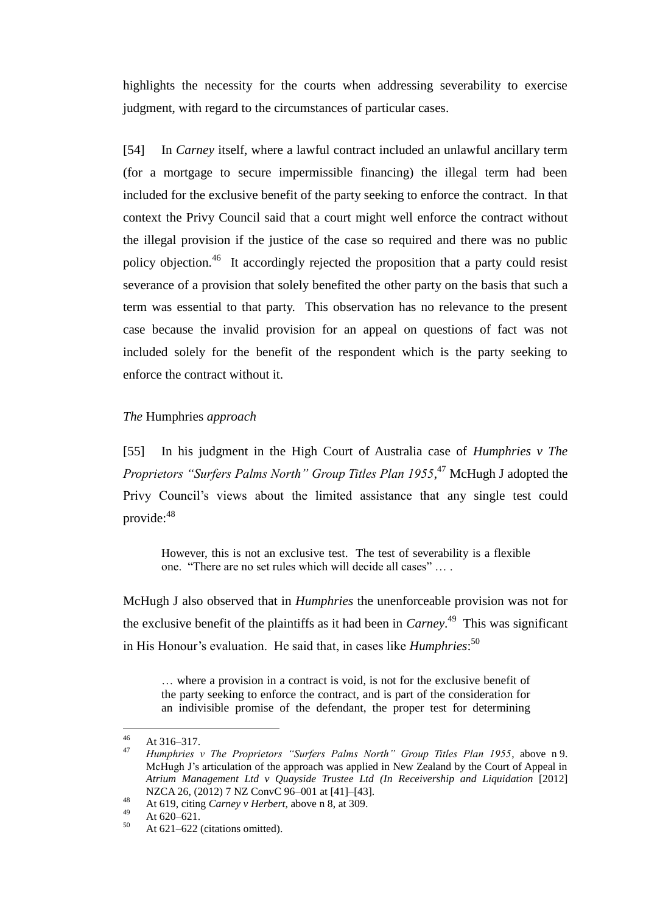highlights the necessity for the courts when addressing severability to exercise judgment, with regard to the circumstances of particular cases.

[54] In *Carney* itself, where a lawful contract included an unlawful ancillary term (for a mortgage to secure impermissible financing) the illegal term had been included for the exclusive benefit of the party seeking to enforce the contract. In that context the Privy Council said that a court might well enforce the contract without the illegal provision if the justice of the case so required and there was no public policy objection.[46] It accordingly rejected the proposition that a party could resist severance of a provision that solely benefited the other party on the basis that such a term was essential to that party. This observation has no relevance to the present case because the invalid provision for an appeal on questions of fact was not included solely for the benefit of the respondent which is the party seeking to enforce the contract without it.

*The* Humphries *approach*

[55] In his judgment in the High Court of Australia case of *Humphries v The Proprietors "Surfers Palms North" Group Titles Plan 1955*,[47] McHugh J adopted the Privy Council's views about the limited assistance that any single test could provide:[48]

> However, this is not an exclusive test. The test of severability is a flexible one. "There are no set rules which will decide all cases" … .

McHugh J also observed that in *Humphries* the unenforceable provision was not for the exclusive benefit of the plaintiffs as it had been in *Carney*.[49] This was significant in His Honour's evaluation. He said that, in cases like *Humphries*:[50]

> … where a provision in a contract is void, is not for the exclusive benefit of the party seeking to enforce the contract, and is part of the consideration for an indivisible promise of the defendant, the proper test for determining

---

[46] At 316–317.

[47] *Humphries v The Proprietors "Surfers Palms North" Group Titles Plan 1955*, above n 9. McHugh J's articulation of the approach was applied in New Zealand by the Court of Appeal in *Atrium Management Ltd v Quayside Trustee Ltd (In Receivership and Liquidation* [2012] NZCA 26, (2012) 7 NZ ConvC 96–001 at [41]–[43].

[48] At 619, citing *Carney v Herbert*, above n 8, at 309.

[49] At 620–621.

[50] At 621–622 (citations omitted).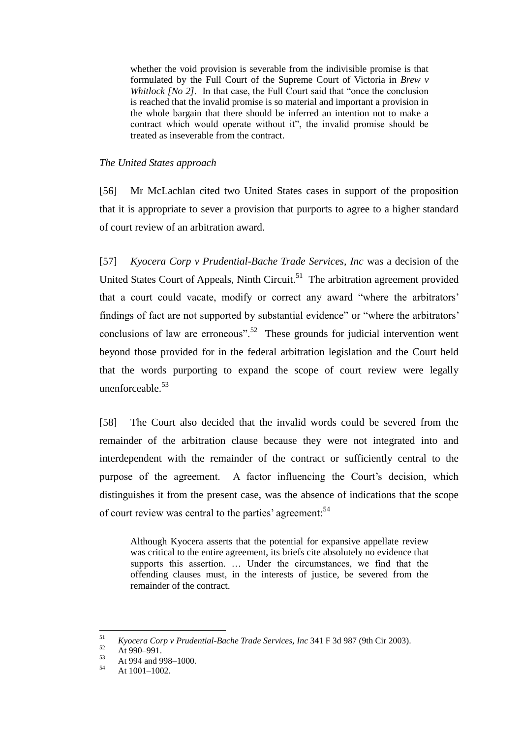> whether the void provision is severable from the indivisible promise is that formulated by the Full Court of the Supreme Court of Victoria in *Brew v Whitlock [No 2]*. In that case, the Full Court said that "once the conclusion is reached that the invalid promise is so material and important a provision in the whole bargain that there should be inferred an intention not to make a contract which would operate without it", the invalid promise should be treated as inseverable from the contract.

*The United States approach*

[56] Mr McLachlan cited two United States cases in support of the proposition that it is appropriate to sever a provision that purports to agree to a higher standard of court review of an arbitration award.

[57] *Kyocera Corp v Prudential-Bache Trade Services, Inc* was a decision of the United States Court of Appeals, Ninth Circuit.[51] The arbitration agreement provided that a court could vacate, modify or correct any award "where the arbitrators' findings of fact are not supported by substantial evidence" or "where the arbitrators' conclusions of law are erroneous".[52] These grounds for judicial intervention went beyond those provided for in the federal arbitration legislation and the Court held that the words purporting to expand the scope of court review were legally unenforceable.[53]

[58] The Court also decided that the invalid words could be severed from the remainder of the arbitration clause because they were not integrated into and interdependent with the remainder of the contract or sufficiently central to the purpose of the agreement. A factor influencing the Court's decision, which distinguishes it from the present case, was the absence of indications that the scope of court review was central to the parties' agreement:[54]

> Although Kyocera asserts that the potential for expansive appellate review was critical to the entire agreement, its briefs cite absolutely no evidence that supports this assertion. … Under the circumstances, we find that the offending clauses must, in the interests of justice, be severed from the remainder of the contract.

---

[51] *Kyocera Corp v Prudential-Bache Trade Services, Inc* 341 F 3d 987 (9th Cir 2003).

[52] At 990–991.

[53] At 994 and 998–1000.

[54] At 1001–1002.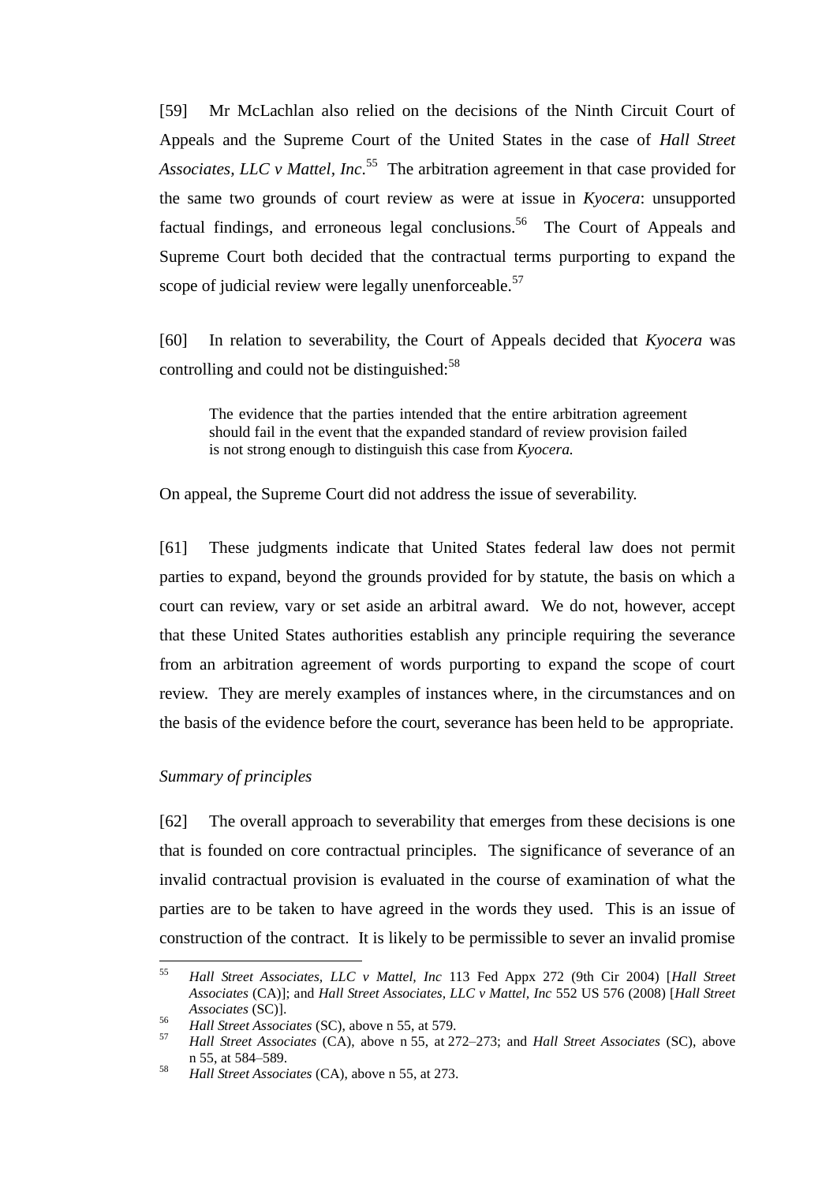[59] Mr McLachlan also relied on the decisions of the Ninth Circuit Court of Appeals and the Supreme Court of the United States in the case of *Hall Street Associates, LLC v Mattel, Inc*.[55] The arbitration agreement in that case provided for the same two grounds of court review as were at issue in *Kyocera*: unsupported factual findings, and erroneous legal conclusions.[56] The Court of Appeals and Supreme Court both decided that the contractual terms purporting to expand the scope of judicial review were legally unenforceable.[57]

[60] In relation to severability, the Court of Appeals decided that *Kyocera* was controlling and could not be distinguished:[58]

> The evidence that the parties intended that the entire arbitration agreement should fail in the event that the expanded standard of review provision failed is not strong enough to distinguish this case from *Kyocera.*

On appeal, the Supreme Court did not address the issue of severability.

[61] These judgments indicate that United States federal law does not permit parties to expand, beyond the grounds provided for by statute, the basis on which a court can review, vary or set aside an arbitral award. We do not, however, accept that these United States authorities establish any principle requiring the severance from an arbitration agreement of words purporting to expand the scope of court review. They are merely examples of instances where, in the circumstances and on the basis of the evidence before the court, severance has been held to be appropriate.

*Summary of principles*

[62] The overall approach to severability that emerges from these decisions is one that is founded on core contractual principles. The significance of severance of an invalid contractual provision is evaluated in the course of examination of what the parties are to be taken to have agreed in the words they used. This is an issue of construction of the contract. It is likely to be permissible to sever an invalid promise

---

[55] *Hall Street Associates, LLC v Mattel, Inc* 113 Fed Appx 272 (9th Cir 2004) [*Hall Street Associates* (CA)]; and *Hall Street Associates, LLC v Mattel, Inc* 552 US 576 (2008) [*Hall Street Associates* (SC)].

[56] *Hall Street Associates* (SC), above n 55, at 579.

[57] *Hall Street Associates* (CA), above n 55, at 272–273; and *Hall Street Associates* (SC), above n 55, at 584–589.

[58] *Hall Street Associates* (CA), above n 55, at 273.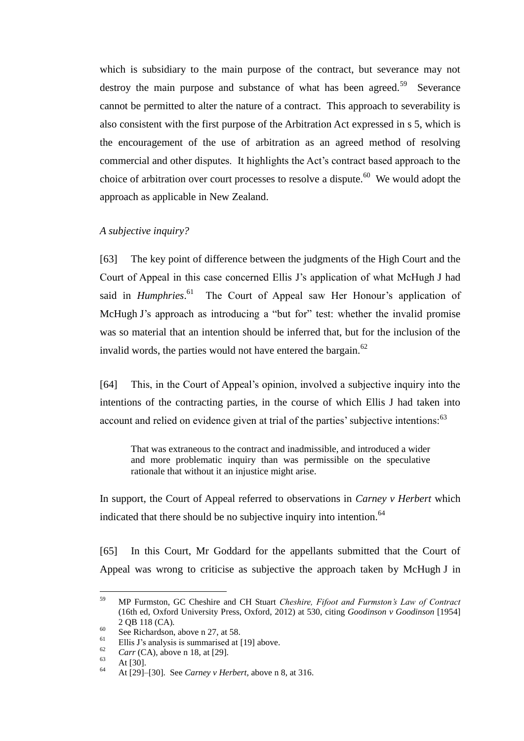which is subsidiary to the main purpose of the contract, but severance may not destroy the main purpose and substance of what has been agreed.[59] Severance cannot be permitted to alter the nature of a contract. This approach to severability is also consistent with the first purpose of the Arbitration Act expressed in s 5, which is the encouragement of the use of arbitration as an agreed method of resolving commercial and other disputes. It highlights the Act's contract based approach to the choice of arbitration over court processes to resolve a dispute.[60] We would adopt the approach as applicable in New Zealand.

*A subjective inquiry?*

[63] The key point of difference between the judgments of the High Court and the Court of Appeal in this case concerned Ellis J's application of what McHugh J had said in *Humphries*.[61] The Court of Appeal saw Her Honour's application of McHugh J's approach as introducing a "but for" test: whether the invalid promise was so material that an intention should be inferred that, but for the inclusion of the invalid words, the parties would not have entered the bargain.[62]

[64] This, in the Court of Appeal's opinion, involved a subjective inquiry into the intentions of the contracting parties, in the course of which Ellis J had taken into account and relied on evidence given at trial of the parties' subjective intentions:[63]

> That was extraneous to the contract and inadmissible, and introduced a wider and more problematic inquiry than was permissible on the speculative rationale that without it an injustice might arise.

In support, the Court of Appeal referred to observations in *Carney v Herbert* which indicated that there should be no subjective inquiry into intention.[64]

[65] In this Court, Mr Goddard for the appellants submitted that the Court of Appeal was wrong to criticise as subjective the approach taken by McHugh J in

---

[59] MP Furmston, GC Cheshire and CH Stuart *Cheshire, Fifoot and Furmston's Law of Contract* (16th ed, Oxford University Press, Oxford, 2012) at 530, citing *Goodinson v Goodinson* [1954] 2 QB 118 (CA).

[60] See Richardson, above n 27, at 58.

[61] Ellis J's analysis is summarised at [19] above.

[62] *Carr* (CA), above n 18, at [29].

[63] At [30].

[64] At [29]–[30]. See *Carney v Herbert*, above n 8, at 316.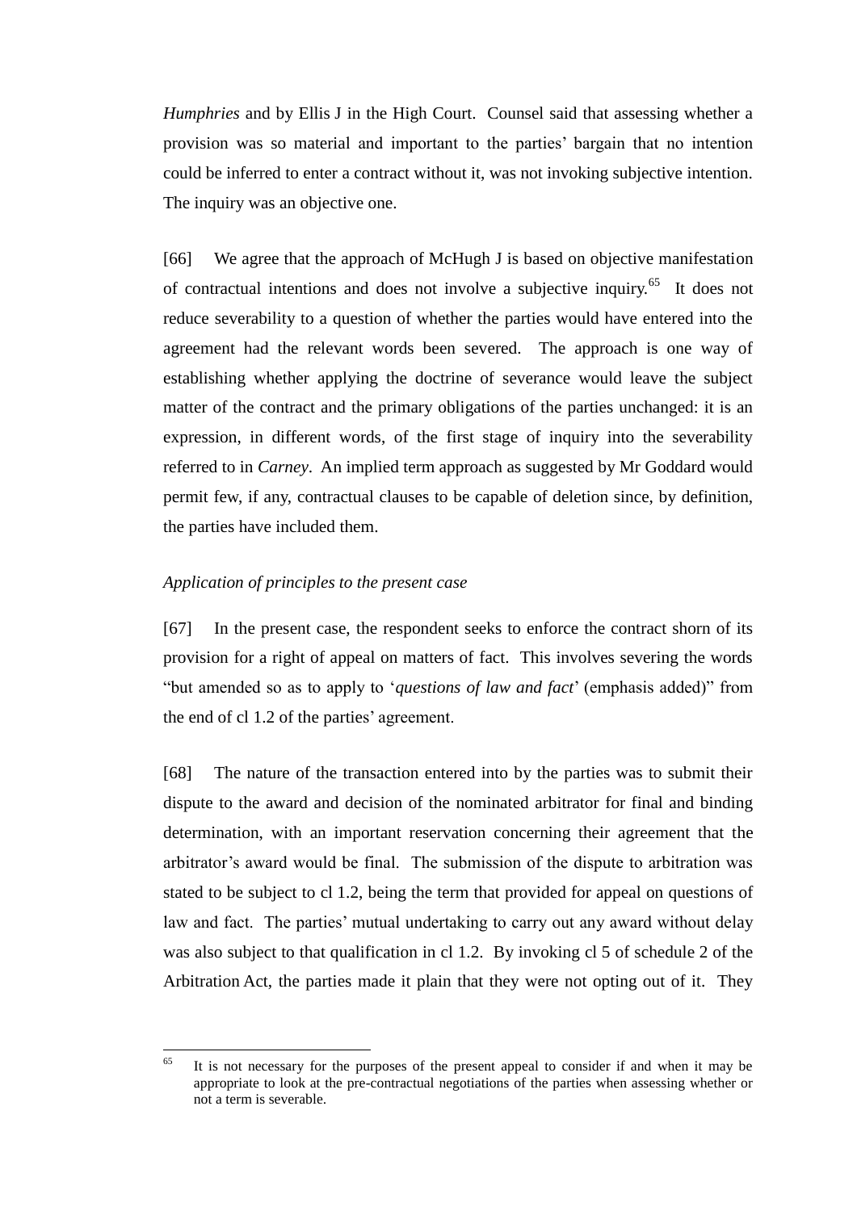*Humphries* and by Ellis J in the High Court. Counsel said that assessing whether a provision was so material and important to the parties' bargain that no intention could be inferred to enter a contract without it, was not invoking subjective intention. The inquiry was an objective one.

[66] We agree that the approach of McHugh J is based on objective manifestation of contractual intentions and does not involve a subjective inquiry.[65] It does not reduce severability to a question of whether the parties would have entered into the agreement had the relevant words been severed. The approach is one way of establishing whether applying the doctrine of severance would leave the subject matter of the contract and the primary obligations of the parties unchanged: it is an expression, in different words, of the first stage of inquiry into the severability referred to in *Carney*. An implied term approach as suggested by Mr Goddard would permit few, if any, contractual clauses to be capable of deletion since, by definition, the parties have included them.

*Application of principles to the present case*

[67] In the present case, the respondent seeks to enforce the contract shorn of its provision for a right of appeal on matters of fact. This involves severing the words "but amended so as to apply to '*questions of law and fact*' (emphasis added)" from the end of cl 1.2 of the parties' agreement.

[68] The nature of the transaction entered into by the parties was to submit their dispute to the award and decision of the nominated arbitrator for final and binding determination, with an important reservation concerning their agreement that the arbitrator's award would be final. The submission of the dispute to arbitration was stated to be subject to cl 1.2, being the term that provided for appeal on questions of law and fact. The parties' mutual undertaking to carry out any award without delay was also subject to that qualification in cl 1.2. By invoking cl 5 of schedule 2 of the Arbitration Act, the parties made it plain that they were not opting out of it. They

---

[65] It is not necessary for the purposes of the present appeal to consider if and when it may be appropriate to look at the pre-contractual negotiations of the parties when assessing whether or not a term is severable.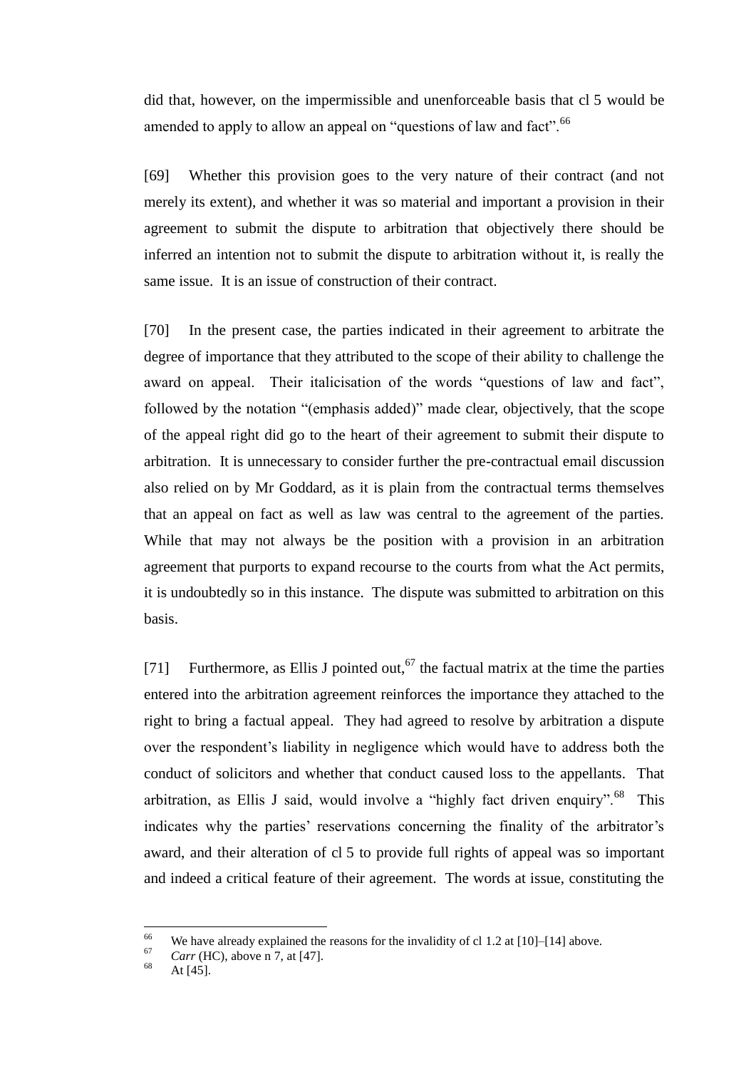did that, however, on the impermissible and unenforceable basis that cl 5 would be amended to apply to allow an appeal on "questions of law and fact".[66]

[69] Whether this provision goes to the very nature of their contract (and not merely its extent), and whether it was so material and important a provision in their agreement to submit the dispute to arbitration that objectively there should be inferred an intention not to submit the dispute to arbitration without it, is really the same issue. It is an issue of construction of their contract.

[70] In the present case, the parties indicated in their agreement to arbitrate the degree of importance that they attributed to the scope of their ability to challenge the award on appeal. Their italicisation of the words "questions of law and fact", followed by the notation "(emphasis added)" made clear, objectively, that the scope of the appeal right did go to the heart of their agreement to submit their dispute to arbitration. It is unnecessary to consider further the pre-contractual email discussion also relied on by Mr Goddard, as it is plain from the contractual terms themselves that an appeal on fact as well as law was central to the agreement of the parties. While that may not always be the position with a provision in an arbitration agreement that purports to expand recourse to the courts from what the Act permits, it is undoubtedly so in this instance. The dispute was submitted to arbitration on this basis.

[71] Furthermore, as Ellis J pointed out,[67] the factual matrix at the time the parties entered into the arbitration agreement reinforces the importance they attached to the right to bring a factual appeal. They had agreed to resolve by arbitration a dispute over the respondent's liability in negligence which would have to address both the conduct of solicitors and whether that conduct caused loss to the appellants. That arbitration, as Ellis J said, would involve a "highly fact driven enquiry".[68] This indicates why the parties' reservations concerning the finality of the arbitrator's award, and their alteration of cl 5 to provide full rights of appeal was so important and indeed a critical feature of their agreement. The words at issue, constituting the

---

[66] We have already explained the reasons for the invalidity of cl 1.2 at [10]–[14] above.

[67] *Carr* (HC), above n 7, at [47].

[68] At [45].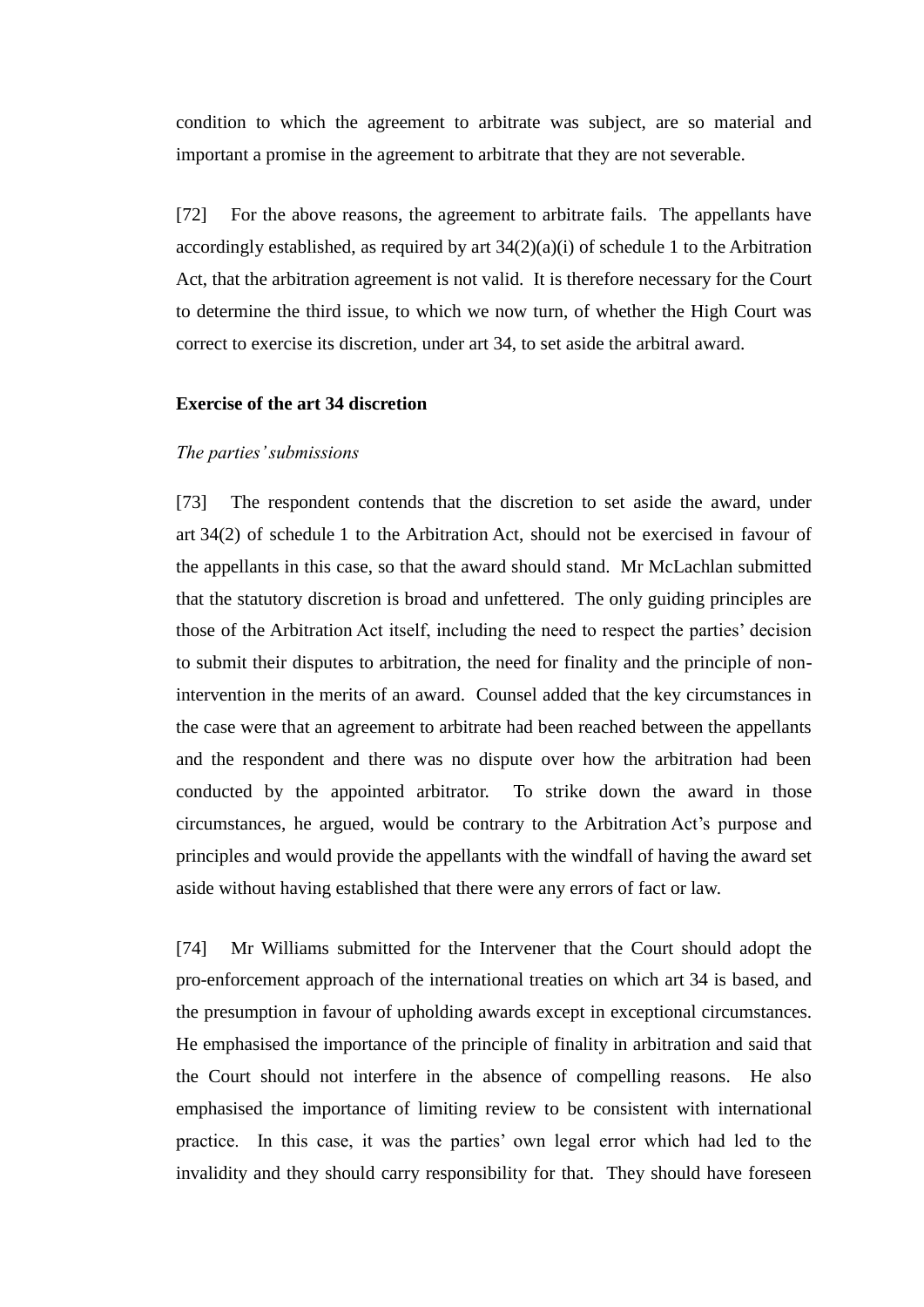condition to which the agreement to arbitrate was subject, are so material and important a promise in the agreement to arbitrate that they are not severable.

[72] For the above reasons, the agreement to arbitrate fails. The appellants have accordingly established, as required by art 34(2)(a)(i) of schedule 1 to the Arbitration Act, that the arbitration agreement is not valid. It is therefore necessary for the Court to determine the third issue, to which we now turn, of whether the High Court was correct to exercise its discretion, under art 34, to set aside the arbitral award.

**Exercise of the art 34 discretion**

*The parties' submissions*

[73] The respondent contends that the discretion to set aside the award, under art 34(2) of schedule 1 to the Arbitration Act, should not be exercised in favour of the appellants in this case, so that the award should stand. Mr McLachlan submitted that the statutory discretion is broad and unfettered. The only guiding principles are those of the Arbitration Act itself, including the need to respect the parties' decision to submit their disputes to arbitration, the need for finality and the principle of non-intervention in the merits of an award. Counsel added that the key circumstances in the case were that an agreement to arbitrate had been reached between the appellants and the respondent and there was no dispute over how the arbitration had been conducted by the appointed arbitrator. To strike down the award in those circumstances, he argued, would be contrary to the Arbitration Act's purpose and principles and would provide the appellants with the windfall of having the award set aside without having established that there were any errors of fact or law.

[74] Mr Williams submitted for the Intervener that the Court should adopt the pro-enforcement approach of the international treaties on which art 34 is based, and the presumption in favour of upholding awards except in exceptional circumstances. He emphasised the importance of the principle of finality in arbitration and said that the Court should not interfere in the absence of compelling reasons. He also emphasised the importance of limiting review to be consistent with international practice. In this case, it was the parties' own legal error which had led to the invalidity and they should carry responsibility for that. They should have foreseen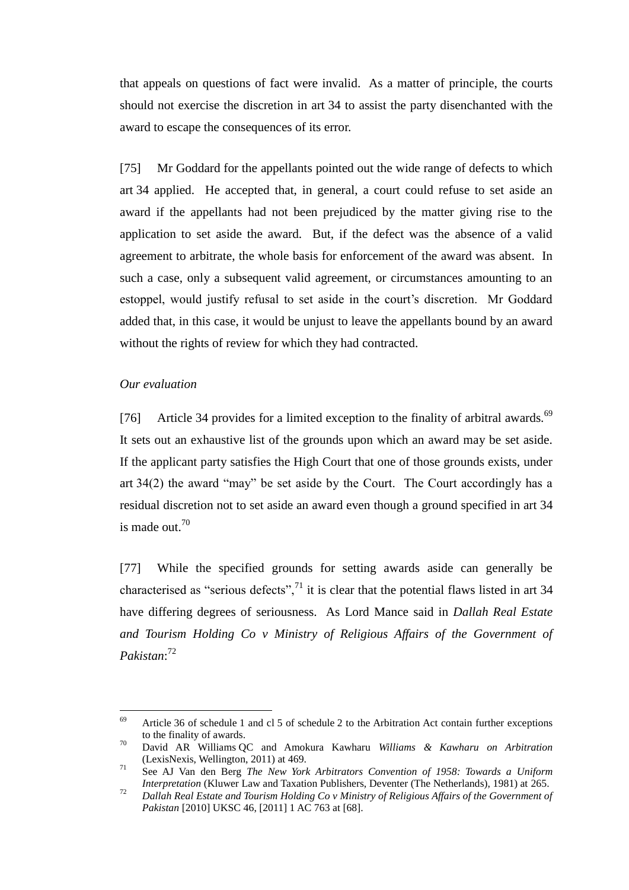that appeals on questions of fact were invalid. As a matter of principle, the courts should not exercise the discretion in art 34 to assist the party disenchanted with the award to escape the consequences of its error.

[75] Mr Goddard for the appellants pointed out the wide range of defects to which art 34 applied. He accepted that, in general, a court could refuse to set aside an award if the appellants had not been prejudiced by the matter giving rise to the application to set aside the award. But, if the defect was the absence of a valid agreement to arbitrate, the whole basis for enforcement of the award was absent. In such a case, only a subsequent valid agreement, or circumstances amounting to an estoppel, would justify refusal to set aside in the court's discretion. Mr Goddard added that, in this case, it would be unjust to leave the appellants bound by an award without the rights of review for which they had contracted.

*Our evaluation*

[76] Article 34 provides for a limited exception to the finality of arbitral awards.[69] It sets out an exhaustive list of the grounds upon which an award may be set aside. If the applicant party satisfies the High Court that one of those grounds exists, under art 34(2) the award "may" be set aside by the Court. The Court accordingly has a residual discretion not to set aside an award even though a ground specified in art 34 is made out.[70]

[77] While the specified grounds for setting awards aside can generally be characterised as "serious defects",[71] it is clear that the potential flaws listed in art 34 have differing degrees of seriousness. As Lord Mance said in *Dallah Real Estate and Tourism Holding Co v Ministry of Religious Affairs of the Government of Pakistan*:[72]

---

[69] Article 36 of schedule 1 and cl 5 of schedule 2 to the Arbitration Act contain further exceptions to the finality of awards.

[70] David AR Williams QC and Amokura Kawharu *Williams & Kawharu on Arbitration* (LexisNexis, Wellington, 2011) at 469.

[71] See AJ Van den Berg *The New York Arbitrators Convention of 1958: Towards a Uniform Interpretation* (Kluwer Law and Taxation Publishers, Deventer (The Netherlands), 1981) at 265.

[72] *Dallah Real Estate and Tourism Holding Co v Ministry of Religious Affairs of the Government of Pakistan* [2010] UKSC 46, [2011] 1 AC 763 at [68].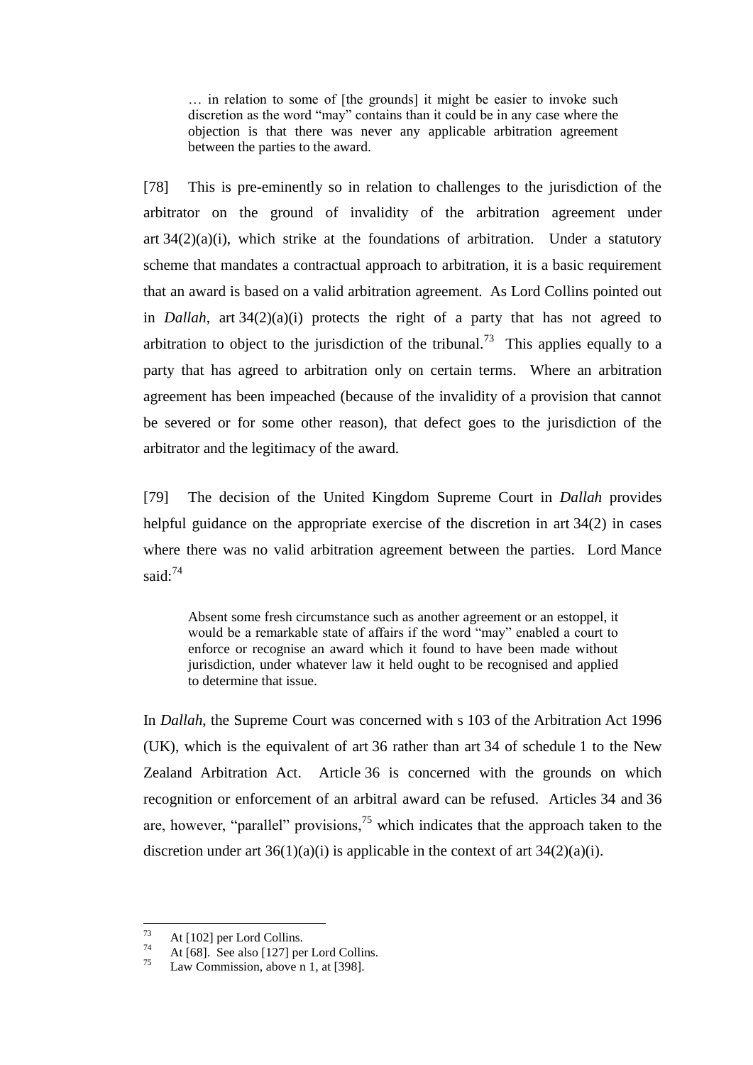> … in relation to some of [the grounds] it might be easier to invoke such discretion as the word "may" contains than it could be in any case where the objection is that there was never any applicable arbitration agreement between the parties to the award.

[78] This is pre-eminently so in relation to challenges to the jurisdiction of the arbitrator on the ground of invalidity of the arbitration agreement under art 34(2)(a)(i), which strike at the foundations of arbitration. Under a statutory scheme that mandates a contractual approach to arbitration, it is a basic requirement that an award is based on a valid arbitration agreement. As Lord Collins pointed out in *Dallah*, art 34(2)(a)(i) protects the right of a party that has not agreed to arbitration to object to the jurisdiction of the tribunal.[73] This applies equally to a party that has agreed to arbitration only on certain terms. Where an arbitration agreement has been impeached (because of the invalidity of a provision that cannot be severed or for some other reason), that defect goes to the jurisdiction of the arbitrator and the legitimacy of the award.

[79] The decision of the United Kingdom Supreme Court in *Dallah* provides helpful guidance on the appropriate exercise of the discretion in art 34(2) in cases where there was no valid arbitration agreement between the parties. Lord Mance said:[74]

> Absent some fresh circumstance such as another agreement or an estoppel, it would be a remarkable state of affairs if the word "may" enabled a court to enforce or recognise an award which it found to have been made without jurisdiction, under whatever law it held ought to be recognised and applied to determine that issue.

In *Dallah*, the Supreme Court was concerned with s 103 of the Arbitration Act 1996 (UK), which is the equivalent of art 36 rather than art 34 of schedule 1 to the New Zealand Arbitration Act. Article 36 is concerned with the grounds on which recognition or enforcement of an arbitral award can be refused. Articles 34 and 36 are, however, "parallel" provisions,[75] which indicates that the approach taken to the discretion under art 36(1)(a)(i) is applicable in the context of art 34(2)(a)(i).

---

[73] At [102] per Lord Collins.

[74] At [68]. See also [127] per Lord Collins.

[75] Law Commission, above n 1, at [398].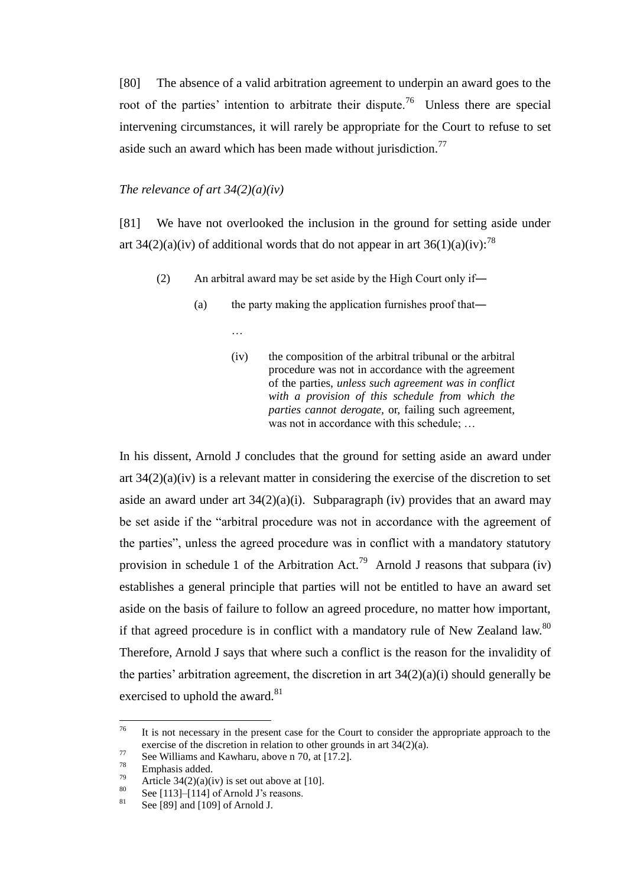[80] The absence of a valid arbitration agreement to underpin an award goes to the root of the parties' intention to arbitrate their dispute.[76] Unless there are special intervening circumstances, it will rarely be appropriate for the Court to refuse to set aside such an award which has been made without jurisdiction.[77]

*The relevance of art 34(2)(a)(iv)*

[81] We have not overlooked the inclusion in the ground for setting aside under art 34(2)(a)(iv) of additional words that do not appear in art 36(1)(a)(iv):[78]

> (2) An arbitral award may be set aside by the High Court only if—
>
> (a) the party making the application furnishes proof that—
>
> …
>
> (iv) the composition of the arbitral tribunal or the arbitral procedure was not in accordance with the agreement of the parties, *unless such agreement was in conflict with a provision of this schedule from which the parties cannot derogate*, or, failing such agreement, was not in accordance with this schedule; …

In his dissent, Arnold J concludes that the ground for setting aside an award under art 34(2)(a)(iv) is a relevant matter in considering the exercise of the discretion to set aside an award under art 34(2)(a)(i). Subparagraph (iv) provides that an award may be set aside if the "arbitral procedure was not in accordance with the agreement of the parties", unless the agreed procedure was in conflict with a mandatory statutory provision in schedule 1 of the Arbitration Act.[79] Arnold J reasons that subpara (iv) establishes a general principle that parties will not be entitled to have an award set aside on the basis of failure to follow an agreed procedure, no matter how important, if that agreed procedure is in conflict with a mandatory rule of New Zealand law.[80] Therefore, Arnold J says that where such a conflict is the reason for the invalidity of the parties' arbitration agreement, the discretion in art 34(2)(a)(i) should generally be exercised to uphold the award.[81]

---

[76] It is not necessary in the present case for the Court to consider the appropriate approach to the exercise of the discretion in relation to other grounds in art 34(2)(a).

[77] See Williams and Kawharu, above n 70, at [17.2].

[78] Emphasis added.

[79] Article 34(2)(a)(iv) is set out above at [10].

[80] See [113]–[114] of Arnold J's reasons.

[81] See [89] and [109] of Arnold J.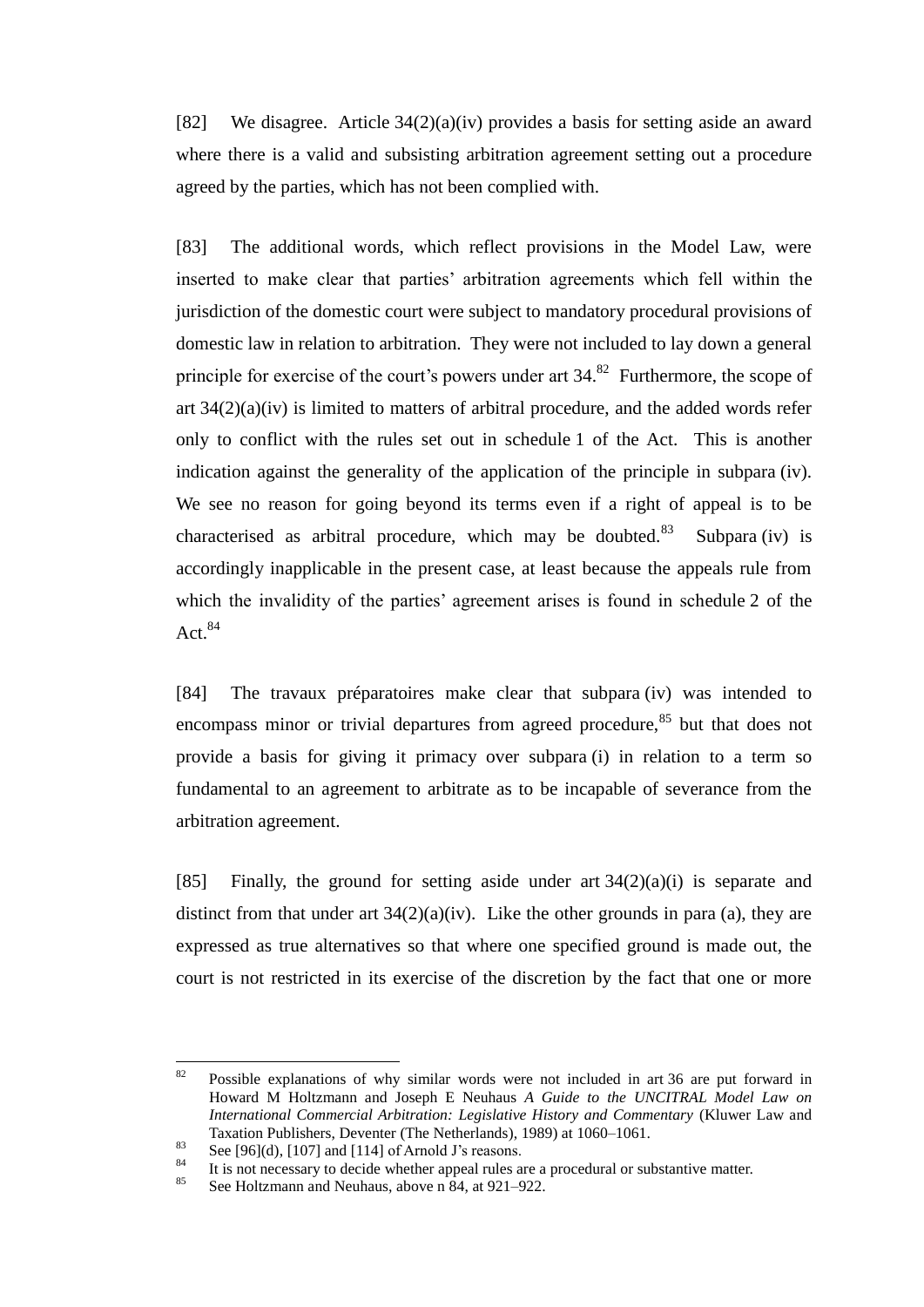[82] We disagree. Article 34(2)(a)(iv) provides a basis for setting aside an award where there is a valid and subsisting arbitration agreement setting out a procedure agreed by the parties, which has not been complied with.

[83] The additional words, which reflect provisions in the Model Law, were inserted to make clear that parties' arbitration agreements which fell within the jurisdiction of the domestic court were subject to mandatory procedural provisions of domestic law in relation to arbitration. They were not included to lay down a general principle for exercise of the court's powers under art 34.[82] Furthermore, the scope of art 34(2)(a)(iv) is limited to matters of arbitral procedure, and the added words refer only to conflict with the rules set out in schedule 1 of the Act. This is another indication against the generality of the application of the principle in subpara (iv). We see no reason for going beyond its terms even if a right of appeal is to be characterised as arbitral procedure, which may be doubted.[83] Subpara (iv) is accordingly inapplicable in the present case, at least because the appeals rule from which the invalidity of the parties' agreement arises is found in schedule 2 of the Act.[84]

[84] The travaux préparatoires make clear that subpara (iv) was intended to encompass minor or trivial departures from agreed procedure,[85] but that does not provide a basis for giving it primacy over subpara (i) in relation to a term so fundamental to an agreement to arbitrate as to be incapable of severance from the arbitration agreement.

[85] Finally, the ground for setting aside under art 34(2)(a)(i) is separate and distinct from that under art 34(2)(a)(iv). Like the other grounds in para (a), they are expressed as true alternatives so that where one specified ground is made out, the court is not restricted in its exercise of the discretion by the fact that one or more

---

[82] Possible explanations of why similar words were not included in art 36 are put forward in Howard M Holtzmann and Joseph E Neuhaus *A Guide to the UNCITRAL Model Law on International Commercial Arbitration: Legislative History and Commentary* (Kluwer Law and Taxation Publishers, Deventer (The Netherlands), 1989) at 1060–1061.

[83] See [96](d), [107] and [114] of Arnold J's reasons.

[84] It is not necessary to decide whether appeal rules are a procedural or substantive matter.

[85] See Holtzmann and Neuhaus, above n 84, at 921–922.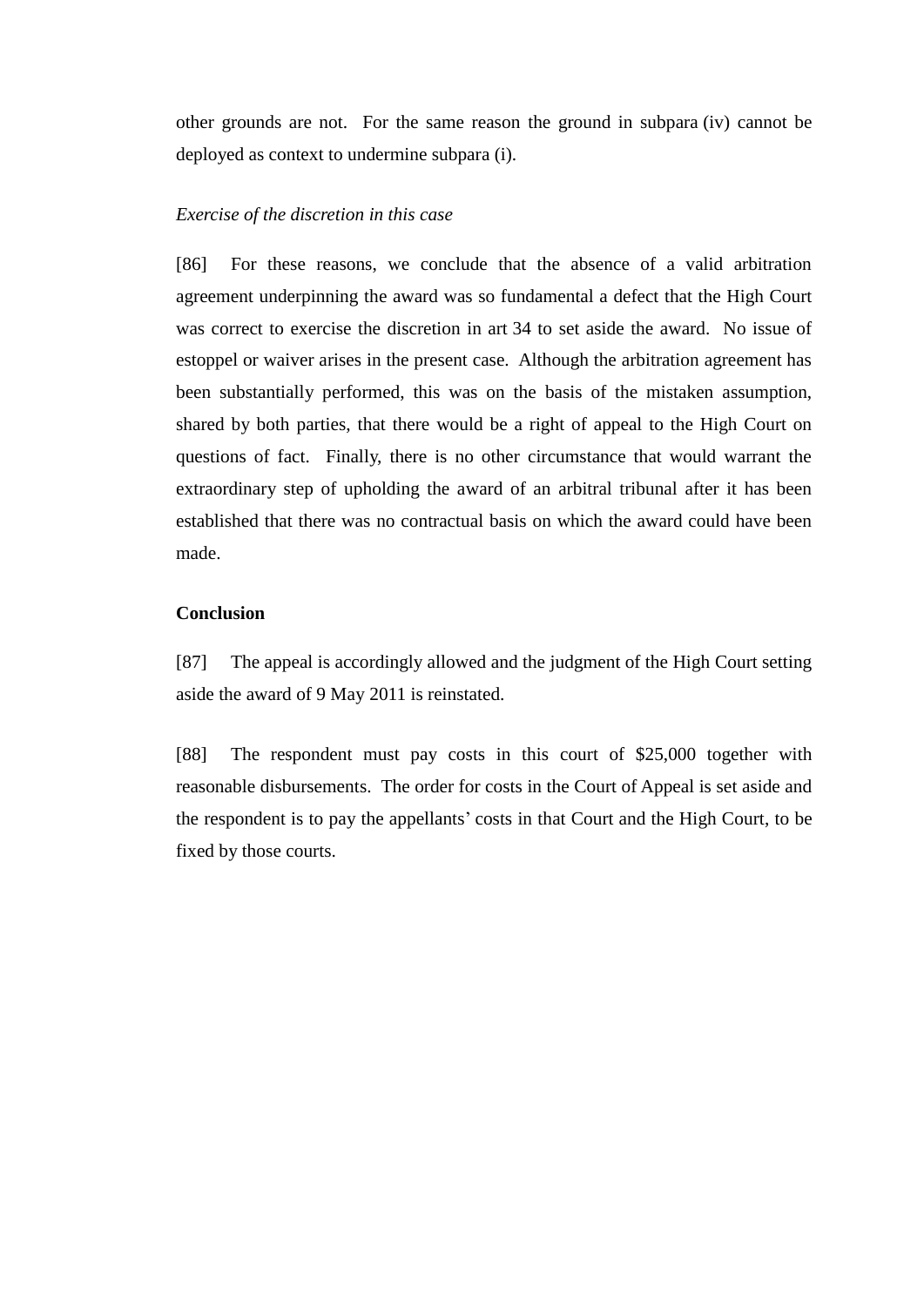other grounds are not. For the same reason the ground in subpara (iv) cannot be deployed as context to undermine subpara (i).

*Exercise of the discretion in this case*

[86] For these reasons, we conclude that the absence of a valid arbitration agreement underpinning the award was so fundamental a defect that the High Court was correct to exercise the discretion in art 34 to set aside the award. No issue of estoppel or waiver arises in the present case. Although the arbitration agreement has been substantially performed, this was on the basis of the mistaken assumption, shared by both parties, that there would be a right of appeal to the High Court on questions of fact. Finally, there is no other circumstance that would warrant the extraordinary step of upholding the award of an arbitral tribunal after it has been established that there was no contractual basis on which the award could have been made.

**Conclusion**

[87] The appeal is accordingly allowed and the judgment of the High Court setting aside the award of 9 May 2011 is reinstated.

[88] The respondent must pay costs in this court of $25,000 together with reasonable disbursements. The order for costs in the Court of Appeal is set aside and the respondent is to pay the appellants' costs in that Court and the High Court, to be fixed by those courts.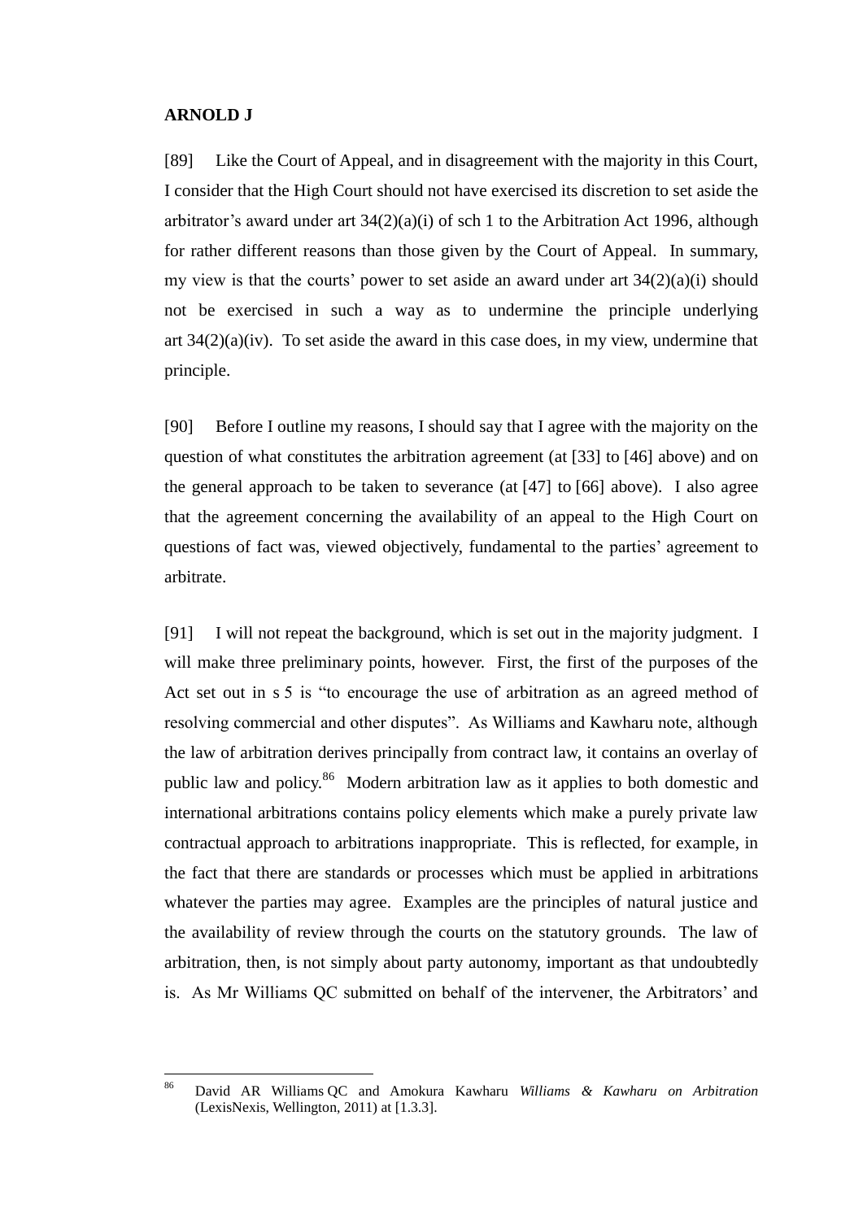**ARNOLD J**

[89] Like the Court of Appeal, and in disagreement with the majority in this Court, I consider that the High Court should not have exercised its discretion to set aside the arbitrator's award under art 34(2)(a)(i) of sch 1 to the Arbitration Act 1996, although for rather different reasons than those given by the Court of Appeal. In summary, my view is that the courts' power to set aside an award under art 34(2)(a)(i) should not be exercised in such a way as to undermine the principle underlying art 34(2)(a)(iv). To set aside the award in this case does, in my view, undermine that principle.

[90] Before I outline my reasons, I should say that I agree with the majority on the question of what constitutes the arbitration agreement (at [33] to [46] above) and on the general approach to be taken to severance (at [47] to [66] above). I also agree that the agreement concerning the availability of an appeal to the High Court on questions of fact was, viewed objectively, fundamental to the parties' agreement to arbitrate.

[91] I will not repeat the background, which is set out in the majority judgment. I will make three preliminary points, however. First, the first of the purposes of the Act set out in s 5 is "to encourage the use of arbitration as an agreed method of resolving commercial and other disputes". As Williams and Kawharu note, although the law of arbitration derives principally from contract law, it contains an overlay of public law and policy.[86] Modern arbitration law as it applies to both domestic and international arbitrations contains policy elements which make a purely private law contractual approach to arbitrations inappropriate. This is reflected, for example, in the fact that there are standards or processes which must be applied in arbitrations whatever the parties may agree. Examples are the principles of natural justice and the availability of review through the courts on the statutory grounds. The law of arbitration, then, is not simply about party autonomy, important as that undoubtedly is. As Mr Williams QC submitted on behalf of the intervener, the Arbitrators' and

[86] David AR Williams QC and Amokura Kawharu *Williams & Kawharu on Arbitration* (LexisNexis, Wellington, 2011) at [1.3.3].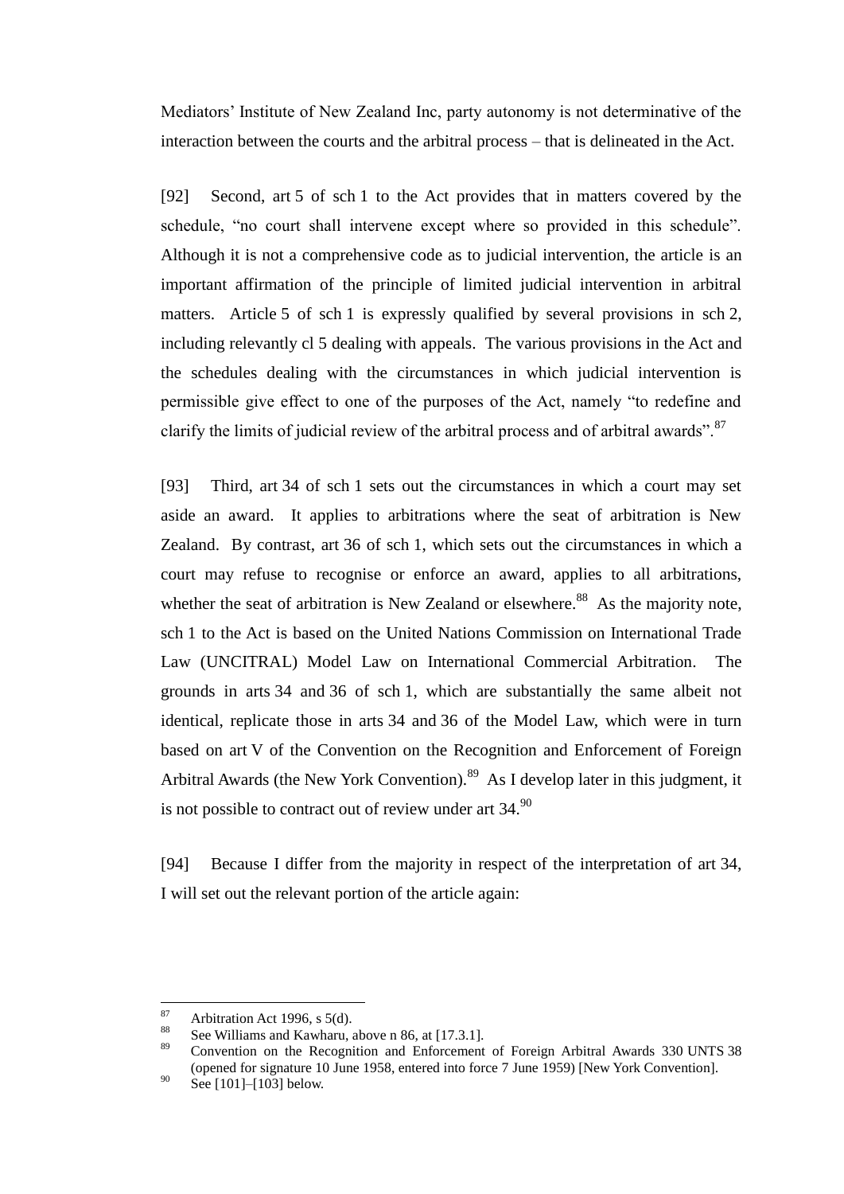Mediators' Institute of New Zealand Inc, party autonomy is not determinative of the interaction between the courts and the arbitral process – that is delineated in the Act.

[92] Second, art 5 of sch 1 to the Act provides that in matters covered by the schedule, "no court shall intervene except where so provided in this schedule". Although it is not a comprehensive code as to judicial intervention, the article is an important affirmation of the principle of limited judicial intervention in arbitral matters. Article 5 of sch 1 is expressly qualified by several provisions in sch 2, including relevantly cl 5 dealing with appeals. The various provisions in the Act and the schedules dealing with the circumstances in which judicial intervention is permissible give effect to one of the purposes of the Act, namely "to redefine and clarify the limits of judicial review of the arbitral process and of arbitral awards".[87]

[93] Third, art 34 of sch 1 sets out the circumstances in which a court may set aside an award. It applies to arbitrations where the seat of arbitration is New Zealand. By contrast, art 36 of sch 1, which sets out the circumstances in which a court may refuse to recognise or enforce an award, applies to all arbitrations, whether the seat of arbitration is New Zealand or elsewhere.[88] As the majority note, sch 1 to the Act is based on the United Nations Commission on International Trade Law (UNCITRAL) Model Law on International Commercial Arbitration. The grounds in arts 34 and 36 of sch 1, which are substantially the same albeit not identical, replicate those in arts 34 and 36 of the Model Law, which were in turn based on art V of the Convention on the Recognition and Enforcement of Foreign Arbitral Awards (the New York Convention).[89] As I develop later in this judgment, it is not possible to contract out of review under art 34.[90]

[94] Because I differ from the majority in respect of the interpretation of art 34, I will set out the relevant portion of the article again:

---

[87] Arbitration Act 1996, s 5(d).

[88] See Williams and Kawharu, above n 86, at [17.3.1].

[89] Convention on the Recognition and Enforcement of Foreign Arbitral Awards 330 UNTS 38 (opened for signature 10 June 1958, entered into force 7 June 1959) [New York Convention].

[90] See [101]–[103] below.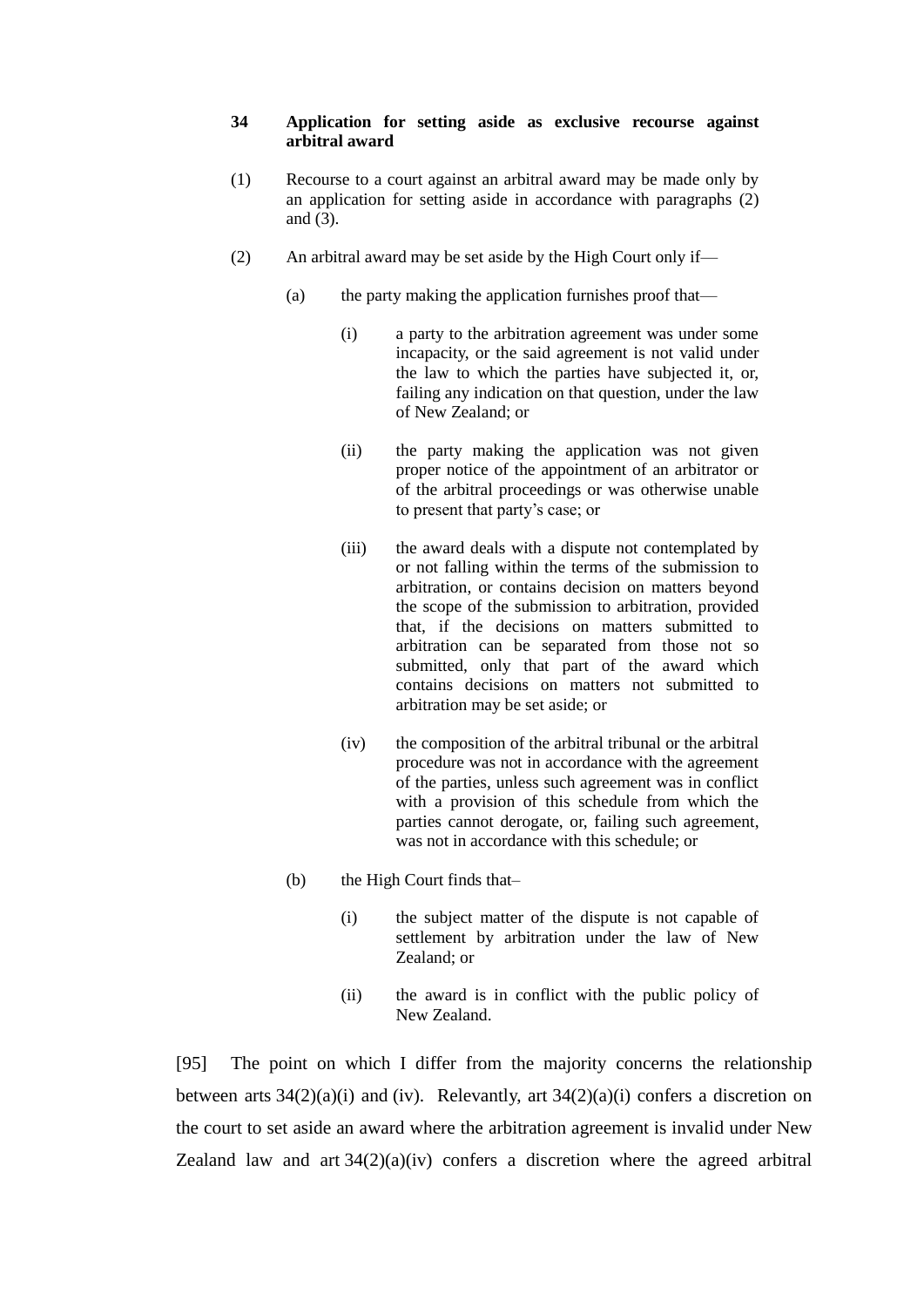**34 Application for setting aside as exclusive recourse against arbitral award**

(1) Recourse to a court against an arbitral award may be made only by an application for setting aside in accordance with paragraphs (2) and (3).

(2) An arbitral award may be set aside by the High Court only if—

(a) the party making the application furnishes proof that—

(i) a party to the arbitration agreement was under some incapacity, or the said agreement is not valid under the law to which the parties have subjected it, or, failing any indication on that question, under the law of New Zealand; or

(ii) the party making the application was not given proper notice of the appointment of an arbitrator or of the arbitral proceedings or was otherwise unable to present that party's case; or

(iii) the award deals with a dispute not contemplated by or not falling within the terms of the submission to arbitration, or contains decision on matters beyond the scope of the submission to arbitration, provided that, if the decisions on matters submitted to arbitration can be separated from those not so submitted, only that part of the award which contains decisions on matters not submitted to arbitration may be set aside; or

(iv) the composition of the arbitral tribunal or the arbitral procedure was not in accordance with the agreement of the parties, unless such agreement was in conflict with a provision of this schedule from which the parties cannot derogate, or, failing such agreement, was not in accordance with this schedule; or

(b) the High Court finds that–

(i) the subject matter of the dispute is not capable of settlement by arbitration under the law of New Zealand; or

(ii) the award is in conflict with the public policy of New Zealand.

[95] The point on which I differ from the majority concerns the relationship between arts 34(2)(a)(i) and (iv). Relevantly, art 34(2)(a)(i) confers a discretion on the court to set aside an award where the arbitration agreement is invalid under New Zealand law and art 34(2)(a)(iv) confers a discretion where the agreed arbitral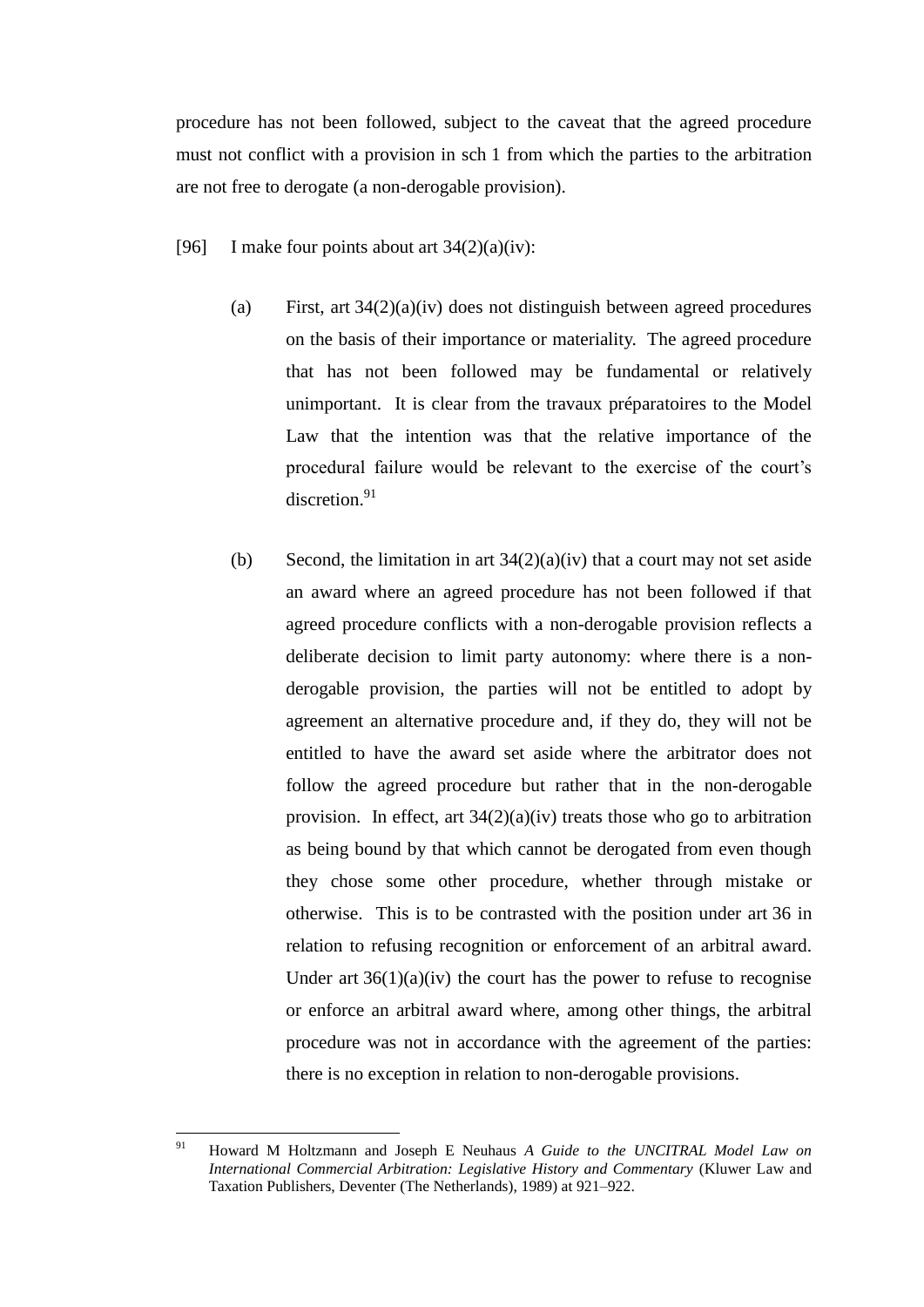procedure has not been followed, subject to the caveat that the agreed procedure must not conflict with a provision in sch 1 from which the parties to the arbitration are not free to derogate (a non-derogable provision).

[96] I make four points about art 34(2)(a)(iv):

(a) First, art 34(2)(a)(iv) does not distinguish between agreed procedures on the basis of their importance or materiality. The agreed procedure that has not been followed may be fundamental or relatively unimportant. It is clear from the travaux préparatoires to the Model Law that the intention was that the relative importance of the procedural failure would be relevant to the exercise of the court's discretion.[91]

(b) Second, the limitation in art 34(2)(a)(iv) that a court may not set aside an award where an agreed procedure has not been followed if that agreed procedure conflicts with a non-derogable provision reflects a deliberate decision to limit party autonomy: where there is a non-derogable provision, the parties will not be entitled to adopt by agreement an alternative procedure and, if they do, they will not be entitled to have the award set aside where the arbitrator does not follow the agreed procedure but rather that in the non-derogable provision. In effect, art 34(2)(a)(iv) treats those who go to arbitration as being bound by that which cannot be derogated from even though they chose some other procedure, whether through mistake or otherwise. This is to be contrasted with the position under art 36 in relation to refusing recognition or enforcement of an arbitral award. Under art 36(1)(a)(iv) the court has the power to refuse to recognise or enforce an arbitral award where, among other things, the arbitral procedure was not in accordance with the agreement of the parties: there is no exception in relation to non-derogable provisions.

---

[91] Howard M Holtzmann and Joseph E Neuhaus *A Guide to the UNCITRAL Model Law on International Commercial Arbitration: Legislative History and Commentary* (Kluwer Law and Taxation Publishers, Deventer (The Netherlands), 1989) at 921–922.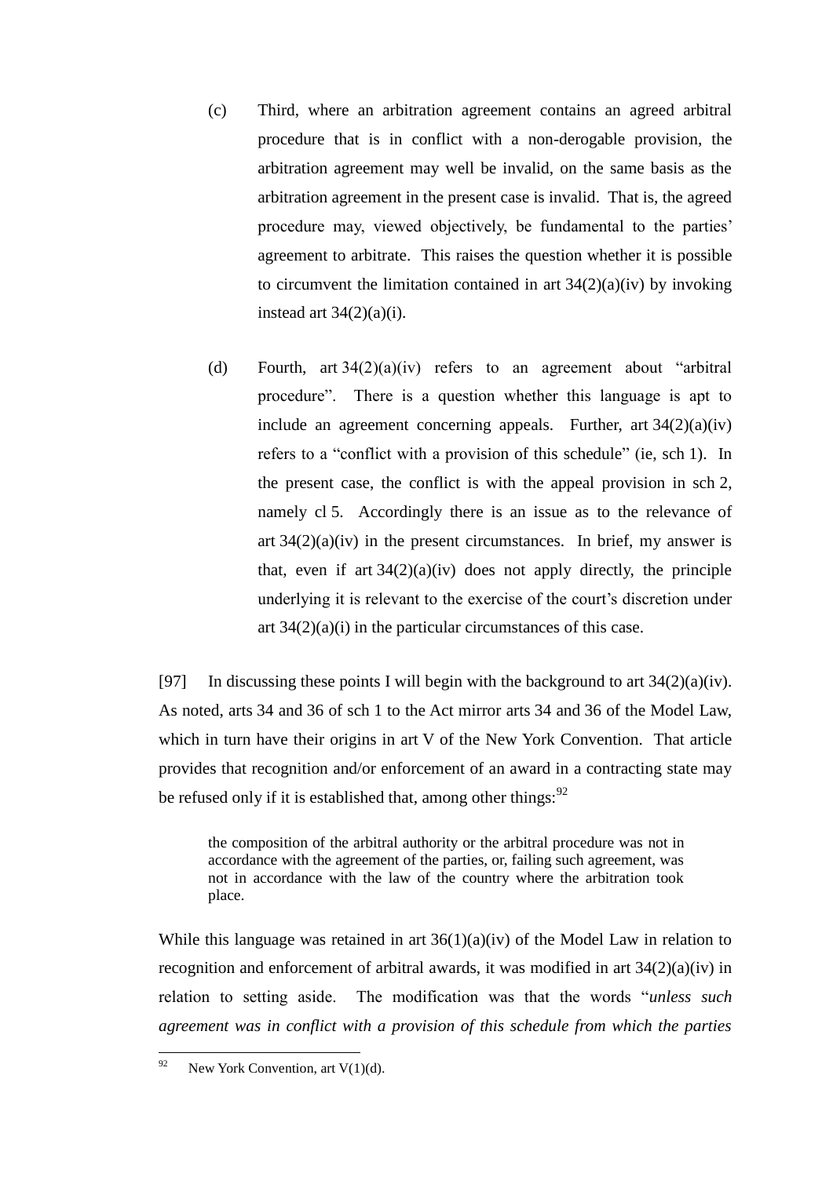(c) Third, where an arbitration agreement contains an agreed arbitral procedure that is in conflict with a non-derogable provision, the arbitration agreement may well be invalid, on the same basis as the arbitration agreement in the present case is invalid. That is, the agreed procedure may, viewed objectively, be fundamental to the parties' agreement to arbitrate. This raises the question whether it is possible to circumvent the limitation contained in art 34(2)(a)(iv) by invoking instead art 34(2)(a)(i).

(d) Fourth, art 34(2)(a)(iv) refers to an agreement about "arbitral procedure". There is a question whether this language is apt to include an agreement concerning appeals. Further, art 34(2)(a)(iv) refers to a "conflict with a provision of this schedule" (ie, sch 1). In the present case, the conflict is with the appeal provision in sch 2, namely cl 5. Accordingly there is an issue as to the relevance of art 34(2)(a)(iv) in the present circumstances. In brief, my answer is that, even if art 34(2)(a)(iv) does not apply directly, the principle underlying it is relevant to the exercise of the court's discretion under art 34(2)(a)(i) in the particular circumstances of this case.

[97] In discussing these points I will begin with the background to art 34(2)(a)(iv). As noted, arts 34 and 36 of sch 1 to the Act mirror arts 34 and 36 of the Model Law, which in turn have their origins in art V of the New York Convention. That article provides that recognition and/or enforcement of an award in a contracting state may be refused only if it is established that, among other things:[92]

> the composition of the arbitral authority or the arbitral procedure was not in accordance with the agreement of the parties, or, failing such agreement, was not in accordance with the law of the country where the arbitration took place.

While this language was retained in art 36(1)(a)(iv) of the Model Law in relation to recognition and enforcement of arbitral awards, it was modified in art 34(2)(a)(iv) in relation to setting aside. The modification was that the words "*unless such agreement was in conflict with a provision of this schedule from which the parties*

[92] New York Convention, art V(1)(d).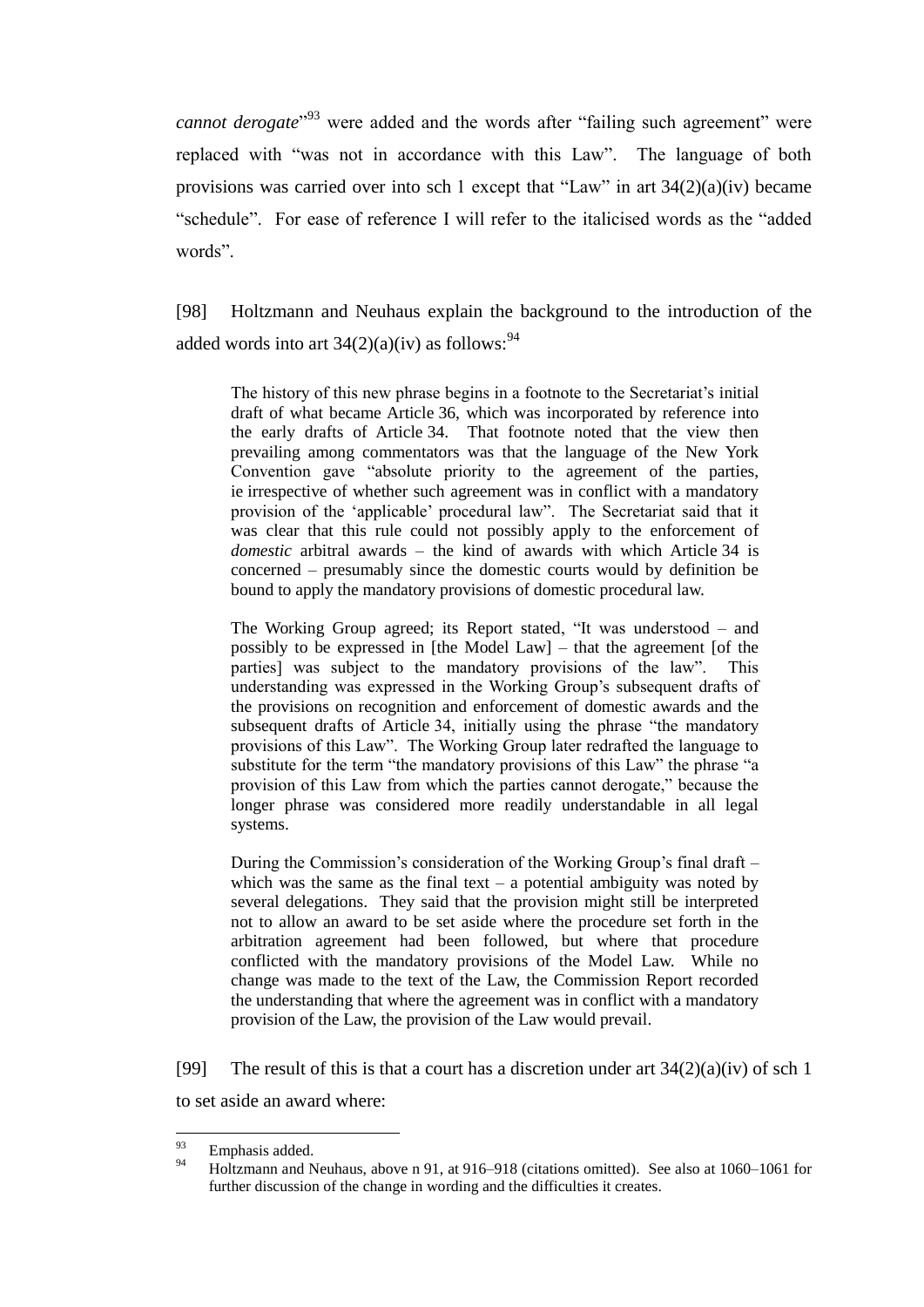*cannot derogate*"[93] were added and the words after "failing such agreement" were replaced with "was not in accordance with this Law". The language of both provisions was carried over into sch 1 except that "Law" in art 34(2)(a)(iv) became "schedule". For ease of reference I will refer to the italicised words as the "added words".

[98] Holtzmann and Neuhaus explain the background to the introduction of the added words into art 34(2)(a)(iv) as follows:[94]

> The history of this new phrase begins in a footnote to the Secretariat's initial draft of what became Article 36, which was incorporated by reference into the early drafts of Article 34. That footnote noted that the view then prevailing among commentators was that the language of the New York Convention gave "absolute priority to the agreement of the parties, ie irrespective of whether such agreement was in conflict with a mandatory provision of the 'applicable' procedural law". The Secretariat said that it was clear that this rule could not possibly apply to the enforcement of *domestic* arbitral awards – the kind of awards with which Article 34 is concerned – presumably since the domestic courts would by definition be bound to apply the mandatory provisions of domestic procedural law.
>
> The Working Group agreed; its Report stated, "It was understood – and possibly to be expressed in [the Model Law] – that the agreement [of the parties] was subject to the mandatory provisions of the law". This understanding was expressed in the Working Group's subsequent drafts of the provisions on recognition and enforcement of domestic awards and the subsequent drafts of Article 34, initially using the phrase "the mandatory provisions of this Law". The Working Group later redrafted the language to substitute for the term "the mandatory provisions of this Law" the phrase "a provision of this Law from which the parties cannot derogate," because the longer phrase was considered more readily understandable in all legal systems.
>
> During the Commission's consideration of the Working Group's final draft – which was the same as the final text – a potential ambiguity was noted by several delegations. They said that the provision might still be interpreted not to allow an award to be set aside where the procedure set forth in the arbitration agreement had been followed, but where that procedure conflicted with the mandatory provisions of the Model Law. While no change was made to the text of the Law, the Commission Report recorded the understanding that where the agreement was in conflict with a mandatory provision of the Law, the provision of the Law would prevail.

[99] The result of this is that a court has a discretion under art 34(2)(a)(iv) of sch 1 to set aside an award where:

---

[93] Emphasis added.

[94] Holtzmann and Neuhaus, above n 91, at 916–918 (citations omitted). See also at 1060–1061 for further discussion of the change in wording and the difficulties it creates.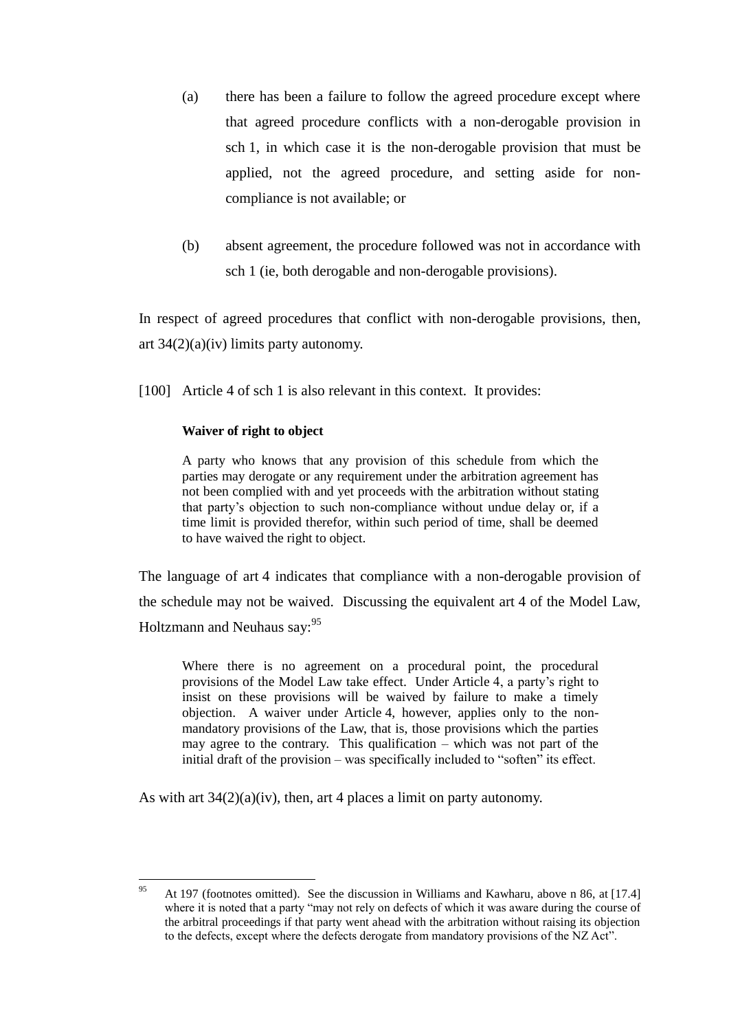(a) there has been a failure to follow the agreed procedure except where that agreed procedure conflicts with a non-derogable provision in sch 1, in which case it is the non-derogable provision that must be applied, not the agreed procedure, and setting aside for non-compliance is not available; or

(b) absent agreement, the procedure followed was not in accordance with sch 1 (ie, both derogable and non-derogable provisions).

In respect of agreed procedures that conflict with non-derogable provisions, then, art 34(2)(a)(iv) limits party autonomy.

[100] Article 4 of sch 1 is also relevant in this context. It provides:

> **Waiver of right to object**
>
> A party who knows that any provision of this schedule from which the parties may derogate or any requirement under the arbitration agreement has not been complied with and yet proceeds with the arbitration without stating that party's objection to such non-compliance without undue delay or, if a time limit is provided therefor, within such period of time, shall be deemed to have waived the right to object.

The language of art 4 indicates that compliance with a non-derogable provision of the schedule may not be waived. Discussing the equivalent art 4 of the Model Law, Holtzmann and Neuhaus say:[95]

> Where there is no agreement on a procedural point, the procedural provisions of the Model Law take effect. Under Article 4, a party's right to insist on these provisions will be waived by failure to make a timely objection. A waiver under Article 4, however, applies only to the non-mandatory provisions of the Law, that is, those provisions which the parties may agree to the contrary. This qualification – which was not part of the initial draft of the provision – was specifically included to "soften" its effect.

As with art 34(2)(a)(iv), then, art 4 places a limit on party autonomy.

---

[95] At 197 (footnotes omitted). See the discussion in Williams and Kawharu, above n 86, at [17.4] where it is noted that a party "may not rely on defects of which it was aware during the course of the arbitral proceedings if that party went ahead with the arbitration without raising its objection to the defects, except where the defects derogate from mandatory provisions of the NZ Act".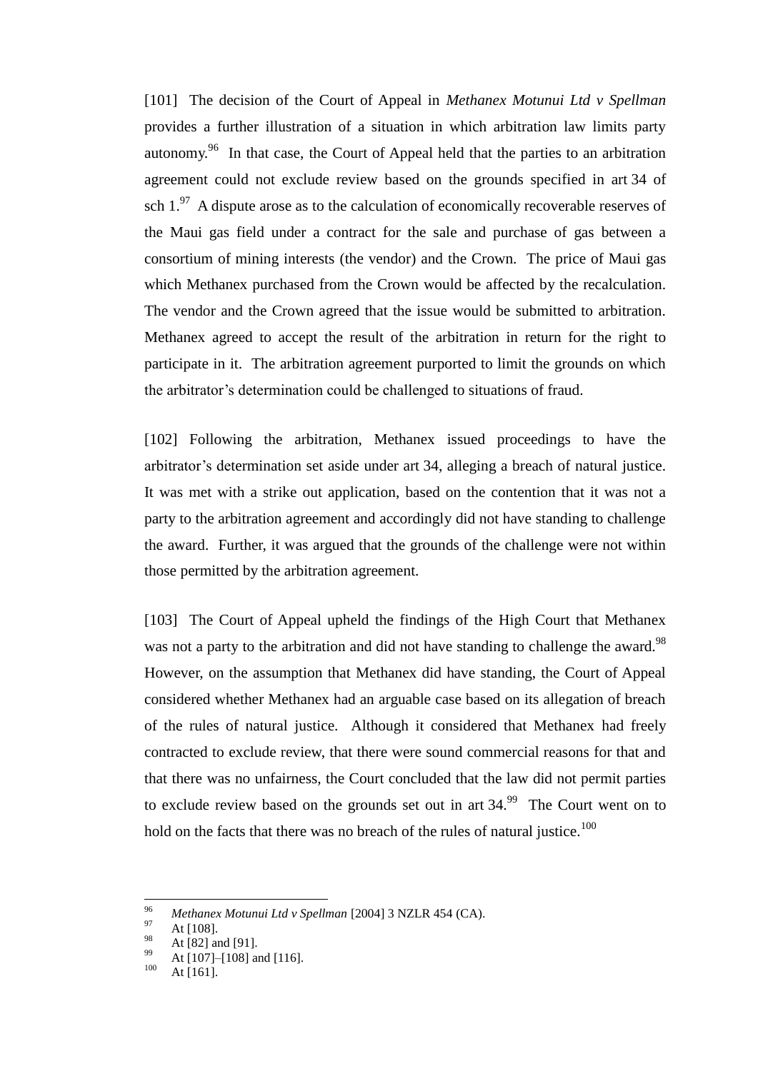[101] The decision of the Court of Appeal in *Methanex Motunui Ltd v Spellman* provides a further illustration of a situation in which arbitration law limits party autonomy.[96] In that case, the Court of Appeal held that the parties to an arbitration agreement could not exclude review based on the grounds specified in art 34 of sch 1.[97] A dispute arose as to the calculation of economically recoverable reserves of the Maui gas field under a contract for the sale and purchase of gas between a consortium of mining interests (the vendor) and the Crown. The price of Maui gas which Methanex purchased from the Crown would be affected by the recalculation. The vendor and the Crown agreed that the issue would be submitted to arbitration. Methanex agreed to accept the result of the arbitration in return for the right to participate in it. The arbitration agreement purported to limit the grounds on which the arbitrator's determination could be challenged to situations of fraud.

[102] Following the arbitration, Methanex issued proceedings to have the arbitrator's determination set aside under art 34, alleging a breach of natural justice. It was met with a strike out application, based on the contention that it was not a party to the arbitration agreement and accordingly did not have standing to challenge the award. Further, it was argued that the grounds of the challenge were not within those permitted by the arbitration agreement.

[103] The Court of Appeal upheld the findings of the High Court that Methanex was not a party to the arbitration and did not have standing to challenge the award.[98] However, on the assumption that Methanex did have standing, the Court of Appeal considered whether Methanex had an arguable case based on its allegation of breach of the rules of natural justice. Although it considered that Methanex had freely contracted to exclude review, that there were sound commercial reasons for that and that there was no unfairness, the Court concluded that the law did not permit parties to exclude review based on the grounds set out in art 34.[99] The Court went on to hold on the facts that there was no breach of the rules of natural justice.[100]

---

[96] *Methanex Motunui Ltd v Spellman* [2004] 3 NZLR 454 (CA).

[97] At [108].

[98] At [82] and [91].

[99] At [107]–[108] and [116].

[100] At [161].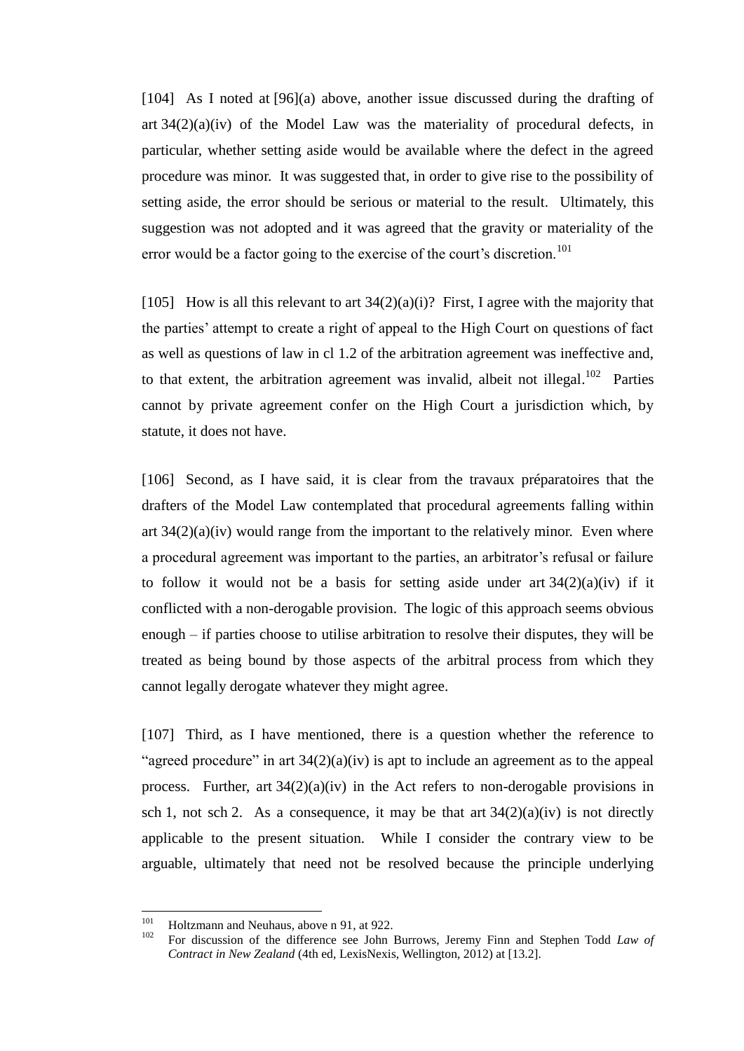[104] As I noted at [96](a) above, another issue discussed during the drafting of art 34(2)(a)(iv) of the Model Law was the materiality of procedural defects, in particular, whether setting aside would be available where the defect in the agreed procedure was minor. It was suggested that, in order to give rise to the possibility of setting aside, the error should be serious or material to the result. Ultimately, this suggestion was not adopted and it was agreed that the gravity or materiality of the error would be a factor going to the exercise of the court's discretion.[101]

[105] How is all this relevant to art 34(2)(a)(i)? First, I agree with the majority that the parties' attempt to create a right of appeal to the High Court on questions of fact as well as questions of law in cl 1.2 of the arbitration agreement was ineffective and, to that extent, the arbitration agreement was invalid, albeit not illegal.[102] Parties cannot by private agreement confer on the High Court a jurisdiction which, by statute, it does not have.

[106] Second, as I have said, it is clear from the travaux préparatoires that the drafters of the Model Law contemplated that procedural agreements falling within art 34(2)(a)(iv) would range from the important to the relatively minor. Even where a procedural agreement was important to the parties, an arbitrator's refusal or failure to follow it would not be a basis for setting aside under art 34(2)(a)(iv) if it conflicted with a non-derogable provision. The logic of this approach seems obvious enough – if parties choose to utilise arbitration to resolve their disputes, they will be treated as being bound by those aspects of the arbitral process from which they cannot legally derogate whatever they might agree.

[107] Third, as I have mentioned, there is a question whether the reference to "agreed procedure" in art 34(2)(a)(iv) is apt to include an agreement as to the appeal process. Further, art 34(2)(a)(iv) in the Act refers to non-derogable provisions in sch 1, not sch 2. As a consequence, it may be that art 34(2)(a)(iv) is not directly applicable to the present situation. While I consider the contrary view to be arguable, ultimately that need not be resolved because the principle underlying

---

[101] Holtzmann and Neuhaus, above n 91, at 922.

[102] For discussion of the difference see John Burrows, Jeremy Finn and Stephen Todd *Law of Contract in New Zealand* (4th ed, LexisNexis, Wellington, 2012) at [13.2].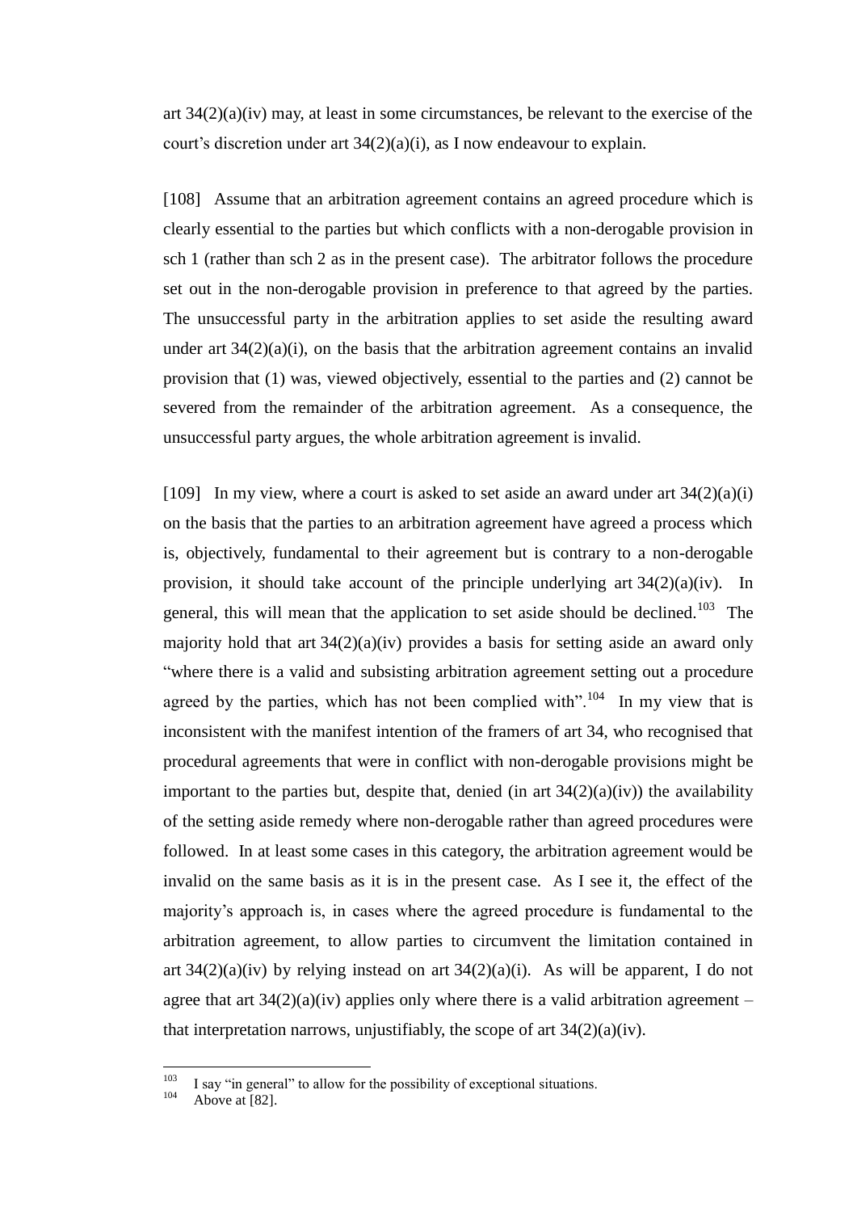art 34(2)(a)(iv) may, at least in some circumstances, be relevant to the exercise of the court's discretion under art 34(2)(a)(i), as I now endeavour to explain.

[108] Assume that an arbitration agreement contains an agreed procedure which is clearly essential to the parties but which conflicts with a non-derogable provision in sch 1 (rather than sch 2 as in the present case). The arbitrator follows the procedure set out in the non-derogable provision in preference to that agreed by the parties. The unsuccessful party in the arbitration applies to set aside the resulting award under art 34(2)(a)(i), on the basis that the arbitration agreement contains an invalid provision that (1) was, viewed objectively, essential to the parties and (2) cannot be severed from the remainder of the arbitration agreement. As a consequence, the unsuccessful party argues, the whole arbitration agreement is invalid.

[109] In my view, where a court is asked to set aside an award under art 34(2)(a)(i) on the basis that the parties to an arbitration agreement have agreed a process which is, objectively, fundamental to their agreement but is contrary to a non-derogable provision, it should take account of the principle underlying art 34(2)(a)(iv). In general, this will mean that the application to set aside should be declined.[103] The majority hold that art 34(2)(a)(iv) provides a basis for setting aside an award only "where there is a valid and subsisting arbitration agreement setting out a procedure agreed by the parties, which has not been complied with".[104] In my view that is inconsistent with the manifest intention of the framers of art 34, who recognised that procedural agreements that were in conflict with non-derogable provisions might be important to the parties but, despite that, denied (in art 34(2)(a)(iv)) the availability of the setting aside remedy where non-derogable rather than agreed procedures were followed. In at least some cases in this category, the arbitration agreement would be invalid on the same basis as it is in the present case. As I see it, the effect of the majority's approach is, in cases where the agreed procedure is fundamental to the arbitration agreement, to allow parties to circumvent the limitation contained in art 34(2)(a)(iv) by relying instead on art 34(2)(a)(i). As will be apparent, I do not agree that art 34(2)(a)(iv) applies only where there is a valid arbitration agreement – that interpretation narrows, unjustifiably, the scope of art 34(2)(a)(iv).

---

[103] I say "in general" to allow for the possibility of exceptional situations.

[104] Above at [82].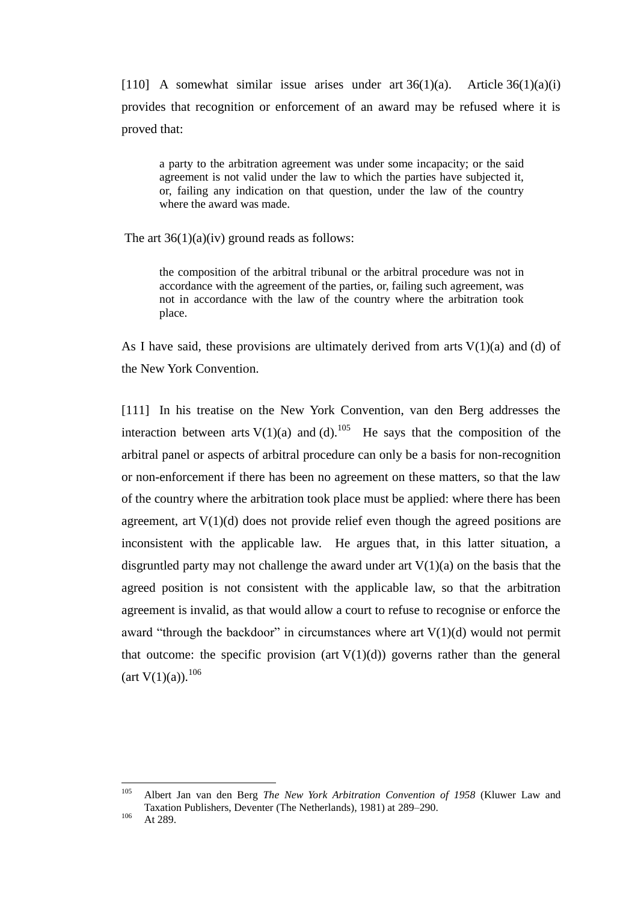[110] A somewhat similar issue arises under art 36(1)(a). Article 36(1)(a)(i) provides that recognition or enforcement of an award may be refused where it is proved that:

> a party to the arbitration agreement was under some incapacity; or the said agreement is not valid under the law to which the parties have subjected it, or, failing any indication on that question, under the law of the country where the award was made.

The art 36(1)(a)(iv) ground reads as follows:

> the composition of the arbitral tribunal or the arbitral procedure was not in accordance with the agreement of the parties, or, failing such agreement, was not in accordance with the law of the country where the arbitration took place.

As I have said, these provisions are ultimately derived from arts V(1)(a) and (d) of the New York Convention.

[111] In his treatise on the New York Convention, van den Berg addresses the interaction between arts V(1)(a) and (d).[105] He says that the composition of the arbitral panel or aspects of arbitral procedure can only be a basis for non-recognition or non-enforcement if there has been no agreement on these matters, so that the law of the country where the arbitration took place must be applied: where there has been agreement, art V(1)(d) does not provide relief even though the agreed positions are inconsistent with the applicable law. He argues that, in this latter situation, a disgruntled party may not challenge the award under art V(1)(a) on the basis that the agreed position is not consistent with the applicable law, so that the arbitration agreement is invalid, as that would allow a court to refuse to recognise or enforce the award "through the backdoor" in circumstances where art V(1)(d) would not permit that outcome: the specific provision (art V(1)(d)) governs rather than the general (art V(1)(a)).[106]

---

[105] Albert Jan van den Berg *The New York Arbitration Convention of 1958* (Kluwer Law and Taxation Publishers, Deventer (The Netherlands), 1981) at 289–290.

[106] At 289.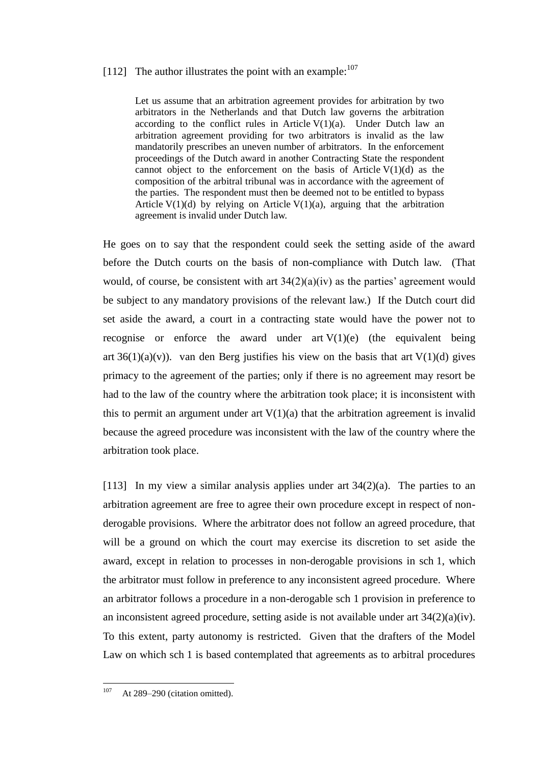[112] The author illustrates the point with an example:[107]

> Let us assume that an arbitration agreement provides for arbitration by two arbitrators in the Netherlands and that Dutch law governs the arbitration according to the conflict rules in Article V(1)(a). Under Dutch law an arbitration agreement providing for two arbitrators is invalid as the law mandatorily prescribes an uneven number of arbitrators. In the enforcement proceedings of the Dutch award in another Contracting State the respondent cannot object to the enforcement on the basis of Article V(1)(d) as the composition of the arbitral tribunal was in accordance with the agreement of the parties. The respondent must then be deemed not to be entitled to bypass Article V(1)(d) by relying on Article V(1)(a), arguing that the arbitration agreement is invalid under Dutch law.

He goes on to say that the respondent could seek the setting aside of the award before the Dutch courts on the basis of non-compliance with Dutch law. (That would, of course, be consistent with art 34(2)(a)(iv) as the parties' agreement would be subject to any mandatory provisions of the relevant law.) If the Dutch court did set aside the award, a court in a contracting state would have the power not to recognise or enforce the award under art V(1)(e) (the equivalent being art 36(1)(a)(v)). van den Berg justifies his view on the basis that art V(1)(d) gives primacy to the agreement of the parties; only if there is no agreement may resort be had to the law of the country where the arbitration took place; it is inconsistent with this to permit an argument under art V(1)(a) that the arbitration agreement is invalid because the agreed procedure was inconsistent with the law of the country where the arbitration took place.

[113] In my view a similar analysis applies under art 34(2)(a). The parties to an arbitration agreement are free to agree their own procedure except in respect of non-derogable provisions. Where the arbitrator does not follow an agreed procedure, that will be a ground on which the court may exercise its discretion to set aside the award, except in relation to processes in non-derogable provisions in sch 1, which the arbitrator must follow in preference to any inconsistent agreed procedure. Where an arbitrator follows a procedure in a non-derogable sch 1 provision in preference to an inconsistent agreed procedure, setting aside is not available under art 34(2)(a)(iv). To this extent, party autonomy is restricted. Given that the drafters of the Model Law on which sch 1 is based contemplated that agreements as to arbitral procedures

[107] At 289–290 (citation omitted).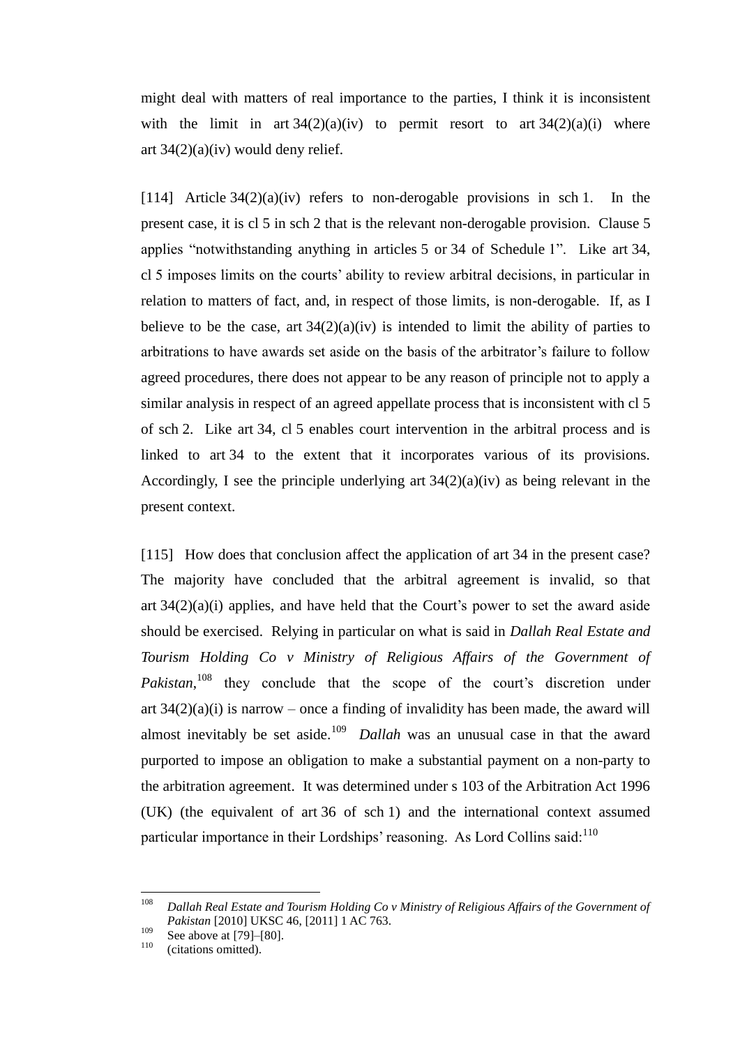might deal with matters of real importance to the parties, I think it is inconsistent with the limit in art 34(2)(a)(iv) to permit resort to art 34(2)(a)(i) where art 34(2)(a)(iv) would deny relief.

[114] Article 34(2)(a)(iv) refers to non-derogable provisions in sch 1. In the present case, it is cl 5 in sch 2 that is the relevant non-derogable provision. Clause 5 applies "notwithstanding anything in articles 5 or 34 of Schedule 1". Like art 34, cl 5 imposes limits on the courts' ability to review arbitral decisions, in particular in relation to matters of fact, and, in respect of those limits, is non-derogable. If, as I believe to be the case, art 34(2)(a)(iv) is intended to limit the ability of parties to arbitrations to have awards set aside on the basis of the arbitrator's failure to follow agreed procedures, there does not appear to be any reason of principle not to apply a similar analysis in respect of an agreed appellate process that is inconsistent with cl 5 of sch 2. Like art 34, cl 5 enables court intervention in the arbitral process and is linked to art 34 to the extent that it incorporates various of its provisions. Accordingly, I see the principle underlying art 34(2)(a)(iv) as being relevant in the present context.

[115] How does that conclusion affect the application of art 34 in the present case? The majority have concluded that the arbitral agreement is invalid, so that art 34(2)(a)(i) applies, and have held that the Court's power to set the award aside should be exercised. Relying in particular on what is said in *Dallah Real Estate and Tourism Holding Co v Ministry of Religious Affairs of the Government of Pakistan*,[108] they conclude that the scope of the court's discretion under art 34(2)(a)(i) is narrow – once a finding of invalidity has been made, the award will almost inevitably be set aside.[109] *Dallah* was an unusual case in that the award purported to impose an obligation to make a substantial payment on a non-party to the arbitration agreement. It was determined under s 103 of the Arbitration Act 1996 (UK) (the equivalent of art 36 of sch 1) and the international context assumed particular importance in their Lordships' reasoning. As Lord Collins said:[110]

---

[108] *Dallah Real Estate and Tourism Holding Co v Ministry of Religious Affairs of the Government of Pakistan* [2010] UKSC 46, [2011] 1 AC 763.

[109] See above at [79]–[80].

[110] (citations omitted).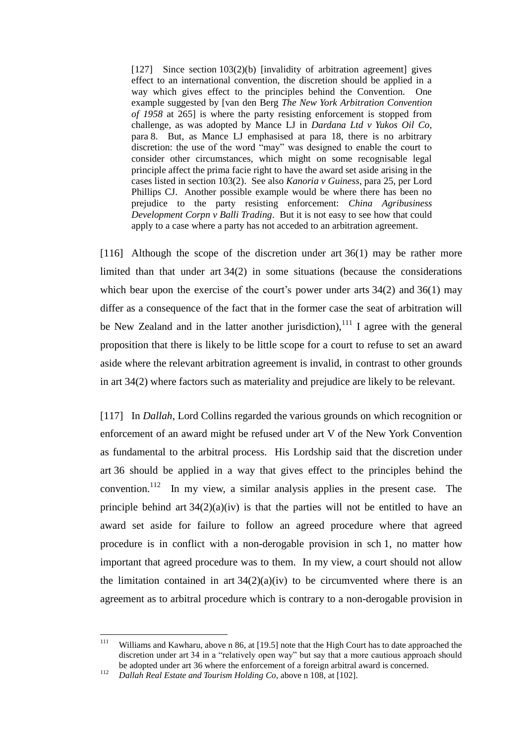> [127] Since section 103(2)(b) [invalidity of arbitration agreement] gives effect to an international convention, the discretion should be applied in a way which gives effect to the principles behind the Convention. One example suggested by [van den Berg *The New York Arbitration Convention of 1958* at 265] is where the party resisting enforcement is stopped from challenge, as was adopted by Mance LJ in *Dardana Ltd v Yukos Oil Co*, para 8. But, as Mance LJ emphasised at para 18, there is no arbitrary discretion: the use of the word "may" was designed to enable the court to consider other circumstances, which might on some recognisable legal principle affect the prima facie right to have the award set aside arising in the cases listed in section 103(2). See also *Kanoria v Guiness*, para 25, per Lord Phillips CJ. Another possible example would be where there has been no prejudice to the party resisting enforcement: *China Agribusiness Development Corpn v Balli Trading*. But it is not easy to see how that could apply to a case where a party has not acceded to an arbitration agreement.

[116] Although the scope of the discretion under art 36(1) may be rather more limited than that under art 34(2) in some situations (because the considerations which bear upon the exercise of the court's power under arts 34(2) and 36(1) may differ as a consequence of the fact that in the former case the seat of arbitration will be New Zealand and in the latter another jurisdiction),[111] I agree with the general proposition that there is likely to be little scope for a court to refuse to set an award aside where the relevant arbitration agreement is invalid, in contrast to other grounds in art 34(2) where factors such as materiality and prejudice are likely to be relevant.

[117] In *Dallah*, Lord Collins regarded the various grounds on which recognition or enforcement of an award might be refused under art V of the New York Convention as fundamental to the arbitral process. His Lordship said that the discretion under art 36 should be applied in a way that gives effect to the principles behind the convention.[112] In my view, a similar analysis applies in the present case. The principle behind art 34(2)(a)(iv) is that the parties will not be entitled to have an award set aside for failure to follow an agreed procedure where that agreed procedure is in conflict with a non-derogable provision in sch 1, no matter how important that agreed procedure was to them. In my view, a court should not allow the limitation contained in art 34(2)(a)(iv) to be circumvented where there is an agreement as to arbitral procedure which is contrary to a non-derogable provision in

---

[111] Williams and Kawharu, above n 86, at [19.5] note that the High Court has to date approached the discretion under art 34 in a "relatively open way" but say that a more cautious approach should be adopted under art 36 where the enforcement of a foreign arbitral award is concerned.

[112] *Dallah Real Estate and Tourism Holding Co*, above n 108, at [102].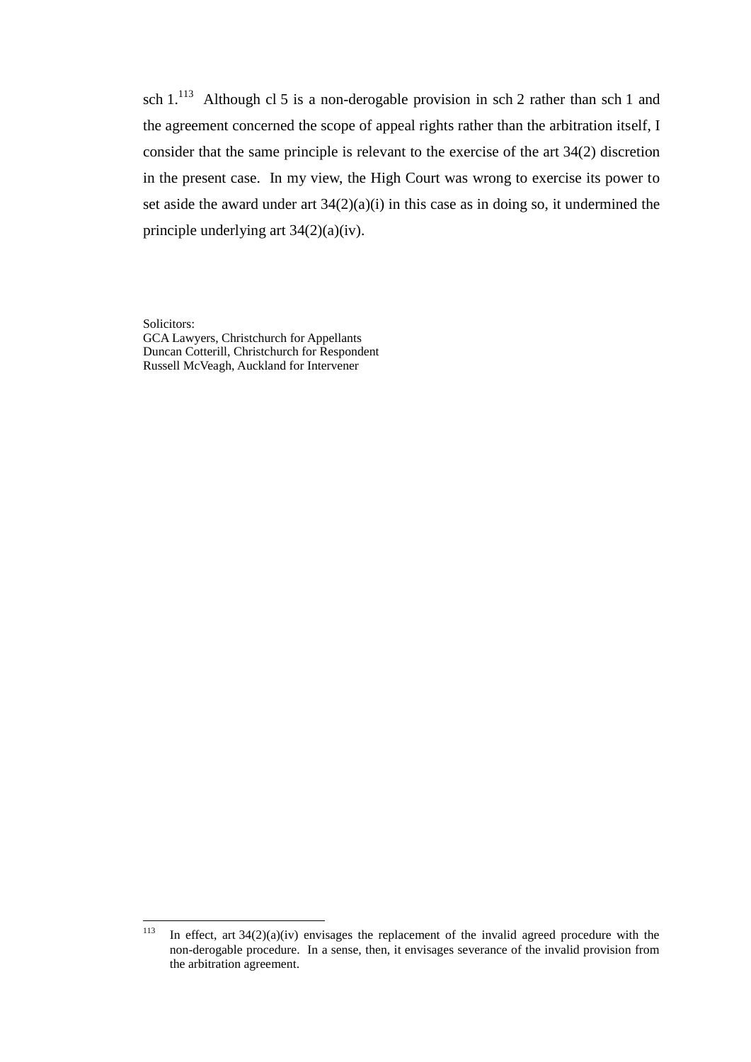sch 1.[113] Although cl 5 is a non-derogable provision in sch 2 rather than sch 1 and the agreement concerned the scope of appeal rights rather than the arbitration itself, I consider that the same principle is relevant to the exercise of the art 34(2) discretion in the present case. In my view, the High Court was wrong to exercise its power to set aside the award under art 34(2)(a)(i) in this case as in doing so, it undermined the principle underlying art 34(2)(a)(iv).

Solicitors:
GCA Lawyers, Christchurch for Appellants
Duncan Cotterill, Christchurch for Respondent
Russell McVeagh, Auckland for Intervener

[113] In effect, art 34(2)(a)(iv) envisages the replacement of the invalid agreed procedure with the non-derogable procedure. In a sense, then, it envisages severance of the invalid provision from the arbitration agreement.